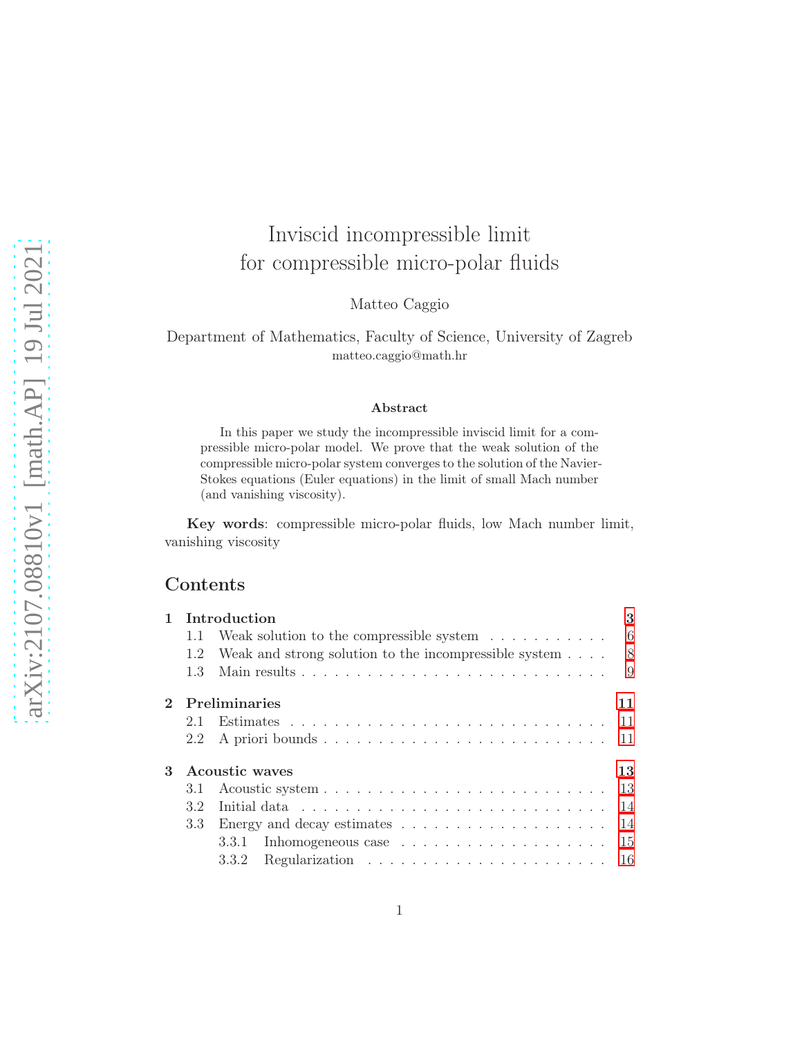# Inviscid incompressible limit for compressible micro-polar fluids

Matteo Caggio

Department of Mathematics, Faculty of Science, University of Zagreb
matteo.caggio@math.hr

### Abstract

In this paper we study the incompressible inviscid limit for a compressible micro-polar model. We prove that the weak solution of the compressible micro-polar system converges to the solution of the Navier-Stokes equations (Euler equations) in the limit of small Mach number (and vanishing viscosity).

**Key words**: compressible micro-polar fluids, low Mach number limit, vanishing viscosity

## Contents

- **1 Introduction** — 3
  - 1.1 Weak solution to the compressible system — 6
  - 1.2 Weak and strong solution to the incompressible system — 8
  - 1.3 Main results — 9
- **2 Preliminaries** — 11
  - 2.1 Estimates — 11
  - 2.2 A priori bounds — 11
- **3 Acoustic waves** — 13
  - 3.1 Acoustic system — 13
  - 3.2 Initial data — 14
  - 3.3 Energy and decay estimates — 14
    - 3.3.1 Inhomogeneous case — 15
    - 3.3.2 Regularization — 16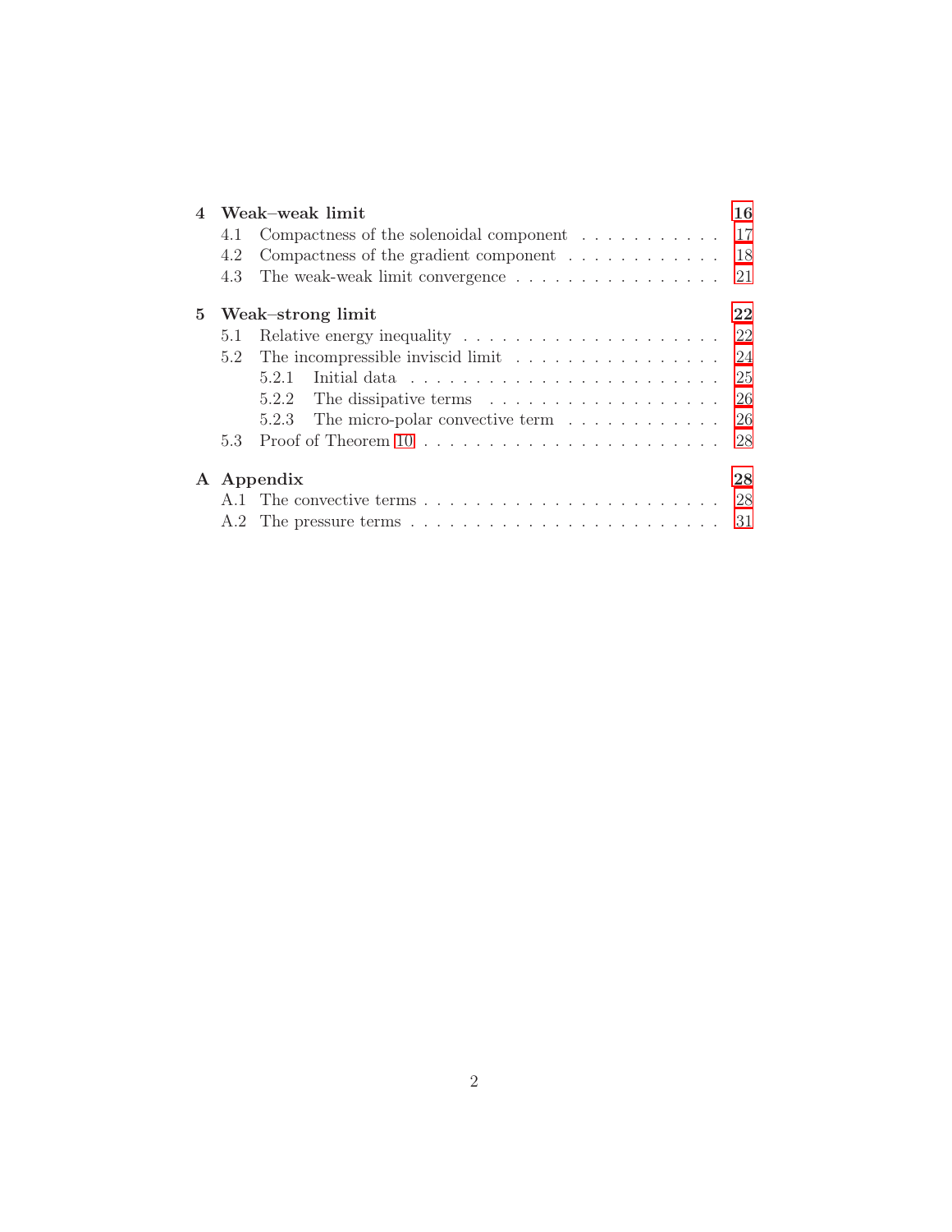- **4 Weak–weak limit** — 16
  - 4.1 Compactness of the solenoidal component — 17
  - 4.2 Compactness of the gradient component — 18
  - 4.3 The weak-weak limit convergence — 21
- **5 Weak–strong limit** — 22
  - 5.1 Relative energy inequality — 22
  - 5.2 The incompressible inviscid limit — 24
    - 5.2.1 Initial data — 25
    - 5.2.2 The dissipative terms — 26
    - 5.2.3 The micro-polar convective term — 26
  - 5.3 Proof of Theorem 10 — 28
- **A Appendix** — 28
  - A.1 The convective terms — 28
  - A.2 The pressure terms — 31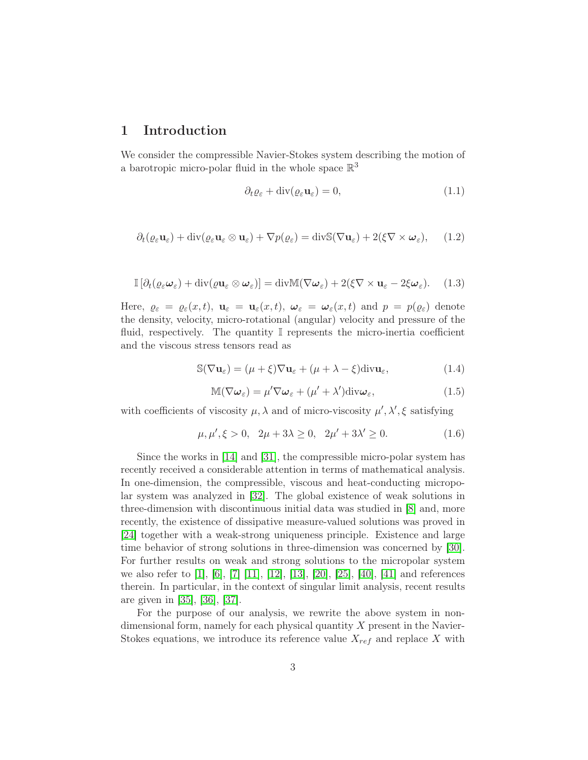# 1 Introduction

We consider the compressible Navier-Stokes system describing the motion of a barotropic micro-polar fluid in the whole space $\mathbb{R}^3$

$$\partial_t \varrho_\varepsilon + \operatorname{div}(\varrho_\varepsilon \mathbf{u}_\varepsilon) = 0, \tag{1.1}$$

$$\partial_t(\varrho_\varepsilon \mathbf{u}_\varepsilon) + \operatorname{div}(\varrho_\varepsilon \mathbf{u}_\varepsilon \otimes \mathbf{u}_\varepsilon) + \nabla p(\varrho_\varepsilon) = \operatorname{div}\mathbb{S}(\nabla \mathbf{u}_\varepsilon) + 2(\xi \nabla \times \boldsymbol{\omega}_\varepsilon), \tag{1.2}$$

$$\mathbb{I}\left[\partial_t(\varrho_\varepsilon \boldsymbol{\omega}_\varepsilon) + \operatorname{div}(\varrho \mathbf{u}_\varepsilon \otimes \boldsymbol{\omega}_\varepsilon)\right] = \operatorname{div}\mathbb{M}(\nabla \boldsymbol{\omega}_\varepsilon) + 2(\xi \nabla \times \mathbf{u}_\varepsilon - 2\xi \boldsymbol{\omega}_\varepsilon). \tag{1.3}$$

Here, $\varrho_\varepsilon = \varrho_\varepsilon(x,t)$, $\mathbf{u}_\varepsilon = \mathbf{u}_\varepsilon(x,t)$, $\boldsymbol{\omega}_\varepsilon = \boldsymbol{\omega}_\varepsilon(x,t)$ and $p = p(\varrho_\varepsilon)$ denote the density, velocity, micro-rotational (angular) velocity and pressure of the fluid, respectively. The quantity $\mathbb{I}$ represents the micro-inertia coefficient and the viscous stress tensors read as

$$\mathbb{S}(\nabla \mathbf{u}_\varepsilon) = (\mu + \xi)\nabla \mathbf{u}_\varepsilon + (\mu + \lambda - \xi)\operatorname{div}\mathbf{u}_\varepsilon, \tag{1.4}$$

$$\mathbb{M}(\nabla \boldsymbol{\omega}_\varepsilon) = \mu' \nabla \boldsymbol{\omega}_\varepsilon + (\mu' + \lambda')\operatorname{div}\boldsymbol{\omega}_\varepsilon, \tag{1.5}$$

with coefficients of viscosity $\mu, \lambda$ and of micro-viscosity $\mu', \lambda', \xi$ satisfying

$$\mu, \mu', \xi > 0, \quad 2\mu + 3\lambda \geq 0, \quad 2\mu' + 3\lambda' \geq 0. \tag{1.6}$$

Since the works in [14] and [31], the compressible micro-polar system has recently received a considerable attention in terms of mathematical analysis. In one-dimension, the compressible, viscous and heat-conducting micropolar system was analyzed in [32]. The global existence of weak solutions in three-dimension with discontinuous initial data was studied in [8] and, more recently, the existence of dissipative measure-valued solutions was proved in [24] together with a weak-strong uniqueness principle. Existence and large time behavior of strong solutions in three-dimension was concerned by [30]. For further results on weak and strong solutions to the micropolar system we also refer to [1], [6], [7] [11], [12], [13], [20], [25], [40], [41] and references therein. In particular, in the context of singular limit analysis, recent results are given in [35], [36], [37].

For the purpose of our analysis, we rewrite the above system in non-dimensional form, namely for each physical quantity $X$ present in the Navier-Stokes equations, we introduce its reference value $X_{ref}$ and replace $X$ with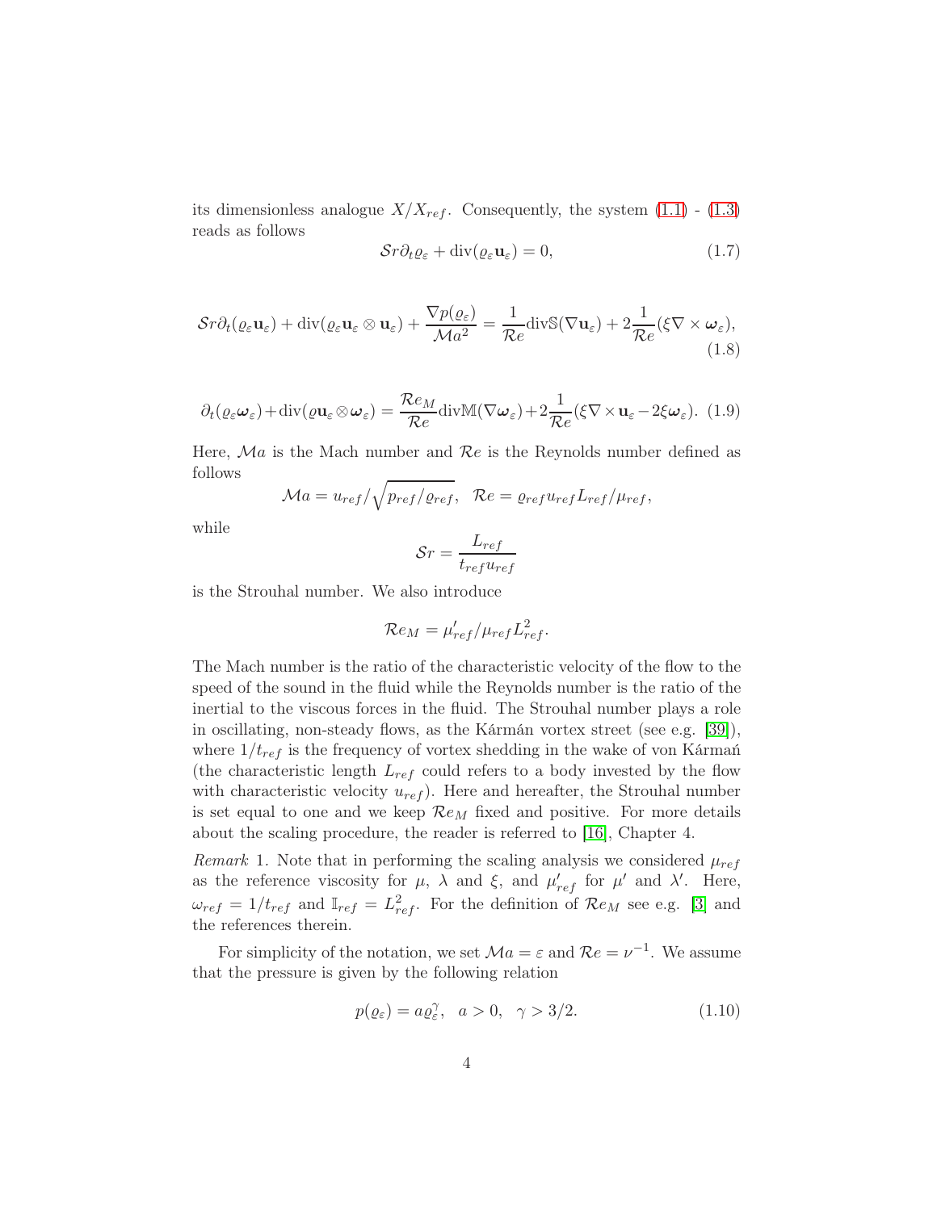its dimensionless analogue $X/X_{ref}$. Consequently, the system (1.1) - (1.3) reads as follows

$$\mathcal{S}r\partial_t\varrho_\varepsilon + \operatorname{div}(\varrho_\varepsilon \mathbf{u}_\varepsilon) = 0, \tag{1.7}$$

$$\mathcal{S}r\partial_t(\varrho_\varepsilon \mathbf{u}_\varepsilon) + \operatorname{div}(\varrho_\varepsilon \mathbf{u}_\varepsilon \otimes \mathbf{u}_\varepsilon) + \frac{\nabla p(\varrho_\varepsilon)}{\mathcal{M}a^2} = \frac{1}{\mathcal{R}e}\operatorname{div}\mathbb{S}(\nabla \mathbf{u}_\varepsilon) + 2\frac{1}{\mathcal{R}e}(\xi \nabla \times \boldsymbol{\omega}_\varepsilon), \tag{1.8}$$

$$\partial_t(\varrho_\varepsilon \boldsymbol{\omega}_\varepsilon) + \operatorname{div}(\varrho \mathbf{u}_\varepsilon \otimes \boldsymbol{\omega}_\varepsilon) = \frac{\mathcal{R}e_M}{\mathcal{R}e}\operatorname{div}\mathbb{M}(\nabla \boldsymbol{\omega}_\varepsilon) + 2\frac{1}{\mathcal{R}e}(\xi \nabla \times \mathbf{u}_\varepsilon - 2\xi \boldsymbol{\omega}_\varepsilon). \tag{1.9}$$

Here, $\mathcal{M}a$ is the Mach number and $\mathcal{R}e$ is the Reynolds number defined as follows

$$\mathcal{M}a = u_{ref}/\sqrt{p_{ref}/\varrho_{ref}}, \quad \mathcal{R}e = \varrho_{ref}u_{ref}L_{ref}/\mu_{ref},$$

while

$$\mathcal{S}r = \frac{L_{ref}}{t_{ref}u_{ref}}$$

is the Strouhal number. We also introduce

$$\mathcal{R}e_M = \mu'_{ref}/\mu_{ref}L^2_{ref}.$$

The Mach number is the ratio of the characteristic velocity of the flow to the speed of the sound in the fluid while the Reynolds number is the ratio of the inertial to the viscous forces in the fluid. The Strouhal number plays a role in oscillating, non-steady flows, as the Kármán vortex street (see e.g. [39]), where $1/t_{ref}$ is the frequency of vortex shedding in the wake of von Kármań (the characteristic length $L_{ref}$ could refers to a body invested by the flow with characteristic velocity $u_{ref}$). Here and hereafter, the Strouhal number is set equal to one and we keep $\mathcal{R}e_M$ fixed and positive. For more details about the scaling procedure, the reader is referred to [16], Chapter 4.

*Remark* 1. Note that in performing the scaling analysis we considered $\mu_{ref}$ as the reference viscosity for $\mu$, $\lambda$ and $\xi$, and $\mu'_{ref}$ for $\mu'$ and $\lambda'$. Here, $\omega_{ref} = 1/t_{ref}$ and $\mathbb{I}_{ref} = L^2_{ref}$. For the definition of $\mathcal{R}e_M$ see e.g. [3] and the references therein.

For simplicity of the notation, we set $\mathcal{M}a = \varepsilon$ and $\mathcal{R}e = \nu^{-1}$. We assume that the pressure is given by the following relation

$$p(\varrho_\varepsilon) = a\varrho_\varepsilon^\gamma, \quad a > 0, \quad \gamma > 3/2. \tag{1.10}$$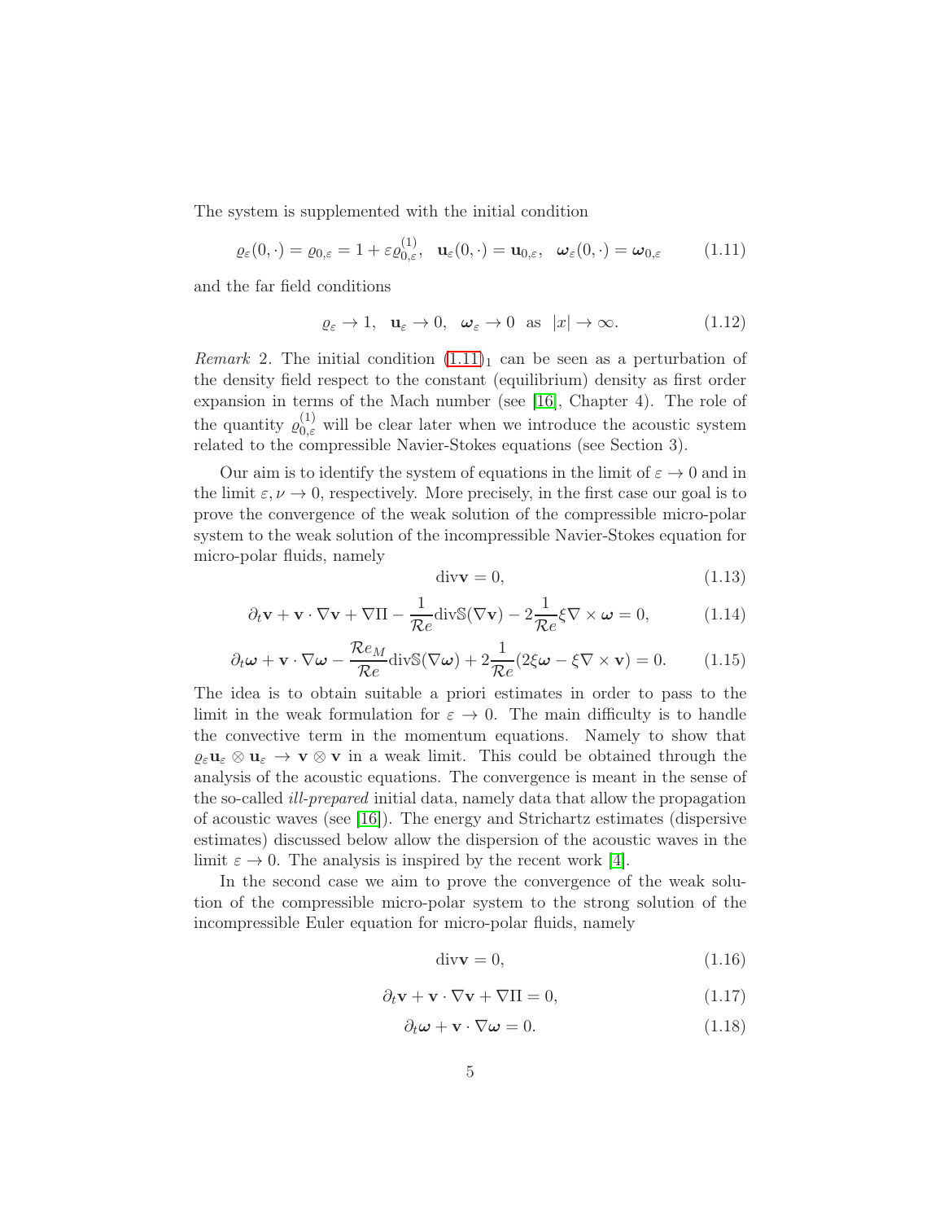The system is supplemented with the initial condition

$$\varrho_\varepsilon(0,\cdot) = \varrho_{0,\varepsilon} = 1 + \varepsilon\varrho_{0,\varepsilon}^{(1)}, \quad \mathbf{u}_\varepsilon(0,\cdot) = \mathbf{u}_{0,\varepsilon}, \quad \boldsymbol{\omega}_\varepsilon(0,\cdot) = \boldsymbol{\omega}_{0,\varepsilon} \tag{1.11}$$

and the far field conditions

$$\varrho_\varepsilon \to 1, \quad \mathbf{u}_\varepsilon \to 0, \quad \boldsymbol{\omega}_\varepsilon \to 0 \quad \text{as} \quad |x| \to \infty. \tag{1.12}$$

*Remark* 2. The initial condition $(1.11)_1$ can be seen as a perturbation of the density field respect to the constant (equilibrium) density as first order expansion in terms of the Mach number (see [16], Chapter 4). The role of the quantity $\varrho_{0,\varepsilon}^{(1)}$ will be clear later when we introduce the acoustic system related to the compressible Navier-Stokes equations (see Section 3).

Our aim is to identify the system of equations in the limit of $\varepsilon \to 0$ and in the limit $\varepsilon, \nu \to 0$, respectively. More precisely, in the first case our goal is to prove the convergence of the weak solution of the compressible micro-polar system to the weak solution of the incompressible Navier-Stokes equation for micro-polar fluids, namely

$$\text{div}\mathbf{v} = 0, \tag{1.13}$$

$$\partial_t \mathbf{v} + \mathbf{v}\cdot\nabla\mathbf{v} + \nabla\Pi - \frac{1}{\mathcal{R}e}\text{div}\mathbb{S}(\nabla\mathbf{v}) - 2\frac{1}{\mathcal{R}e}\xi\nabla\times\boldsymbol{\omega} = 0, \tag{1.14}$$

$$\partial_t \boldsymbol{\omega} + \mathbf{v}\cdot\nabla\boldsymbol{\omega} - \frac{\mathcal{R}e_M}{\mathcal{R}e}\text{div}\mathbb{S}(\nabla\boldsymbol{\omega}) + 2\frac{1}{\mathcal{R}e}(2\xi\boldsymbol{\omega} - \xi\nabla\times\mathbf{v}) = 0. \tag{1.15}$$

The idea is to obtain suitable a priori estimates in order to pass to the limit in the weak formulation for $\varepsilon \to 0$. The main difficulty is to handle the convective term in the momentum equations. Namely to show that $\varrho_\varepsilon\mathbf{u}_\varepsilon \otimes \mathbf{u}_\varepsilon \to \mathbf{v}\otimes\mathbf{v}$ in a weak limit. This could be obtained through the analysis of the acoustic equations. The convergence is meant in the sense of the so-called *ill-prepared* initial data, namely data that allow the propagation of acoustic waves (see [16]). The energy and Strichartz estimates (dispersive estimates) discussed below allow the dispersion of the acoustic waves in the limit $\varepsilon \to 0$. The analysis is inspired by the recent work [4].

In the second case we aim to prove the convergence of the weak solution of the compressible micro-polar system to the strong solution of the incompressible Euler equation for micro-polar fluids, namely

$$\text{div}\mathbf{v} = 0, \tag{1.16}$$

$$\partial_t \mathbf{v} + \mathbf{v}\cdot\nabla\mathbf{v} + \nabla\Pi = 0, \tag{1.17}$$

$$\partial_t \boldsymbol{\omega} + \mathbf{v}\cdot\nabla\boldsymbol{\omega} = 0. \tag{1.18}$$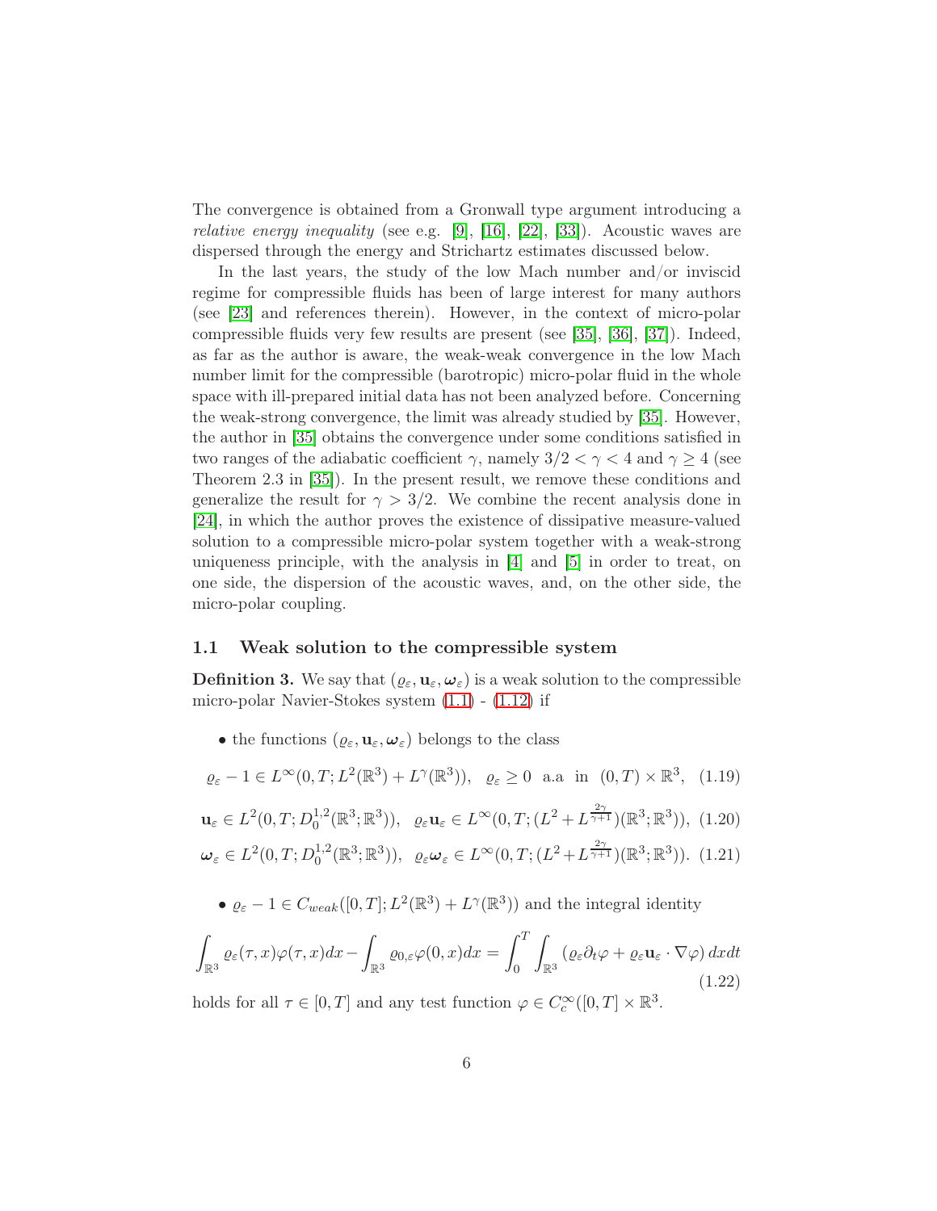The convergence is obtained from a Gronwall type argument introducing a *relative energy inequality* (see e.g. [9], [16], [22], [33]). Acoustic waves are dispersed through the energy and Strichartz estimates discussed below.

In the last years, the study of the low Mach number and/or inviscid regime for compressible fluids has been of large interest for many authors (see [23] and references therein). However, in the context of micro-polar compressible fluids very few results are present (see [35], [36], [37]). Indeed, as far as the author is aware, the weak-weak convergence in the low Mach number limit for the compressible (barotropic) micro-polar fluid in the whole space with ill-prepared initial data has not been analyzed before. Concerning the weak-strong convergence, the limit was already studied by [35]. However, the author in [35] obtains the convergence under some conditions satisfied in two ranges of the adiabatic coefficient $\gamma$, namely $3/2 < \gamma < 4$ and $\gamma \geq 4$ (see Theorem 2.3 in [35]). In the present result, we remove these conditions and generalize the result for $\gamma > 3/2$. We combine the recent analysis done in [24], in which the author proves the existence of dissipative measure-valued solution to a compressible micro-polar system together with a weak-strong uniqueness principle, with the analysis in [4] and [5] in order to treat, on one side, the dispersion of the acoustic waves, and, on the other side, the micro-polar coupling.

### 1.1 Weak solution to the compressible system

**Definition 3.** We say that $(\varrho_\varepsilon, \mathbf{u}_\varepsilon, \boldsymbol{\omega}_\varepsilon)$ is a weak solution to the compressible micro-polar Navier-Stokes system (1.1) - (1.12) if

- the functions $(\varrho_\varepsilon, \mathbf{u}_\varepsilon, \boldsymbol{\omega}_\varepsilon)$ belongs to the class

$$\varrho_\varepsilon - 1 \in L^\infty(0,T; L^2(\mathbb{R}^3) + L^\gamma(\mathbb{R}^3)), \quad \varrho_\varepsilon \geq 0 \;\; \text{a.a in} \;\; (0,T) \times \mathbb{R}^3, \tag{1.19}$$

$$\mathbf{u}_\varepsilon \in L^2(0,T; D_0^{1,2}(\mathbb{R}^3;\mathbb{R}^3)), \quad \varrho_\varepsilon \mathbf{u}_\varepsilon \in L^\infty(0,T; (L^2 + L^{\frac{2\gamma}{\gamma+1}})(\mathbb{R}^3;\mathbb{R}^3)), \tag{1.20}$$

$$\boldsymbol{\omega}_\varepsilon \in L^2(0,T; D_0^{1,2}(\mathbb{R}^3;\mathbb{R}^3)), \quad \varrho_\varepsilon \boldsymbol{\omega}_\varepsilon \in L^\infty(0,T; (L^2 + L^{\frac{2\gamma}{\gamma+1}})(\mathbb{R}^3;\mathbb{R}^3)). \tag{1.21}$$

- $\varrho_\varepsilon - 1 \in C_{weak}([0,T]; L^2(\mathbb{R}^3) + L^\gamma(\mathbb{R}^3))$ and the integral identity

$$\int_{\mathbb{R}^3} \varrho_\varepsilon(\tau,x)\varphi(\tau,x)dx - \int_{\mathbb{R}^3} \varrho_{0,\varepsilon}\varphi(0,x)dx = \int_0^T \int_{\mathbb{R}^3} \left(\varrho_\varepsilon \partial_t \varphi + \varrho_\varepsilon \mathbf{u}_\varepsilon \cdot \nabla \varphi\right) dxdt \tag{1.22}$$

holds for all $\tau \in [0,T]$ and any test function $\varphi \in C_c^\infty([0,T] \times \mathbb{R}^3$.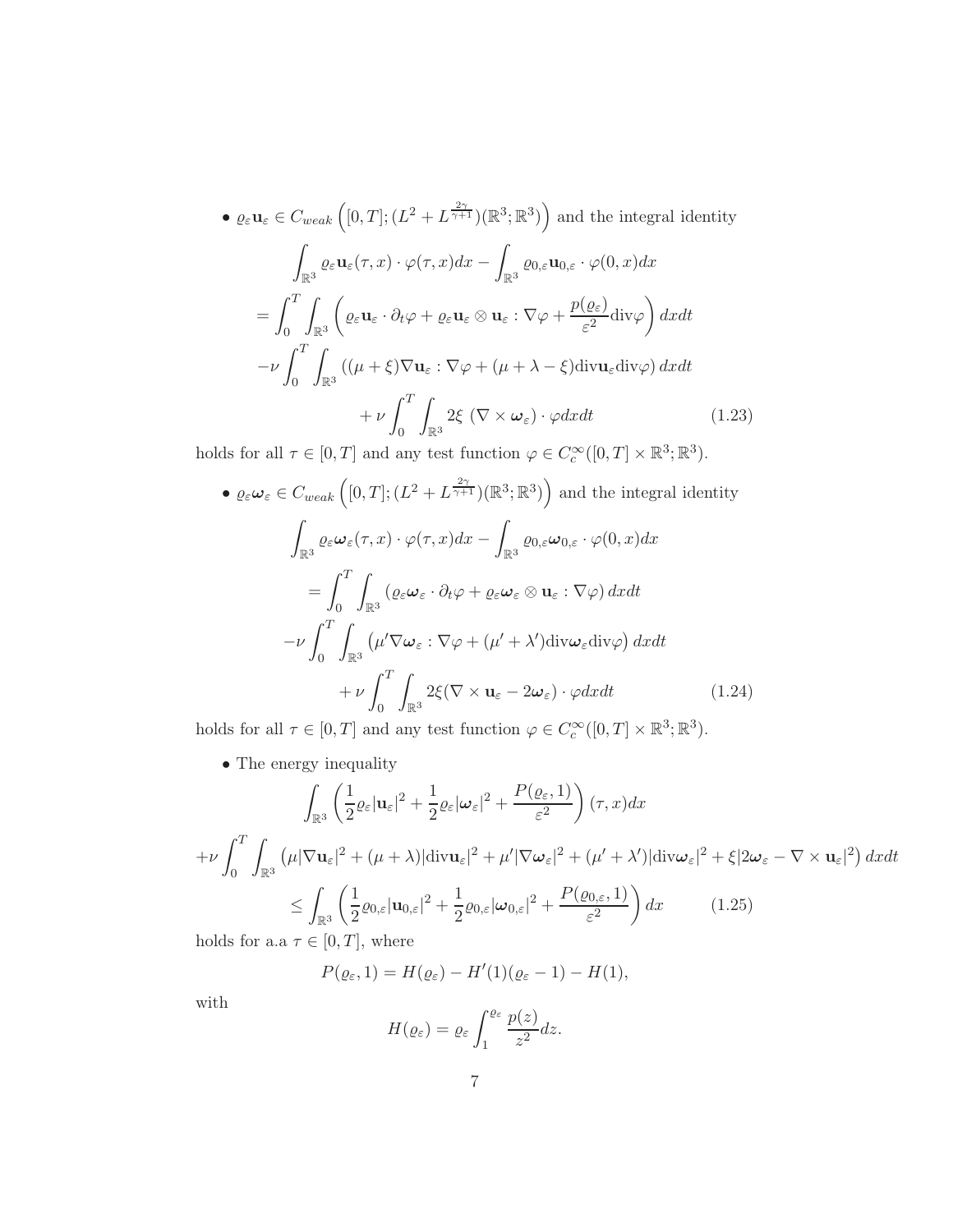- $\varrho_\varepsilon \mathbf{u}_\varepsilon \in C_{weak}\left([0,T];(L^2 + L^{\frac{2\gamma}{\gamma+1}})(\mathbb{R}^3;\mathbb{R}^3)\right)$ and the integral identity

$$
\begin{aligned}
&\int_{\mathbb{R}^3} \varrho_\varepsilon \mathbf{u}_\varepsilon(\tau,x)\cdot\varphi(\tau,x)dx - \int_{\mathbb{R}^3} \varrho_{0,\varepsilon}\mathbf{u}_{0,\varepsilon}\cdot\varphi(0,x)dx \\
&= \int_0^T\int_{\mathbb{R}^3}\left(\varrho_\varepsilon\mathbf{u}_\varepsilon\cdot\partial_t\varphi + \varrho_\varepsilon\mathbf{u}_\varepsilon\otimes\mathbf{u}_\varepsilon : \nabla\varphi + \frac{p(\varrho_\varepsilon)}{\varepsilon^2}\mathrm{div}\varphi\right)dxdt \\
&-\nu\int_0^T\int_{\mathbb{R}^3}\left((\mu+\xi)\nabla\mathbf{u}_\varepsilon:\nabla\varphi + (\mu+\lambda-\xi)\mathrm{div}\mathbf{u}_\varepsilon\mathrm{div}\varphi\right)dxdt \\
&\qquad + \nu\int_0^T\int_{\mathbb{R}^3} 2\xi\ (\nabla\times\boldsymbol{\omega}_\varepsilon)\cdot\varphi dxdt \qquad (1.23)
\end{aligned}
$$

holds for all $\tau\in[0,T]$ and any test function $\varphi\in C_c^\infty([0,T]\times\mathbb{R}^3;\mathbb{R}^3)$.

- $\varrho_\varepsilon \boldsymbol{\omega}_\varepsilon \in C_{weak}\left([0,T];(L^2 + L^{\frac{2\gamma}{\gamma+1}})(\mathbb{R}^3;\mathbb{R}^3)\right)$ and the integral identity

$$
\begin{aligned}
&\int_{\mathbb{R}^3} \varrho_\varepsilon \boldsymbol{\omega}_\varepsilon(\tau,x)\cdot\varphi(\tau,x)dx - \int_{\mathbb{R}^3} \varrho_{0,\varepsilon}\boldsymbol{\omega}_{0,\varepsilon}\cdot\varphi(0,x)dx \\
&= \int_0^T\int_{\mathbb{R}^3}\left(\varrho_\varepsilon\boldsymbol{\omega}_\varepsilon\cdot\partial_t\varphi + \varrho_\varepsilon\boldsymbol{\omega}_\varepsilon\otimes\mathbf{u}_\varepsilon : \nabla\varphi\right)dxdt \\
&-\nu\int_0^T\int_{\mathbb{R}^3}\left(\mu'\nabla\boldsymbol{\omega}_\varepsilon:\nabla\varphi + (\mu'+\lambda')\mathrm{div}\boldsymbol{\omega}_\varepsilon\mathrm{div}\varphi\right)dxdt \\
&\qquad + \nu\int_0^T\int_{\mathbb{R}^3} 2\xi(\nabla\times\mathbf{u}_\varepsilon - 2\boldsymbol{\omega}_\varepsilon)\cdot\varphi dxdt \qquad (1.24)
\end{aligned}
$$

holds for all $\tau\in[0,T]$ and any test function $\varphi\in C_c^\infty([0,T]\times\mathbb{R}^3;\mathbb{R}^3)$.

- The energy inequality

$$
\begin{aligned}
&\int_{\mathbb{R}^3}\left(\frac{1}{2}\varrho_\varepsilon|\mathbf{u}_\varepsilon|^2 + \frac{1}{2}\varrho_\varepsilon|\boldsymbol{\omega}_\varepsilon|^2 + \frac{P(\varrho_\varepsilon,1)}{\varepsilon^2}\right)(\tau,x)dx \\
&+\nu\int_0^T\int_{\mathbb{R}^3}\left(\mu|\nabla\mathbf{u}_\varepsilon|^2 + (\mu+\lambda)|\mathrm{div}\mathbf{u}_\varepsilon|^2 + \mu'|\nabla\boldsymbol{\omega}_\varepsilon|^2 + (\mu'+\lambda')|\mathrm{div}\boldsymbol{\omega}_\varepsilon|^2 + \xi|2\boldsymbol{\omega}_\varepsilon - \nabla\times\mathbf{u}_\varepsilon|^2\right)dxdt \\
&\le \int_{\mathbb{R}^3}\left(\frac{1}{2}\varrho_{0,\varepsilon}|\mathbf{u}_{0,\varepsilon}|^2 + \frac{1}{2}\varrho_{0,\varepsilon}|\boldsymbol{\omega}_{0,\varepsilon}|^2 + \frac{P(\varrho_{0,\varepsilon},1)}{\varepsilon^2}\right)dx \qquad (1.25)
\end{aligned}
$$

holds for a.a $\tau\in[0,T]$, where

$$P(\varrho_\varepsilon,1) = H(\varrho_\varepsilon) - H'(1)(\varrho_\varepsilon - 1) - H(1),$$

with

$$H(\varrho_\varepsilon) = \varrho_\varepsilon\int_1^{\varrho_\varepsilon}\frac{p(z)}{z^2}dz.$$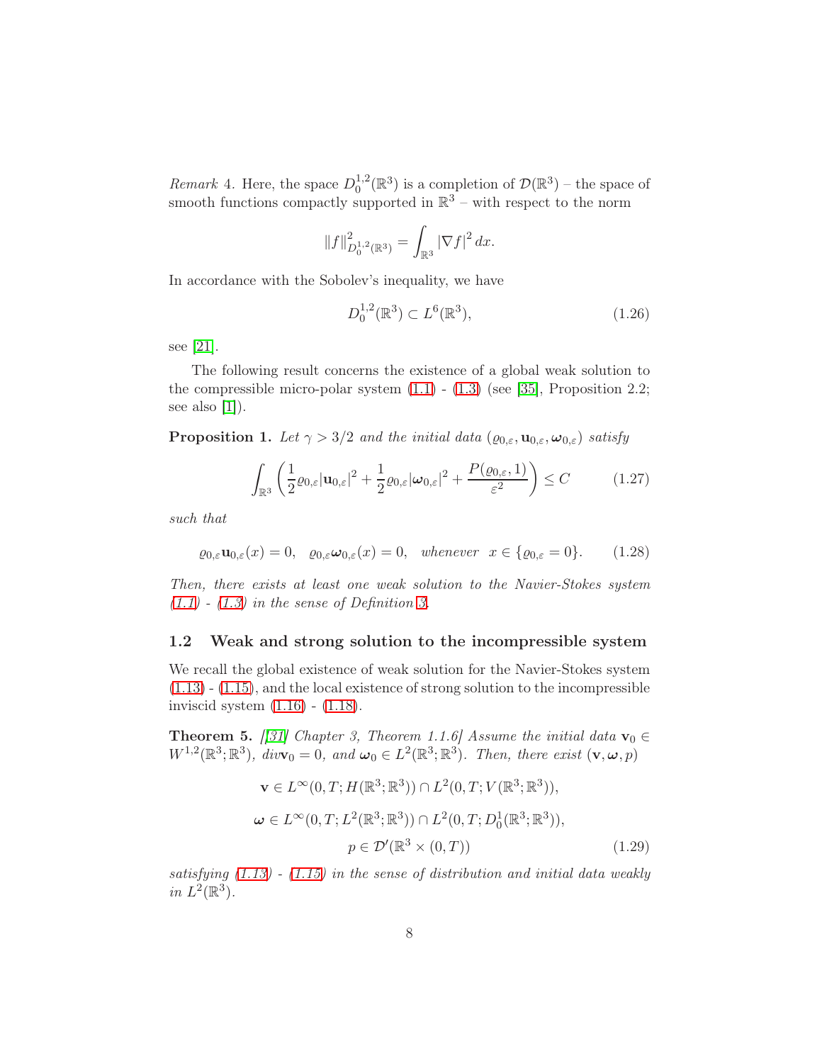*Remark* 4. Here, the space $D_0^{1,2}(\mathbb{R}^3)$ is a completion of $\mathcal{D}(\mathbb{R}^3)$ – the space of smooth functions compactly supported in $\mathbb{R}^3$ – with respect to the norm

$$\|f\|^2_{D_0^{1,2}(\mathbb{R}^3)} = \int_{\mathbb{R}^3} |\nabla f|^2 \, dx.$$

In accordance with the Sobolev's inequality, we have

$$D_0^{1,2}(\mathbb{R}^3) \subset L^6(\mathbb{R}^3), \tag{1.26}$$

see [21].

The following result concerns the existence of a global weak solution to the compressible micro-polar system (1.1) - (1.3) (see [35], Proposition 2.2; see also [1]).

**Proposition 1.** *Let $\gamma > 3/2$ and the initial data $(\varrho_{0,\varepsilon}, \mathbf{u}_{0,\varepsilon}, \boldsymbol{\omega}_{0,\varepsilon})$ satisfy*

$$\int_{\mathbb{R}^3} \left( \frac{1}{2}\varrho_{0,\varepsilon}|\mathbf{u}_{0,\varepsilon}|^2 + \frac{1}{2}\varrho_{0,\varepsilon}|\boldsymbol{\omega}_{0,\varepsilon}|^2 + \frac{P(\varrho_{0,\varepsilon}, 1)}{\varepsilon^2} \right) \leq C \tag{1.27}$$

*such that*

$$\varrho_{0,\varepsilon}\mathbf{u}_{0,\varepsilon}(x) = 0, \quad \varrho_{0,\varepsilon}\boldsymbol{\omega}_{0,\varepsilon}(x) = 0, \quad whenever \;\; x \in \{\varrho_{0,\varepsilon} = 0\}. \tag{1.28}$$

*Then, there exists at least one weak solution to the Navier-Stokes system (1.1) - (1.3) in the sense of Definition 3.*

## 1.2 Weak and strong solution to the incompressible system

We recall the global existence of weak solution for the Navier-Stokes system (1.13) - (1.15), and the local existence of strong solution to the incompressible inviscid system (1.16) - (1.18).

**Theorem 5.** *[[31] Chapter 3, Theorem 1.1.6] Assume the initial data $\mathbf{v}_0 \in W^{1,2}(\mathbb{R}^3;\mathbb{R}^3)$, $div\mathbf{v}_0 = 0$, and $\boldsymbol{\omega}_0 \in L^2(\mathbb{R}^3;\mathbb{R}^3)$. Then, there exist $(\mathbf{v}, \boldsymbol{\omega}, p)$*

$$\begin{gathered}
\mathbf{v} \in L^\infty(0,T; H(\mathbb{R}^3;\mathbb{R}^3)) \cap L^2(0,T; V(\mathbb{R}^3;\mathbb{R}^3)), \\
\boldsymbol{\omega} \in L^\infty(0,T; L^2(\mathbb{R}^3;\mathbb{R}^3)) \cap L^2(0,T; D_0^1(\mathbb{R}^3;\mathbb{R}^3)), \\
p \in \mathcal{D}'(\mathbb{R}^3 \times (0,T))
\end{gathered} \tag{1.29}$$

*satisfying (1.13) - (1.15) in the sense of distribution and initial data weakly in $L^2(\mathbb{R}^3)$.*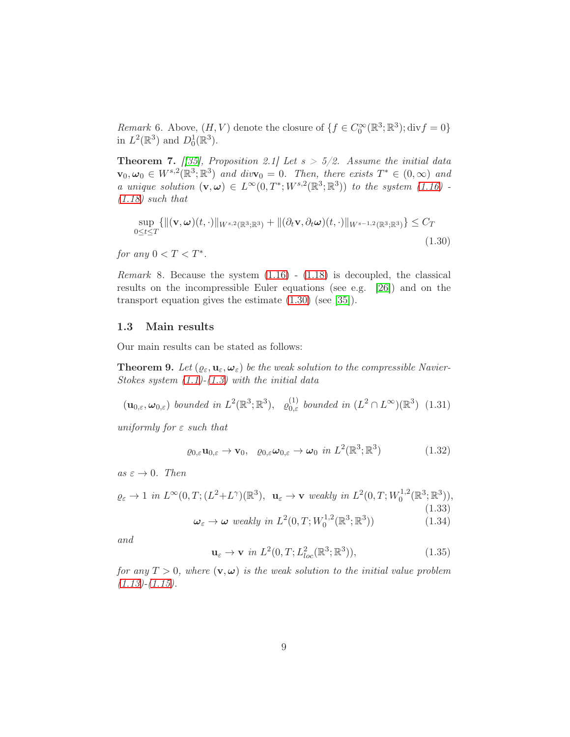*Remark* 6. Above, $(H, V)$ denote the closure of $\{f \in C_0^\infty(\mathbb{R}^3;\mathbb{R}^3); \mathrm{div} f = 0\}$ in $L^2(\mathbb{R}^3)$ and $D_0^1(\mathbb{R}^3)$.

**Theorem 7.** *[[35], Proposition 2.1] Let $s > 5/2$. Assume the initial data $\mathbf{v}_0, \boldsymbol{\omega}_0 \in W^{s,2}(\mathbb{R}^3;\mathbb{R}^3)$ and $div\mathbf{v}_0 = 0$. Then, there exists $T^* \in (0,\infty)$ and a unique solution $(\mathbf{v}, \boldsymbol{\omega}) \in L^\infty(0, T^*; W^{s,2}(\mathbb{R}^3;\mathbb{R}^3))$ to the system (1.16) - (1.18) such that*

$$\sup_{0\le t\le T} \{\|(\mathbf{v}, \boldsymbol{\omega})(t,\cdot)\|_{W^{s,2}(\mathbb{R}^3;\mathbb{R}^3)} + \|(\partial_t \mathbf{v}, \partial_t \boldsymbol{\omega})(t,\cdot)\|_{W^{s-1,2}(\mathbb{R}^3;\mathbb{R}^3)}\} \le C_T \tag{1.30}$$

*for any $0 < T < T^*$.*

*Remark* 8. Because the system (1.16) - (1.18) is decoupled, the classical results on the incompressible Euler equations (see e.g. [26]) and on the transport equation gives the estimate (1.30) (see [35]).

### 1.3 Main results

Our main results can be stated as follows:

**Theorem 9.** *Let $(\varrho_\varepsilon, \mathbf{u}_\varepsilon, \boldsymbol{\omega}_\varepsilon)$ be the weak solution to the compressible Navier-Stokes system (1.1)-(1.3) with the initial data*

$$(\mathbf{u}_{0,\varepsilon}, \boldsymbol{\omega}_{0,\varepsilon}) \text{ bounded in } L^2(\mathbb{R}^3;\mathbb{R}^3), \quad \varrho_{0,\varepsilon}^{(1)} \text{ bounded in } (L^2 \cap L^\infty)(\mathbb{R}^3) \tag{1.31}$$

*uniformly for $\varepsilon$ such that*

$$\varrho_{0,\varepsilon}\mathbf{u}_{0,\varepsilon} \to \mathbf{v}_0, \quad \varrho_{0,\varepsilon}\boldsymbol{\omega}_{0,\varepsilon} \to \boldsymbol{\omega}_0 \text{ in } L^2(\mathbb{R}^3;\mathbb{R}^3) \tag{1.32}$$

*as $\varepsilon \to 0$. Then*

$$\varrho_\varepsilon \to 1 \text{ in } L^\infty(0,T;(L^2+L^\gamma)(\mathbb{R}^3), \;\; \mathbf{u}_\varepsilon \to \mathbf{v} \text{ weakly in } L^2(0,T;W_0^{1,2}(\mathbb{R}^3;\mathbb{R}^3)), \tag{1.33}$$

$$\boldsymbol{\omega}_\varepsilon \to \boldsymbol{\omega} \text{ weakly in } L^2(0,T;W_0^{1,2}(\mathbb{R}^3;\mathbb{R}^3)) \tag{1.34}$$

*and*

$$\mathbf{u}_\varepsilon \to \mathbf{v} \text{ in } L^2(0,T;L^2_{loc}(\mathbb{R}^3;\mathbb{R}^3)), \tag{1.35}$$

*for any $T > 0$, where $(\mathbf{v}, \boldsymbol{\omega})$ is the weak solution to the initial value problem (1.13)-(1.15).*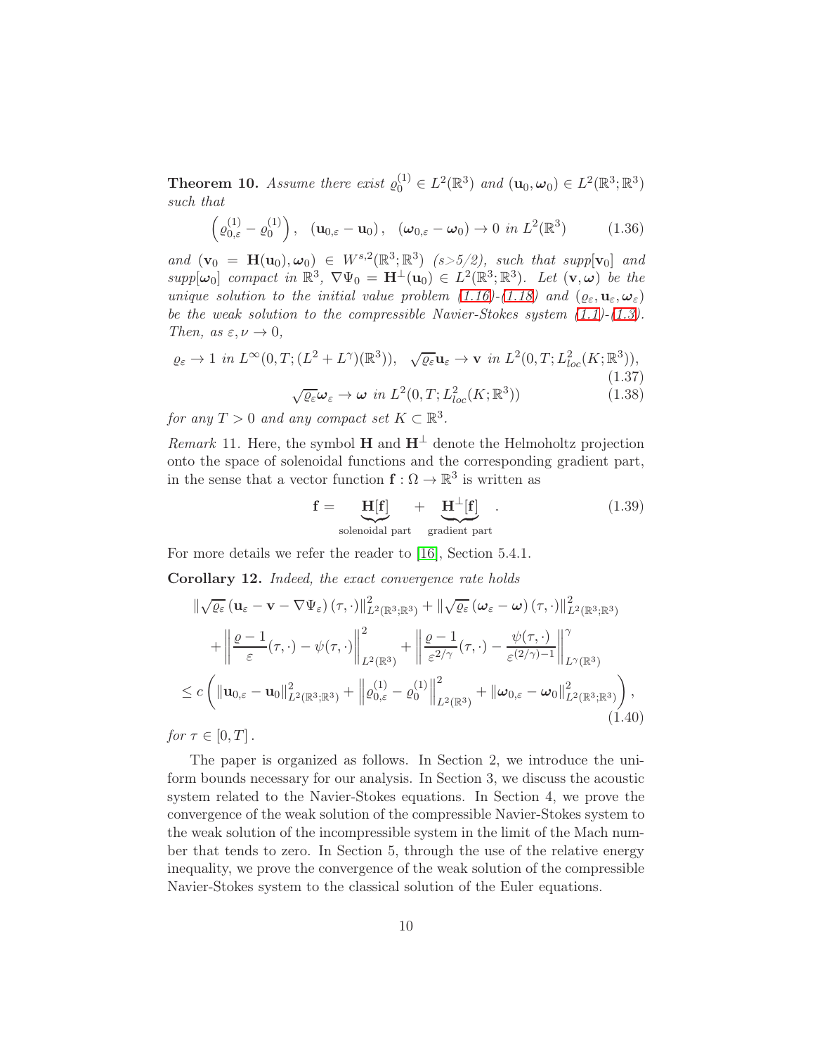**Theorem 10.** *Assume there exist $\varrho_0^{(1)} \in L^2(\mathbb{R}^3)$ and $(\mathbf{u}_0, \boldsymbol{\omega}_0) \in L^2(\mathbb{R}^3;\mathbb{R}^3)$ such that*

$$\left(\varrho_{0,\varepsilon}^{(1)} - \varrho_0^{(1)}\right), \quad (\mathbf{u}_{0,\varepsilon} - \mathbf{u}_0), \quad (\boldsymbol{\omega}_{0,\varepsilon} - \boldsymbol{\omega}_0) \to 0 \text{ in } L^2(\mathbb{R}^3) \tag{1.36}$$

*and $(\mathbf{v}_0 = \mathbf{H}(\mathbf{u}_0), \boldsymbol{\omega}_0) \in W^{s,2}(\mathbb{R}^3;\mathbb{R}^3)$ ($s$>$5/2$), such that supp$[\mathbf{v}_0]$ and supp$[\boldsymbol{\omega}_0]$ compact in $\mathbb{R}^3$, $\nabla\Psi_0 = \mathbf{H}^\perp(\mathbf{u}_0) \in L^2(\mathbb{R}^3;\mathbb{R}^3)$. Let $(\mathbf{v}, \boldsymbol{\omega})$ be the unique solution to the initial value problem (1.16)-(1.18) and $(\varrho_\varepsilon, \mathbf{u}_\varepsilon, \boldsymbol{\omega}_\varepsilon)$ be the weak solution to the compressible Navier-Stokes system (1.1)-(1.3). Then, as $\varepsilon, \nu \to 0$,*

$$\varrho_\varepsilon \to 1 \text{ in } L^\infty(0,T;(L^2 + L^\gamma)(\mathbb{R}^3)), \quad \sqrt{\varrho_\varepsilon}\mathbf{u}_\varepsilon \to \mathbf{v} \text{ in } L^2(0,T;L^2_{loc}(K;\mathbb{R}^3)), \tag{1.37}$$

$$\sqrt{\varrho_\varepsilon}\boldsymbol{\omega}_\varepsilon \to \boldsymbol{\omega} \text{ in } L^2(0,T;L^2_{loc}(K;\mathbb{R}^3)) \tag{1.38}$$

*for any $T > 0$ and any compact set $K \subset \mathbb{R}^3$.*

*Remark* 11. Here, the symbol $\mathbf{H}$ and $\mathbf{H}^\perp$ denote the Helmoholtz projection onto the space of solenoidal functions and the corresponding gradient part, in the sense that a vector function $\mathbf{f} : \Omega \to \mathbb{R}^3$ is written as

$$\mathbf{f} = \underbrace{\mathbf{H}[\mathbf{f}]}_{\text{solenoidal part}} + \underbrace{\mathbf{H}^\perp[\mathbf{f}]}_{\text{gradient part}}. \tag{1.39}$$

For more details we refer the reader to [16], Section 5.4.1.

**Corollary 12.** *Indeed, the exact convergence rate holds*

$$\begin{aligned}
&\|\sqrt{\varrho_\varepsilon}\,(\mathbf{u}_\varepsilon - \mathbf{v} - \nabla\Psi_\varepsilon)\,(\tau,\cdot)\|^2_{L^2(\mathbb{R}^3;\mathbb{R}^3)} + \|\sqrt{\varrho_\varepsilon}\,(\boldsymbol{\omega}_\varepsilon - \boldsymbol{\omega})\,(\tau,\cdot)\|^2_{L^2(\mathbb{R}^3;\mathbb{R}^3)} \\
&\quad + \left\|\frac{\varrho - 1}{\varepsilon}(\tau,\cdot) - \psi(\tau,\cdot)\right\|^2_{L^2(\mathbb{R}^3)} + \left\|\frac{\varrho - 1}{\varepsilon^{2/\gamma}}(\tau,\cdot) - \frac{\psi(\tau,\cdot)}{\varepsilon^{(2/\gamma)-1}}\right\|^\gamma_{L^\gamma(\mathbb{R}^3)} \\
&\le c\left(\|\mathbf{u}_{0,\varepsilon} - \mathbf{u}_0\|^2_{L^2(\mathbb{R}^3;\mathbb{R}^3)} + \left\|\varrho_{0,\varepsilon}^{(1)} - \varrho_0^{(1)}\right\|^2_{L^2(\mathbb{R}^3)} + \|\boldsymbol{\omega}_{0,\varepsilon} - \boldsymbol{\omega}_0\|^2_{L^2(\mathbb{R}^3;\mathbb{R}^3)}\right),
\end{aligned} \tag{1.40}$$

*for $\tau \in [0,T]$.*

The paper is organized as follows. In Section 2, we introduce the uniform bounds necessary for our analysis. In Section 3, we discuss the acoustic system related to the Navier-Stokes equations. In Section 4, we prove the convergence of the weak solution of the compressible Navier-Stokes system to the weak solution of the incompressible system in the limit of the Mach number that tends to zero. In Section 5, through the use of the relative energy inequality, we prove the convergence of the weak solution of the compressible Navier-Stokes system to the classical solution of the Euler equations.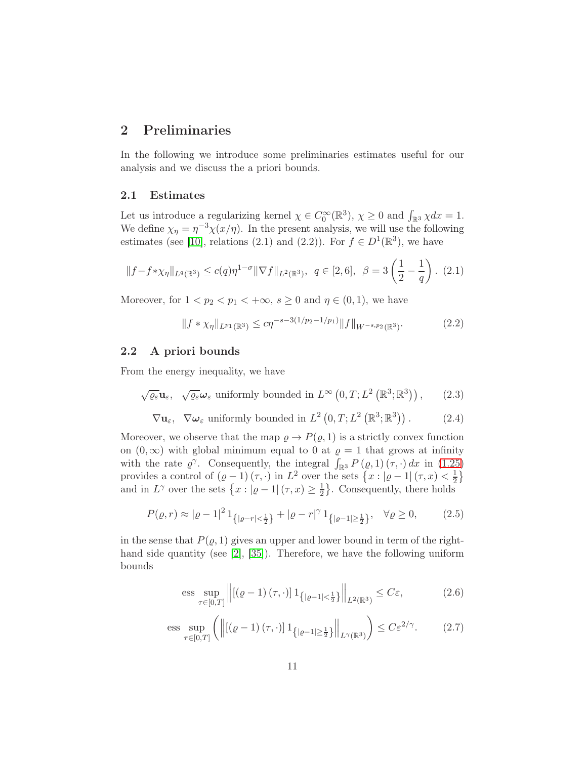# 2 Preliminaries

In the following we introduce some preliminaries estimates useful for our analysis and we discuss the a priori bounds.

## 2.1 Estimates

Let us introduce a regularizing kernel $\chi \in C_0^\infty(\mathbb{R}^3)$, $\chi \geq 0$ and $\int_{\mathbb{R}^3} \chi dx = 1$. We define $\chi_\eta = \eta^{-3}\chi(x/\eta)$. In the present analysis, we will use the following estimates (see [10], relations (2.1) and (2.2)). For $f \in D^1(\mathbb{R}^3)$, we have

$$\|f - f * \chi_\eta\|_{L^q(\mathbb{R}^3)} \leq c(q)\eta^{1-\sigma}\|\nabla f\|_{L^2(\mathbb{R}^3)}, \ \ q \in [2, 6], \ \ \beta = 3\left(\frac{1}{2} - \frac{1}{q}\right). \tag{2.1}$$

Moreover, for $1 < p_2 < p_1 < +\infty$, $s \geq 0$ and $\eta \in (0, 1)$, we have

$$\|f * \chi_\eta\|_{L^{p_1}(\mathbb{R}^3)} \leq c\eta^{-s-3(1/p_2 - 1/p_1)}\|f\|_{W^{-s,p_2}(\mathbb{R}^3)}. \tag{2.2}$$

## 2.2 A priori bounds

From the energy inequality, we have

$$\sqrt{\varrho_\varepsilon}\mathbf{u}_\varepsilon, \ \ \sqrt{\varrho_\varepsilon}\boldsymbol{\omega}_\varepsilon \text{ uniformly bounded in } L^\infty\left(0, T; L^2\left(\mathbb{R}^3; \mathbb{R}^3\right)\right), \tag{2.3}$$

$$\nabla\mathbf{u}_\varepsilon, \ \ \nabla\boldsymbol{\omega}_\varepsilon \text{ uniformly bounded in } L^2\left(0, T; L^2\left(\mathbb{R}^3; \mathbb{R}^3\right)\right). \tag{2.4}$$

Moreover, we observe that the map $\varrho \to P(\varrho, 1)$ is a strictly convex function on $(0, \infty)$ with global minimum equal to 0 at $\varrho = 1$ that grows at infinity with the rate $\varrho^\gamma$. Consequently, the integral $\int_{\mathbb{R}^3} P\left(\varrho, 1\right)(\tau, \cdot)\, dx$ in (1.25) provides a control of $(\varrho - 1)(\tau, \cdot)$ in $L^2$ over the sets $\left\{x : |\varrho - 1|(\tau, x) < \frac{1}{2}\right\}$ and in $L^\gamma$ over the sets $\left\{x : |\varrho - 1|(\tau, x) \geq \frac{1}{2}\right\}$. Consequently, there holds

$$P(\varrho, r) \approx |\varrho - 1|^2 1_{\left\{|\varrho - r| < \frac{1}{2}\right\}} + |\varrho - r|^\gamma 1_{\left\{|\varrho - 1| \geq \frac{1}{2}\right\}}, \quad \forall \varrho \geq 0, \tag{2.5}$$

in the sense that $P(\varrho, 1)$ gives an upper and lower bound in term of the right-hand side quantity (see [2], [35]). Therefore, we have the following uniform bounds

$$\text{ess} \sup_{\tau \in [0,T]} \left\| \left[(\varrho - 1)(\tau, \cdot)\right] 1_{\left\{|\varrho - 1| < \frac{1}{2}\right\}} \right\|_{L^2(\mathbb{R}^3)} \leq C\varepsilon, \tag{2.6}$$

$$\text{ess} \sup_{\tau \in [0,T]} \left( \left\| \left[(\varrho - 1)(\tau, \cdot)\right] 1_{\left\{|\varrho - 1| \geq \frac{1}{2}\right\}} \right\|_{L^\gamma(\mathbb{R}^3)} \right) \leq C\varepsilon^{2/\gamma}. \tag{2.7}$$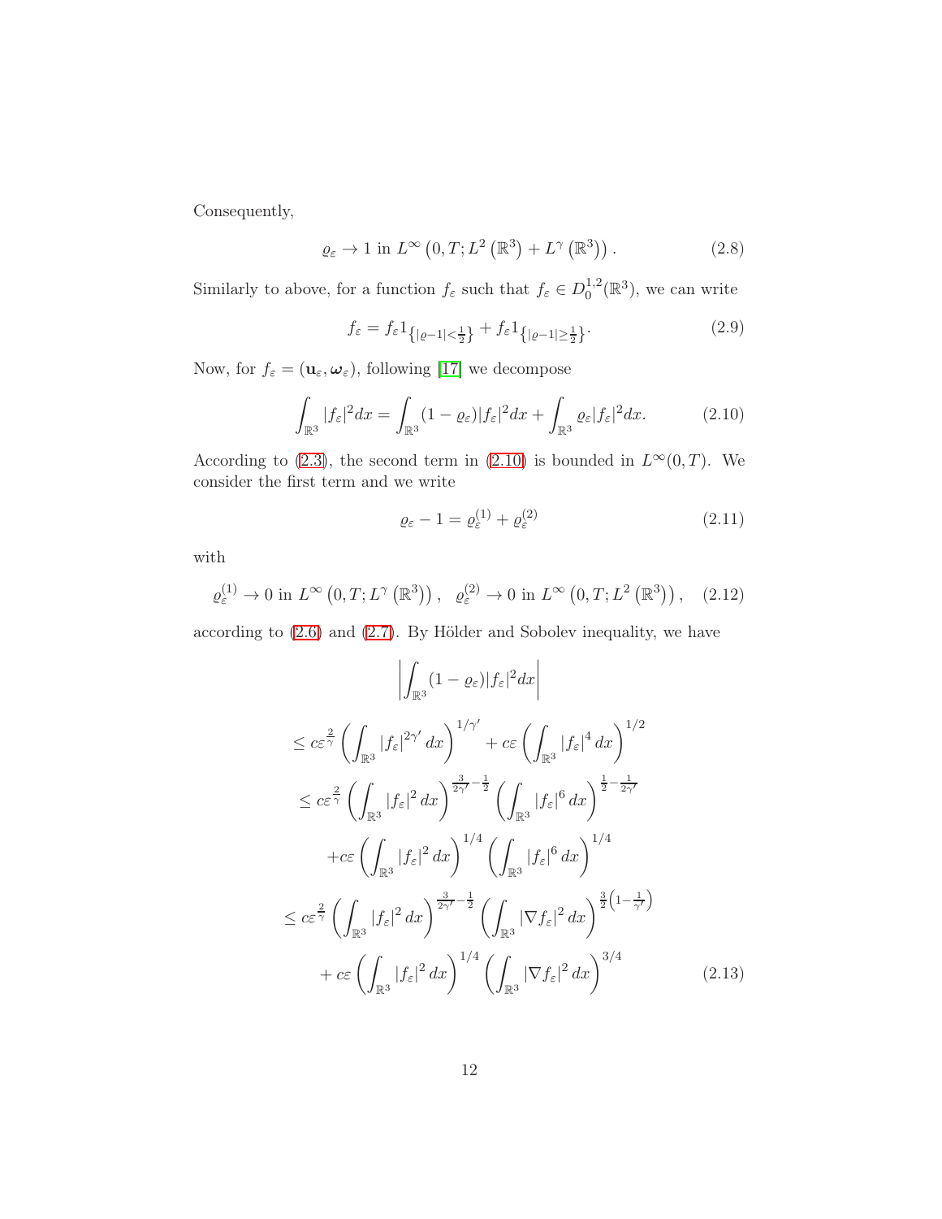Consequently,

$$\varrho_\varepsilon \to 1 \text{ in } L^\infty\left(0,T;L^2\left(\mathbb{R}^3\right)+L^\gamma\left(\mathbb{R}^3\right)\right). \tag{2.8}$$

Similarly to above, for a function $f_\varepsilon$ such that $f_\varepsilon \in D_0^{1,2}(\mathbb{R}^3)$, we can write

$$f_\varepsilon = f_\varepsilon 1_{\left\{|\varrho-1|<\frac{1}{2}\right\}} + f_\varepsilon 1_{\left\{|\varrho-1|\geq\frac{1}{2}\right\}}. \tag{2.9}$$

Now, for $f_\varepsilon = (\mathbf{u}_\varepsilon, \boldsymbol{\omega}_\varepsilon)$, following [17] we decompose

$$\int_{\mathbb{R}^3}|f_\varepsilon|^2dx = \int_{\mathbb{R}^3}(1-\varrho_\varepsilon)|f_\varepsilon|^2dx + \int_{\mathbb{R}^3}\varrho_\varepsilon|f_\varepsilon|^2dx. \tag{2.10}$$

According to (2.3), the second term in (2.10) is bounded in $L^\infty(0,T)$. We consider the first term and we write

$$\varrho_\varepsilon - 1 = \varrho_\varepsilon^{(1)} + \varrho_\varepsilon^{(2)} \tag{2.11}$$

with

$$\varrho_\varepsilon^{(1)} \to 0 \text{ in } L^\infty\left(0,T;L^\gamma\left(\mathbb{R}^3\right)\right), \quad \varrho_\varepsilon^{(2)} \to 0 \text{ in } L^\infty\left(0,T;L^2\left(\mathbb{R}^3\right)\right), \tag{2.12}$$

according to (2.6) and (2.7). By Hölder and Sobolev inequality, we have

$$\begin{aligned}
&\left|\int_{\mathbb{R}^3}(1-\varrho_\varepsilon)|f_\varepsilon|^2dx\right| \\
&\leq c\varepsilon^{\frac{2}{\gamma}}\left(\int_{\mathbb{R}^3}|f_\varepsilon|^{2\gamma'}dx\right)^{1/\gamma'} + c\varepsilon\left(\int_{\mathbb{R}^3}|f_\varepsilon|^4dx\right)^{1/2} \\
&\leq c\varepsilon^{\frac{2}{\gamma}}\left(\int_{\mathbb{R}^3}|f_\varepsilon|^2dx\right)^{\frac{3}{2\gamma'}-\frac{1}{2}}\left(\int_{\mathbb{R}^3}|f_\varepsilon|^6dx\right)^{\frac{1}{2}-\frac{1}{2\gamma'}} \\
&\quad + c\varepsilon\left(\int_{\mathbb{R}^3}|f_\varepsilon|^2dx\right)^{1/4}\left(\int_{\mathbb{R}^3}|f_\varepsilon|^6dx\right)^{1/4} \\
&\leq c\varepsilon^{\frac{2}{\gamma}}\left(\int_{\mathbb{R}^3}|f_\varepsilon|^2dx\right)^{\frac{3}{2\gamma'}-\frac{1}{2}}\left(\int_{\mathbb{R}^3}|\nabla f_\varepsilon|^2dx\right)^{\frac{3}{2}\left(1-\frac{1}{\gamma'}\right)} \\
&\quad + c\varepsilon\left(\int_{\mathbb{R}^3}|f_\varepsilon|^2dx\right)^{1/4}\left(\int_{\mathbb{R}^3}|\nabla f_\varepsilon|^2dx\right)^{3/4}
\end{aligned} \tag{2.13}$$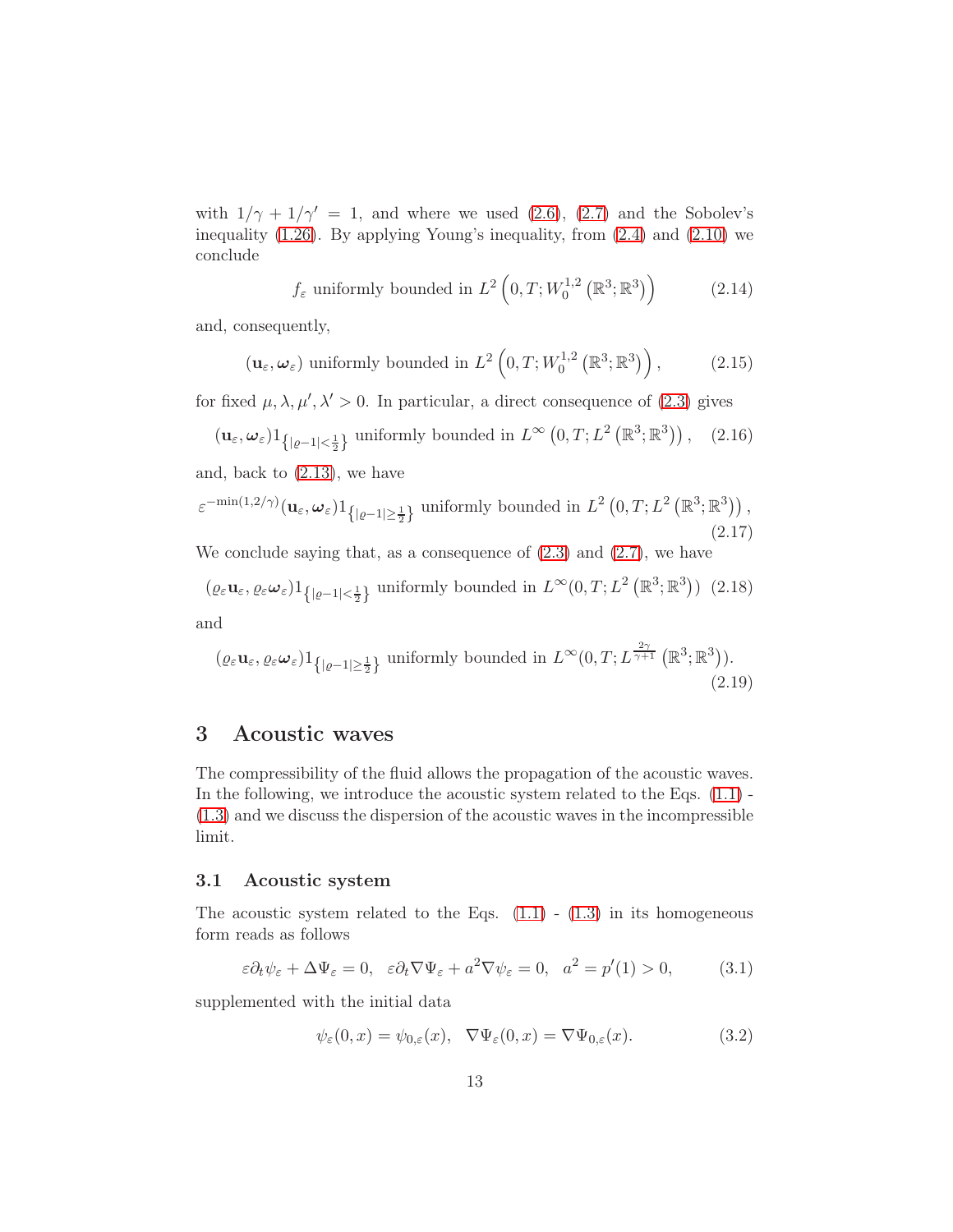with $1/\gamma + 1/\gamma' = 1$, and where we used (2.6), (2.7) and the Sobolev's inequality (1.26). By applying Young's inequality, from (2.4) and (2.10) we conclude

$$f_\varepsilon \text{ uniformly bounded in } L^2\left(0,T; W_0^{1,2}\left(\mathbb{R}^3;\mathbb{R}^3\right)\right) \tag{2.14}$$

and, consequently,

$$(\mathbf{u}_\varepsilon, \boldsymbol{\omega}_\varepsilon) \text{ uniformly bounded in } L^2\left(0,T; W_0^{1,2}\left(\mathbb{R}^3;\mathbb{R}^3\right)\right), \tag{2.15}$$

for fixed $\mu, \lambda, \mu', \lambda' > 0$. In particular, a direct consequence of (2.3) gives

$$(\mathbf{u}_\varepsilon, \boldsymbol{\omega}_\varepsilon) 1_{\left\{|\varrho - 1| < \frac{1}{2}\right\}} \text{ uniformly bounded in } L^\infty\left(0,T; L^2\left(\mathbb{R}^3;\mathbb{R}^3\right)\right), \tag{2.16}$$

and, back to (2.13), we have

$$\varepsilon^{-\min(1,2/\gamma)}(\mathbf{u}_\varepsilon, \boldsymbol{\omega}_\varepsilon) 1_{\left\{|\varrho - 1| \geq \frac{1}{2}\right\}} \text{ uniformly bounded in } L^2\left(0,T; L^2\left(\mathbb{R}^3;\mathbb{R}^3\right)\right), \tag{2.17}$$

We conclude saying that, as a consequence of (2.3) and (2.7), we have

$$(\varrho_\varepsilon \mathbf{u}_\varepsilon, \varrho_\varepsilon \boldsymbol{\omega}_\varepsilon) 1_{\left\{|\varrho - 1| < \frac{1}{2}\right\}} \text{ uniformly bounded in } L^\infty(0,T; L^2\left(\mathbb{R}^3;\mathbb{R}^3\right)) \tag{2.18}$$

and

$$(\varrho_\varepsilon \mathbf{u}_\varepsilon, \varrho_\varepsilon \boldsymbol{\omega}_\varepsilon) 1_{\left\{|\varrho - 1| \geq \frac{1}{2}\right\}} \text{ uniformly bounded in } L^\infty(0,T; L^{\frac{2\gamma}{\gamma+1}}\left(\mathbb{R}^3;\mathbb{R}^3\right)). \tag{2.19}$$

# 3 Acoustic waves

The compressibility of the fluid allows the propagation of the acoustic waves. In the following, we introduce the acoustic system related to the Eqs. (1.1) - (1.3) and we discuss the dispersion of the acoustic waves in the incompressible limit.

## 3.1 Acoustic system

The acoustic system related to the Eqs. (1.1) - (1.3) in its homogeneous form reads as follows

$$\varepsilon \partial_t \psi_\varepsilon + \Delta \Psi_\varepsilon = 0, \quad \varepsilon \partial_t \nabla \Psi_\varepsilon + a^2 \nabla \psi_\varepsilon = 0, \quad a^2 = p'(1) > 0, \tag{3.1}$$

supplemented with the initial data

$$\psi_\varepsilon(0,x) = \psi_{0,\varepsilon}(x), \quad \nabla \Psi_\varepsilon(0,x) = \nabla \Psi_{0,\varepsilon}(x). \tag{3.2}$$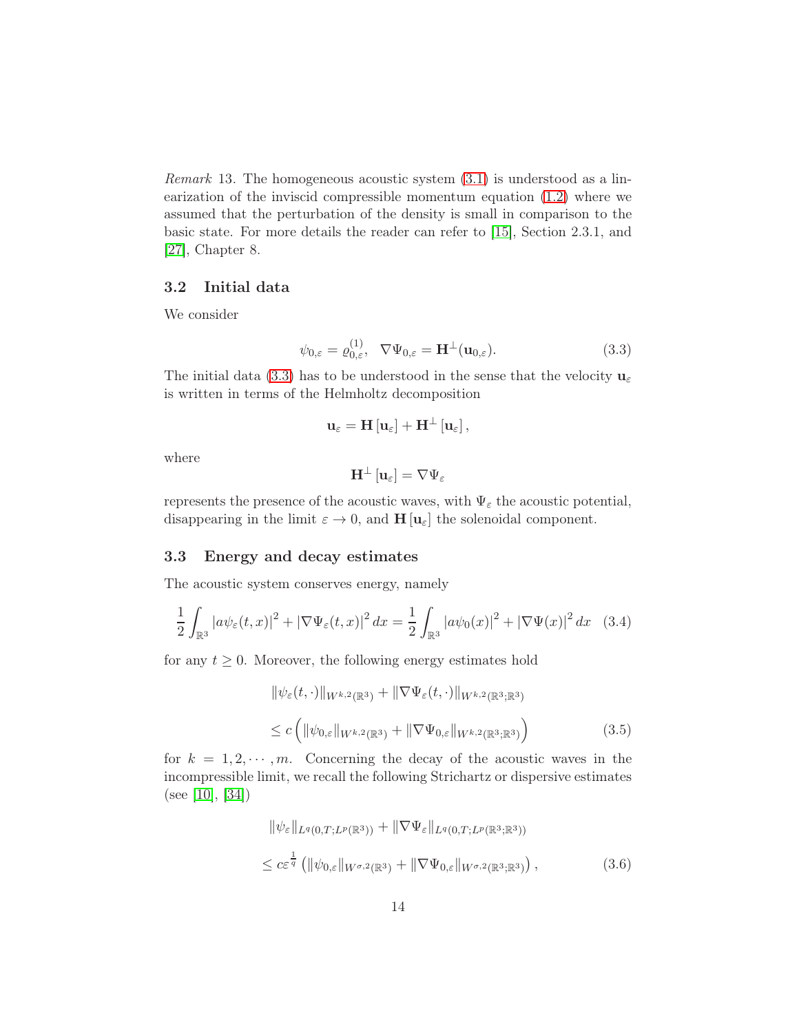*Remark* 13. The homogeneous acoustic system (3.1) is understood as a linearization of the inviscid compressible momentum equation (1.2) where we assumed that the perturbation of the density is small in comparison to the basic state. For more details the reader can refer to [15], Section 2.3.1, and [27], Chapter 8.

### 3.2 Initial data

We consider

$$\psi_{0,\varepsilon} = \varrho^{(1)}_{0,\varepsilon}, \quad \nabla\Psi_{0,\varepsilon} = \mathbf{H}^{\perp}(\mathbf{u}_{0,\varepsilon}). \tag{3.3}$$

The initial data (3.3) has to be understood in the sense that the velocity $\mathbf{u}_\varepsilon$ is written in terms of the Helmholtz decomposition

$$\mathbf{u}_\varepsilon = \mathbf{H}\left[\mathbf{u}_\varepsilon\right] + \mathbf{H}^{\perp}\left[\mathbf{u}_\varepsilon\right],$$

where

$$\mathbf{H}^{\perp}\left[\mathbf{u}_\varepsilon\right] = \nabla\Psi_\varepsilon$$

represents the presence of the acoustic waves, with $\Psi_\varepsilon$ the acoustic potential, disappearing in the limit $\varepsilon \to 0$, and $\mathbf{H}\left[\mathbf{u}_\varepsilon\right]$ the solenoidal component.

### 3.3 Energy and decay estimates

The acoustic system conserves energy, namely

$$\frac{1}{2}\int_{\mathbb{R}^3} \left|a\psi_\varepsilon(t,x)\right|^2 + \left|\nabla\Psi_\varepsilon(t,x)\right|^2 dx = \frac{1}{2}\int_{\mathbb{R}^3} \left|a\psi_0(x)\right|^2 + \left|\nabla\Psi(x)\right|^2 dx \tag{3.4}$$

for any $t \geq 0$. Moreover, the following energy estimates hold

$$\begin{aligned}
&\|\psi_\varepsilon(t,\cdot)\|_{W^{k,2}(\mathbb{R}^3)} + \|\nabla\Psi_\varepsilon(t,\cdot)\|_{W^{k,2}(\mathbb{R}^3;\mathbb{R}^3)} \\
&\leq c\left(\|\psi_{0,\varepsilon}\|_{W^{k,2}(\mathbb{R}^3)} + \|\nabla\Psi_{0,\varepsilon}\|_{W^{k,2}(\mathbb{R}^3;\mathbb{R}^3)}\right)
\end{aligned} \tag{3.5}$$

for $k = 1, 2, \cdots, m$. Concerning the decay of the acoustic waves in the incompressible limit, we recall the following Strichartz or dispersive estimates (see [10], [34])

$$\begin{aligned}
&\|\psi_\varepsilon\|_{L^q(0,T;L^p(\mathbb{R}^3))} + \|\nabla\Psi_\varepsilon\|_{L^q(0,T;L^p(\mathbb{R}^3;\mathbb{R}^3))} \\
&\leq c\varepsilon^{\frac{1}{q}}\left(\|\psi_{0,\varepsilon}\|_{W^{\sigma,2}(\mathbb{R}^3)} + \|\nabla\Psi_{0,\varepsilon}\|_{W^{\sigma,2}(\mathbb{R}^3;\mathbb{R}^3)}\right),
\end{aligned} \tag{3.6}$$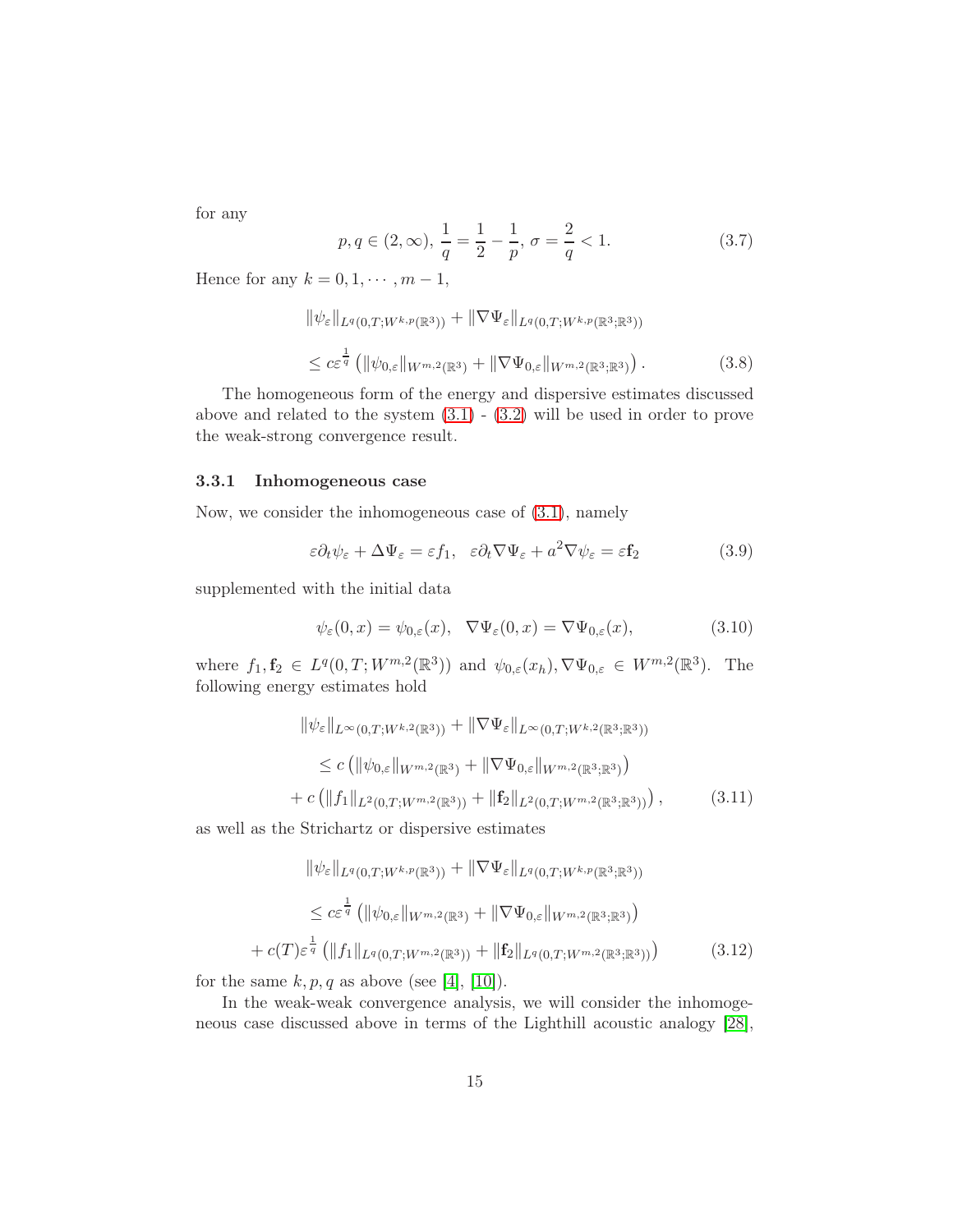for any

$$
p, q \in (2, \infty), \; \frac{1}{q} = \frac{1}{2} - \frac{1}{p}, \; \sigma = \frac{2}{q} < 1. \tag{3.7}
$$

Hence for any $k = 0, 1, \cdots, m-1$,

$$
\begin{aligned}
&\|\psi_\varepsilon\|_{L^q(0,T;W^{k,p}(\mathbb{R}^3))} + \|\nabla \Psi_\varepsilon\|_{L^q(0,T;W^{k,p}(\mathbb{R}^3;\mathbb{R}^3))} \\
&\leq c\varepsilon^{\frac{1}{q}} \left( \|\psi_{0,\varepsilon}\|_{W^{m,2}(\mathbb{R}^3)} + \|\nabla \Psi_{0,\varepsilon}\|_{W^{m,2}(\mathbb{R}^3;\mathbb{R}^3)} \right).
\end{aligned} \tag{3.8}
$$

The homogeneous form of the energy and dispersive estimates discussed above and related to the system (3.1) - (3.2) will be used in order to prove the weak-strong convergence result.

### 3.3.1 Inhomogeneous case

Now, we consider the inhomogeneous case of (3.1), namely

$$
\varepsilon \partial_t \psi_\varepsilon + \Delta \Psi_\varepsilon = \varepsilon f_1, \quad \varepsilon \partial_t \nabla \Psi_\varepsilon + a^2 \nabla \psi_\varepsilon = \varepsilon \mathbf{f}_2 \tag{3.9}
$$

supplemented with the initial data

$$
\psi_\varepsilon(0, x) = \psi_{0,\varepsilon}(x), \quad \nabla \Psi_\varepsilon(0, x) = \nabla \Psi_{0,\varepsilon}(x), \tag{3.10}
$$

where $f_1, \mathbf{f}_2 \in L^q(0, T; W^{m,2}(\mathbb{R}^3))$ and $\psi_{0,\varepsilon}(x_h), \nabla \Psi_{0,\varepsilon} \in W^{m,2}(\mathbb{R}^3)$. The following energy estimates hold

$$
\begin{aligned}
&\|\psi_\varepsilon\|_{L^\infty(0,T;W^{k,2}(\mathbb{R}^3))} + \|\nabla \Psi_\varepsilon\|_{L^\infty(0,T;W^{k,2}(\mathbb{R}^3;\mathbb{R}^3))} \\
&\leq c \left( \|\psi_{0,\varepsilon}\|_{W^{m,2}(\mathbb{R}^3)} + \|\nabla \Psi_{0,\varepsilon}\|_{W^{m,2}(\mathbb{R}^3;\mathbb{R}^3)} \right) \\
&+ c \left( \|f_1\|_{L^2(0,T;W^{m,2}(\mathbb{R}^3))} + \|\mathbf{f}_2\|_{L^2(0,T;W^{m,2}(\mathbb{R}^3;\mathbb{R}^3))} \right),
\end{aligned} \tag{3.11}
$$

as well as the Strichartz or dispersive estimates

$$
\begin{aligned}
&\|\psi_\varepsilon\|_{L^q(0,T;W^{k,p}(\mathbb{R}^3))} + \|\nabla \Psi_\varepsilon\|_{L^q(0,T;W^{k,p}(\mathbb{R}^3;\mathbb{R}^3))} \\
&\leq c\varepsilon^{\frac{1}{q}} \left( \|\psi_{0,\varepsilon}\|_{W^{m,2}(\mathbb{R}^3)} + \|\nabla \Psi_{0,\varepsilon}\|_{W^{m,2}(\mathbb{R}^3)} \right) \\
&+ c(T)\varepsilon^{\frac{1}{q}} \left( \|f_1\|_{L^q(0,T;W^{m,2}(\mathbb{R}^3))} + \|\mathbf{f}_2\|_{L^q(0,T;W^{m,2}(\mathbb{R}^3;\mathbb{R}^3))} \right)
\end{aligned} \tag{3.12}
$$

for the same $k, p, q$ as above (see [4], [10]).

In the weak-weak convergence analysis, we will consider the inhomogeneous case discussed above in terms of the Lighthill acoustic analogy [28],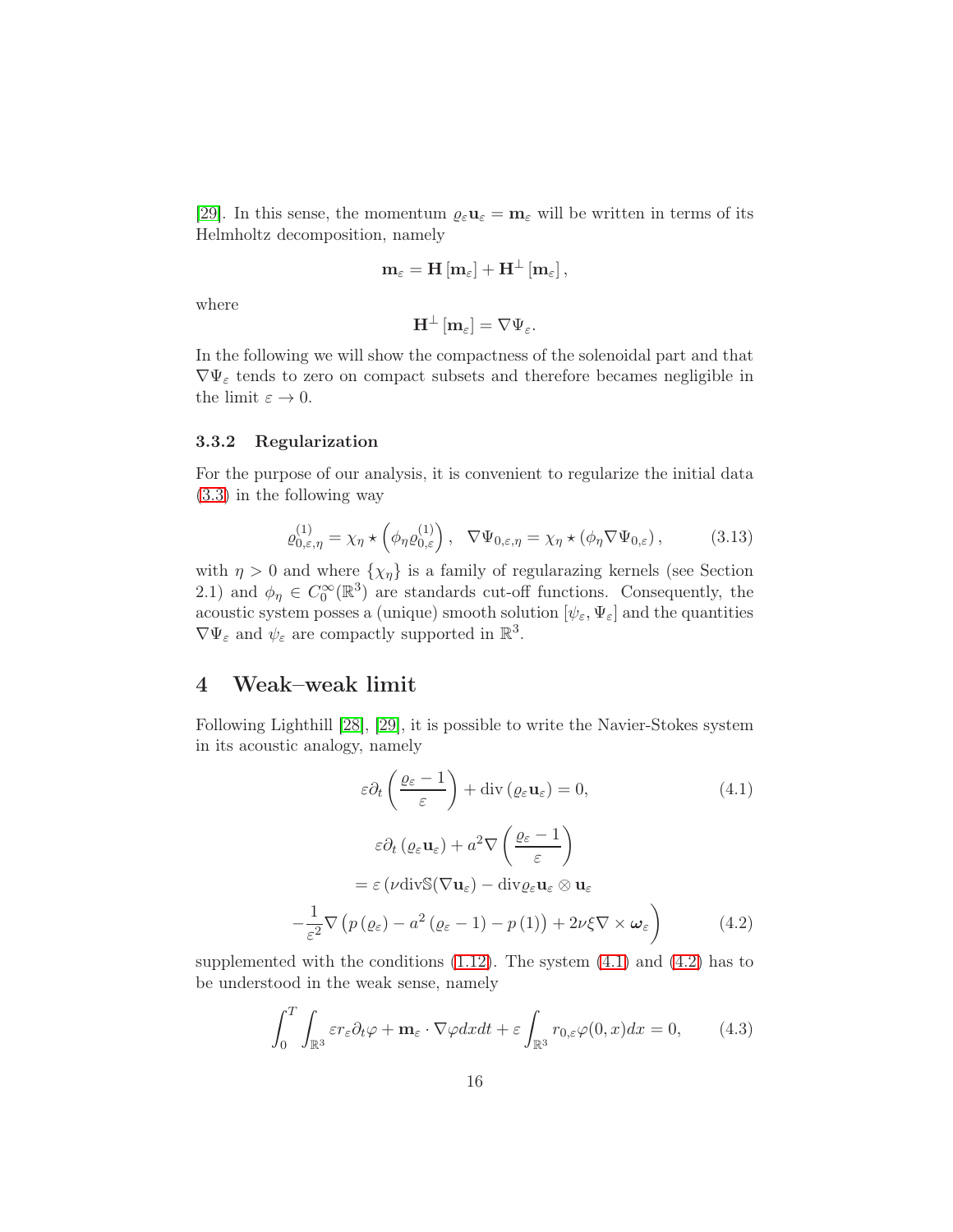[29]. In this sense, the momentum $\varrho_\varepsilon \mathbf{u}_\varepsilon = \mathbf{m}_\varepsilon$ will be written in terms of its Helmholtz decomposition, namely

$$\mathbf{m}_\varepsilon = \mathbf{H}\left[\mathbf{m}_\varepsilon\right] + \mathbf{H}^\perp\left[\mathbf{m}_\varepsilon\right],$$

where

$$\mathbf{H}^\perp\left[\mathbf{m}_\varepsilon\right] = \nabla \Psi_\varepsilon.$$

In the following we will show the compactness of the solenoidal part and that $\nabla\Psi_\varepsilon$ tends to zero on compact subsets and therefore becames negligible in the limit $\varepsilon \to 0$.

### 3.3.2 Regularization

For the purpose of our analysis, it is convenient to regularize the initial data (3.3) in the following way

$$\varrho^{(1)}_{0,\varepsilon,\eta} = \chi_\eta \star \left(\phi_\eta \varrho^{(1)}_{0,\varepsilon}\right), \quad \nabla\Psi_{0,\varepsilon,\eta} = \chi_\eta \star \left(\phi_\eta \nabla\Psi_{0,\varepsilon}\right), \tag{3.13}$$

with $\eta > 0$ and where $\{\chi_\eta\}$ is a family of regularazing kernels (see Section 2.1) and $\phi_\eta \in C_0^\infty(\mathbb{R}^3)$ are standards cut-off functions. Consequently, the acoustic system posses a (unique) smooth solution $[\psi_\varepsilon, \Psi_\varepsilon]$ and the quantities $\nabla\Psi_\varepsilon$ and $\psi_\varepsilon$ are compactly supported in $\mathbb{R}^3$.

# 4 Weak–weak limit

Following Lighthill [28], [29], it is possible to write the Navier-Stokes system in its acoustic analogy, namely

$$\varepsilon\partial_t\left(\frac{\varrho_\varepsilon - 1}{\varepsilon}\right) + \operatorname{div}\left(\varrho_\varepsilon \mathbf{u}_\varepsilon\right) = 0, \tag{4.1}$$

$$\begin{aligned} &\varepsilon\partial_t\left(\varrho_\varepsilon \mathbf{u}_\varepsilon\right) + a^2\nabla\left(\frac{\varrho_\varepsilon - 1}{\varepsilon}\right) \\ &= \varepsilon\Big(\nu \operatorname{div}\mathbb{S}(\nabla\mathbf{u}_\varepsilon) - \operatorname{div}\varrho_\varepsilon\mathbf{u}_\varepsilon\otimes\mathbf{u}_\varepsilon \\ &-\frac{1}{\varepsilon^2}\nabla\left(p\left(\varrho_\varepsilon\right) - a^2\left(\varrho_\varepsilon - 1\right) - p\left(1\right)\right) + 2\nu\xi\nabla\times\boldsymbol{\omega}_\varepsilon\Big) \end{aligned} \tag{4.2}$$

supplemented with the conditions (1.12). The system (4.1) and (4.2) has to be understood in the weak sense, namely

$$\int_0^T\int_{\mathbb{R}^3} \varepsilon r_\varepsilon \partial_t\varphi + \mathbf{m}_\varepsilon\cdot\nabla\varphi dxdt + \varepsilon\int_{\mathbb{R}^3} r_{0,\varepsilon}\varphi(0,x)dx = 0, \tag{4.3}$$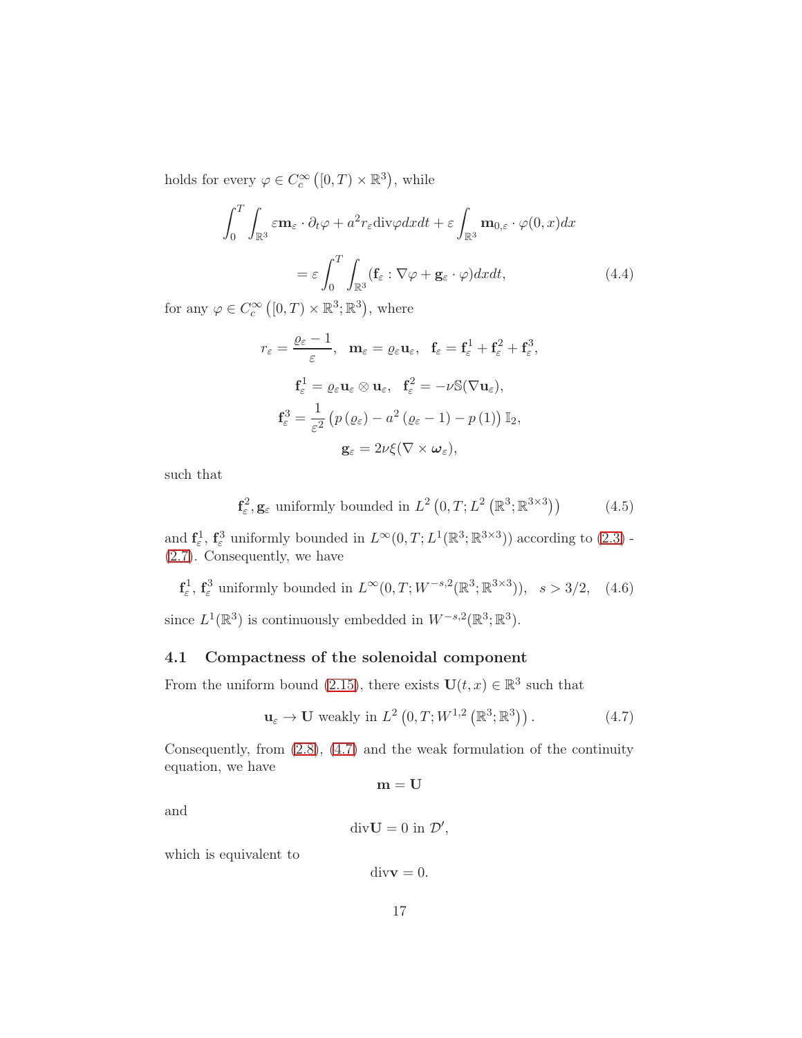holds for every $\varphi \in C_c^\infty\left([0,T) \times \mathbb{R}^3\right)$, while

$$
\int_0^T \int_{\mathbb{R}^3} \varepsilon \mathbf{m}_\varepsilon \cdot \partial_t \varphi + a^2 r_\varepsilon \operatorname{div}\varphi dxdt + \varepsilon \int_{\mathbb{R}^3} \mathbf{m}_{0,\varepsilon} \cdot \varphi(0,x)dx
$$

$$
= \varepsilon \int_0^T \int_{\mathbb{R}^3} (\mathbf{f}_\varepsilon : \nabla \varphi + \mathbf{g}_\varepsilon \cdot \varphi)dxdt, \tag{4.4}
$$

for any $\varphi \in C_c^\infty\left([0,T) \times \mathbb{R}^3; \mathbb{R}^3\right)$, where

$$
r_\varepsilon = \frac{\varrho_\varepsilon - 1}{\varepsilon}, \quad \mathbf{m}_\varepsilon = \varrho_\varepsilon \mathbf{u}_\varepsilon, \quad \mathbf{f}_\varepsilon = \mathbf{f}_\varepsilon^1 + \mathbf{f}_\varepsilon^2 + \mathbf{f}_\varepsilon^3,
$$

$$
\mathbf{f}_\varepsilon^1 = \varrho_\varepsilon \mathbf{u}_\varepsilon \otimes \mathbf{u}_\varepsilon, \quad \mathbf{f}_\varepsilon^2 = -\nu \mathbb{S}(\nabla \mathbf{u}_\varepsilon),
$$

$$
\mathbf{f}_\varepsilon^3 = \frac{1}{\varepsilon^2}\left(p\left(\varrho_\varepsilon\right) - a^2\left(\varrho_\varepsilon - 1\right) - p\left(1\right)\right)\mathbb{I}_2,
$$

$$
\mathbf{g}_\varepsilon = 2\nu\xi(\nabla \times \boldsymbol{\omega}_\varepsilon),
$$

such that

$$
\mathbf{f}_\varepsilon^2, \mathbf{g}_\varepsilon \text{ uniformly bounded in } L^2\left(0,T; L^2\left(\mathbb{R}^3; \mathbb{R}^{3\times 3}\right)\right) \tag{4.5}
$$

and $\mathbf{f}_\varepsilon^1$, $\mathbf{f}_\varepsilon^3$ uniformly bounded in $L^\infty(0,T; L^1(\mathbb{R}^3; \mathbb{R}^{3\times 3}))$ according to (2.3) - (2.7). Consequently, we have

$$
\mathbf{f}_\varepsilon^1, \mathbf{f}_\varepsilon^3 \text{ uniformly bounded in } L^\infty(0,T; W^{-s,2}(\mathbb{R}^3; \mathbb{R}^{3\times 3})), \quad s > 3/2, \tag{4.6}
$$

since $L^1(\mathbb{R}^3)$ is continuously embedded in $W^{-s,2}(\mathbb{R}^3; \mathbb{R}^3)$.

## 4.1 Compactness of the solenoidal component

From the uniform bound (2.15), there exists $\mathbf{U}(t,x) \in \mathbb{R}^3$ such that

$$
\mathbf{u}_\varepsilon \to \mathbf{U} \text{ weakly in } L^2\left(0,T; W^{1,2}\left(\mathbb{R}^3; \mathbb{R}^3\right)\right). \tag{4.7}
$$

Consequently, from (2.8), (4.7) and the weak formulation of the continuity equation, we have

$$
\mathbf{m} = \mathbf{U}
$$

and

$$
\operatorname{div}\mathbf{U} = 0 \text{ in } \mathcal{D}',
$$

which is equivalent to

$$
\operatorname{div}\mathbf{v} = 0.
$$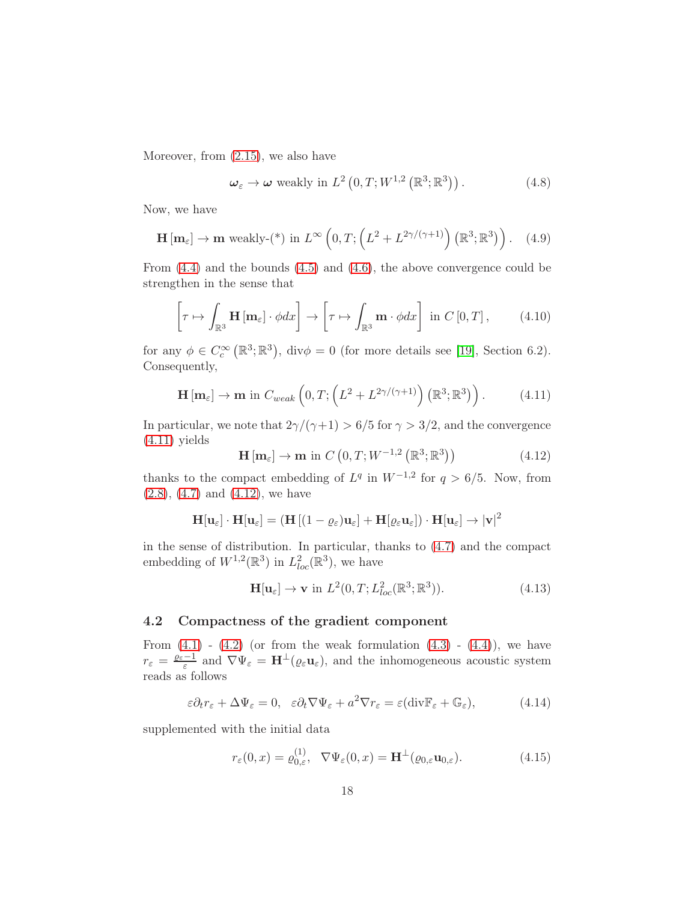Moreover, from (2.15), we also have

$$\boldsymbol{\omega}_\varepsilon \to \boldsymbol{\omega} \text{ weakly in } L^2\left(0,T;W^{1,2}\left(\mathbb{R}^3;\mathbb{R}^3\right)\right). \tag{4.8}$$

Now, we have

$$\mathbf{H}\left[\mathbf{m}_\varepsilon\right] \to \mathbf{m} \text{ weakly-}(*) \text{ in } L^\infty\left(0,T;\left(L^2 + L^{2\gamma/(\gamma+1)}\right)\left(\mathbb{R}^3;\mathbb{R}^3\right)\right). \tag{4.9}$$

From (4.4) and the bounds (4.5) and (4.6), the above convergence could be strengthen in the sense that

$$\left[\tau \mapsto \int_{\mathbb{R}^3} \mathbf{H}\left[\mathbf{m}_\varepsilon\right]\cdot \phi dx\right] \to \left[\tau \mapsto \int_{\mathbb{R}^3} \mathbf{m}\cdot\phi dx\right] \text{ in } C\left[0,T\right], \tag{4.10}$$

for any $\phi \in C_c^\infty\left(\mathbb{R}^3;\mathbb{R}^3\right)$, $\mathrm{div}\phi = 0$ (for more details see [19], Section 6.2). Consequently,

$$\mathbf{H}\left[\mathbf{m}_\varepsilon\right] \to \mathbf{m} \text{ in } C_{weak}\left(0,T;\left(L^2 + L^{2\gamma/(\gamma+1)}\right)\left(\mathbb{R}^3;\mathbb{R}^3\right)\right). \tag{4.11}$$

In particular, we note that $2\gamma/(\gamma+1) > 6/5$ for $\gamma > 3/2$, and the convergence (4.11) yields

$$\mathbf{H}\left[\mathbf{m}_\varepsilon\right] \to \mathbf{m} \text{ in } C\left(0,T;W^{-1,2}\left(\mathbb{R}^3;\mathbb{R}^3\right)\right) \tag{4.12}$$

thanks to the compact embedding of $L^q$ in $W^{-1,2}$ for $q > 6/5$. Now, from (2.8), (4.7) and (4.12), we have

$$\mathbf{H}[\mathbf{u}_\varepsilon]\cdot\mathbf{H}[\mathbf{u}_\varepsilon] = \left(\mathbf{H}\left[(1-\varrho_\varepsilon)\mathbf{u}_\varepsilon\right] + \mathbf{H}[\varrho_\varepsilon\mathbf{u}_\varepsilon]\right)\cdot\mathbf{H}[\mathbf{u}_\varepsilon] \to |\mathbf{v}|^2$$

in the sense of distribution. In particular, thanks to (4.7) and the compact embedding of $W^{1,2}(\mathbb{R}^3)$ in $L^2_{loc}(\mathbb{R}^3)$, we have

$$\mathbf{H}[\mathbf{u}_\varepsilon] \to \mathbf{v} \text{ in } L^2(0,T;L^2_{loc}(\mathbb{R}^3;\mathbb{R}^3)). \tag{4.13}$$

### 4.2 Compactness of the gradient component

From (4.1) - (4.2) (or from the weak formulation (4.3) - (4.4)), we have $r_\varepsilon = \frac{\varrho_\varepsilon - 1}{\varepsilon}$ and $\nabla\Psi_\varepsilon = \mathbf{H}^\perp(\varrho_\varepsilon\mathbf{u}_\varepsilon)$, and the inhomogeneous acoustic system reads as follows

$$\varepsilon\partial_t r_\varepsilon + \Delta\Psi_\varepsilon = 0, \quad \varepsilon\partial_t\nabla\Psi_\varepsilon + a^2\nabla r_\varepsilon = \varepsilon(\mathrm{div}\mathbb{F}_\varepsilon + \mathbb{G}_\varepsilon), \tag{4.14}$$

supplemented with the initial data

$$r_\varepsilon(0,x) = \varrho^{(1)}_{0,\varepsilon}, \quad \nabla\Psi_\varepsilon(0,x) = \mathbf{H}^\perp(\varrho_{0,\varepsilon}\mathbf{u}_{0,\varepsilon}). \tag{4.15}$$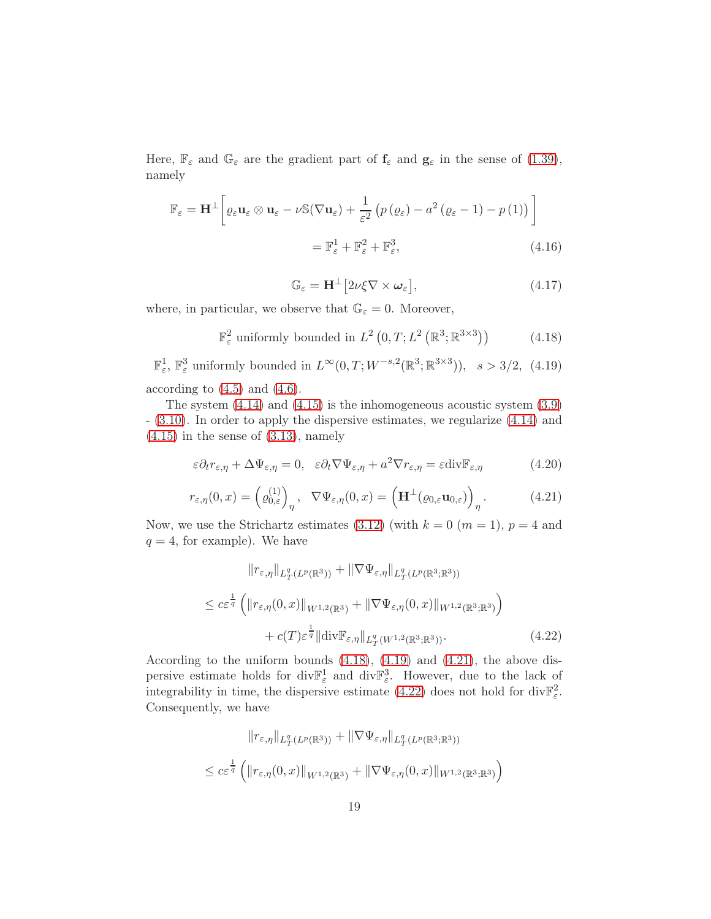Here, $\mathbb{F}_\varepsilon$ and $\mathbb{G}_\varepsilon$ are the gradient part of $\mathbf{f}_\varepsilon$ and $\mathbf{g}_\varepsilon$ in the sense of (1.39), namely

$$
\begin{aligned}
\mathbb{F}_\varepsilon = \mathbf{H}^\perp\bigg[\varrho_\varepsilon \mathbf{u}_\varepsilon \otimes \mathbf{u}_\varepsilon - \nu \mathbb{S}(\nabla \mathbf{u}_\varepsilon) + \frac{1}{\varepsilon^2}\left(p\left(\varrho_\varepsilon\right) - a^2\left(\varrho_\varepsilon - 1\right) - p\left(1\right)\right)\bigg] \\
= \mathbb{F}_\varepsilon^1 + \mathbb{F}_\varepsilon^2 + \mathbb{F}_\varepsilon^3,
\end{aligned}
\tag{4.16}
$$

$$
\mathbb{G}_\varepsilon = \mathbf{H}^\perp\big[2\nu\xi \nabla \times \boldsymbol{\omega}_\varepsilon\big], \tag{4.17}
$$

where, in particular, we observe that $\mathbb{G}_\varepsilon = 0$. Moreover,

$$
\mathbb{F}_\varepsilon^2 \text{ uniformly bounded in } L^2\left(0,T;L^2\left(\mathbb{R}^3;\mathbb{R}^{3\times 3}\right)\right) \tag{4.18}
$$

$$
\mathbb{F}_\varepsilon^1,\, \mathbb{F}_\varepsilon^3 \text{ uniformly bounded in } L^\infty(0,T;W^{-s,2}(\mathbb{R}^3;\mathbb{R}^{3\times 3})), \quad s > 3/2, \tag{4.19}
$$

according to (4.5) and (4.6).

The system (4.14) and (4.15) is the inhomogeneous acoustic system (3.9) - (3.10). In order to apply the dispersive estimates, we regularize (4.14) and (4.15) in the sense of (3.13), namely

$$
\varepsilon \partial_t r_{\varepsilon,\eta} + \Delta \Psi_{\varepsilon,\eta} = 0, \quad \varepsilon \partial_t \nabla \Psi_{\varepsilon,\eta} + a^2 \nabla r_{\varepsilon,\eta} = \varepsilon \mathrm{div} \mathbb{F}_{\varepsilon,\eta} \tag{4.20}
$$

$$
r_{\varepsilon,\eta}(0,x) = \left(\varrho_{0,\varepsilon}^{(1)}\right)_\eta, \quad \nabla \Psi_{\varepsilon,\eta}(0,x) = \left(\mathbf{H}^\perp(\varrho_{0,\varepsilon}\mathbf{u}_{0,\varepsilon})\right)_\eta. \tag{4.21}
$$

Now, we use the Strichartz estimates (3.12) (with $k = 0$ ($m = 1$), $p = 4$ and $q = 4$, for example). We have

$$
\begin{aligned}
&\|r_{\varepsilon,\eta}\|_{L^q_T(L^p(\mathbb{R}^3))} + \|\nabla \Psi_{\varepsilon,\eta}\|_{L^q_T(L^p(\mathbb{R}^3;\mathbb{R}^3))} \\
&\leq c\varepsilon^{\frac{1}{q}}\left(\|r_{\varepsilon,\eta}(0,x)\|_{W^{1,2}(\mathbb{R}^3)} + \|\nabla \Psi_{\varepsilon,\eta}(0,x)\|_{W^{1,2}(\mathbb{R}^3;\mathbb{R}^3)}\right) \\
&\qquad + c(T)\varepsilon^{\frac{1}{q}}\|\mathrm{div}\mathbb{F}_{\varepsilon,\eta}\|_{L^q_T(W^{1,2}(\mathbb{R}^3;\mathbb{R}^3))}.
\end{aligned}
\tag{4.22}
$$

According to the uniform bounds (4.18), (4.19) and (4.21), the above dispersive estimate holds for $\mathrm{div}\mathbb{F}_\varepsilon^1$ and $\mathrm{div}\mathbb{F}_\varepsilon^3$. However, due to the lack of integrability in time, the dispersive estimate (4.22) does not hold for $\mathrm{div}\mathbb{F}_\varepsilon^2$. Consequently, we have

$$
\begin{aligned}
&\|r_{\varepsilon,\eta}\|_{L^q_T(L^p(\mathbb{R}^3))} + \|\nabla \Psi_{\varepsilon,\eta}\|_{L^q_T(L^p(\mathbb{R}^3;\mathbb{R}^3))} \\
&\leq c\varepsilon^{\frac{1}{q}}\left(\|r_{\varepsilon,\eta}(0,x)\|_{W^{1,2}(\mathbb{R}^3)} + \|\nabla \Psi_{\varepsilon,\eta}(0,x)\|_{W^{1,2}(\mathbb{R}^3;\mathbb{R}^3)}\right)
\end{aligned}
$$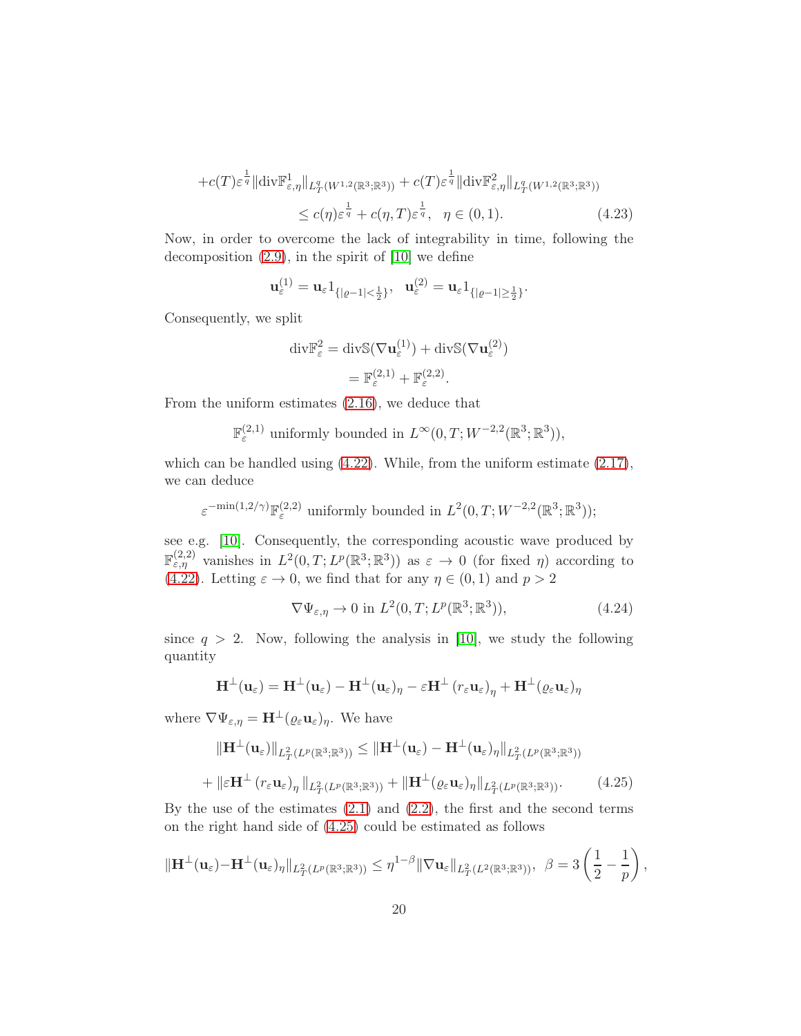$$
+c(T)\varepsilon^{\frac{1}{q}}\|\mathrm{div}\mathbb{F}^1_{\varepsilon,\eta}\|_{L^q_T(W^{1,2}(\mathbb{R}^3;\mathbb{R}^3))}+c(T)\varepsilon^{\frac{1}{q}}\|\mathrm{div}\mathbb{F}^2_{\varepsilon,\eta}\|_{L^q_T(W^{1,2}(\mathbb{R}^3;\mathbb{R}^3))}
$$

$$
\leq c(\eta)\varepsilon^{\frac{1}{q}}+c(\eta,T)\varepsilon^{\frac{1}{q}},\quad \eta\in(0,1). \tag{4.23}
$$

Now, in order to overcome the lack of integrability in time, following the decomposition (2.9), in the spirit of [10] we define

$$
\mathbf{u}^{(1)}_\varepsilon=\mathbf{u}_\varepsilon 1_{\{|\varrho-1|<\frac{1}{2}\}},\quad \mathbf{u}^{(2)}_\varepsilon=\mathbf{u}_\varepsilon 1_{\{|\varrho-1|\geq\frac{1}{2}\}}.
$$

Consequently, we split

$$
\begin{aligned}
\mathrm{div}\mathbb{F}^2_\varepsilon &= \mathrm{div}\mathbb{S}(\nabla\mathbf{u}^{(1)}_\varepsilon)+\mathrm{div}\mathbb{S}(\nabla\mathbf{u}^{(2)}_\varepsilon)\\
&=\mathbb{F}^{(2,1)}_\varepsilon+\mathbb{F}^{(2,2)}_\varepsilon.
\end{aligned}
$$

From the uniform estimates (2.16), we deduce that

$$
\mathbb{F}^{(2,1)}_\varepsilon \text{ uniformly bounded in } L^\infty(0,T;W^{-2,2}(\mathbb{R}^3;\mathbb{R}^3)),
$$

which can be handled using (4.22). While, from the uniform estimate (2.17), we can deduce

$$
\varepsilon^{-\min(1,2/\gamma)}\mathbb{F}^{(2,2)}_\varepsilon \text{ uniformly bounded in } L^2(0,T;W^{-2,2}(\mathbb{R}^3;\mathbb{R}^3));
$$

see e.g. [10]. Consequently, the corresponding acoustic wave produced by $\mathbb{F}^{(2,2)}_{\varepsilon,\eta}$ vanishes in $L^2(0,T;L^p(\mathbb{R}^3;\mathbb{R}^3))$ as $\varepsilon\to 0$ (for fixed $\eta$) according to (4.22). Letting $\varepsilon\to 0$, we find that for any $\eta\in(0,1)$ and $p>2$

$$
\nabla\Psi_{\varepsilon,\eta}\to 0 \text{ in } L^2(0,T;L^p(\mathbb{R}^3;\mathbb{R}^3)), \tag{4.24}
$$

since $q>2$. Now, following the analysis in [10], we study the following quantity

$$
\mathbf{H}^\perp(\mathbf{u}_\varepsilon)=\mathbf{H}^\perp(\mathbf{u}_\varepsilon)-\mathbf{H}^\perp(\mathbf{u}_\varepsilon)_\eta-\varepsilon\mathbf{H}^\perp\left(r_\varepsilon\mathbf{u}_\varepsilon\right)_\eta+\mathbf{H}^\perp(\varrho_\varepsilon\mathbf{u}_\varepsilon)_\eta
$$

where $\nabla\Psi_{\varepsilon,\eta}=\mathbf{H}^\perp(\varrho_\varepsilon\mathbf{u}_\varepsilon)_\eta$. We have

$$
\|\mathbf{H}^\perp(\mathbf{u}_\varepsilon)\|_{L^2_T(L^p(\mathbb{R}^3;\mathbb{R}^3))}\leq\|\mathbf{H}^\perp(\mathbf{u}_\varepsilon)-\mathbf{H}^\perp(\mathbf{u}_\varepsilon)_\eta\|_{L^2_T(L^p(\mathbb{R}^3;\mathbb{R}^3))}
$$

$$
+\|\varepsilon\mathbf{H}^\perp\left(r_\varepsilon\mathbf{u}_\varepsilon\right)_\eta\|_{L^2_T(L^p(\mathbb{R}^3;\mathbb{R}^3))}+\|\mathbf{H}^\perp(\varrho_\varepsilon\mathbf{u}_\varepsilon)_\eta\|_{L^2_T(L^p(\mathbb{R}^3;\mathbb{R}^3))}. \tag{4.25}
$$

By the use of the estimates (2.1) and (2.2), the first and the second terms on the right hand side of (4.25) could be estimated as follows

$$
\|\mathbf{H}^\perp(\mathbf{u}_\varepsilon)-\mathbf{H}^\perp(\mathbf{u}_\varepsilon)_\eta\|_{L^2_T(L^p(\mathbb{R}^3;\mathbb{R}^3))}\leq\eta^{1-\beta}\|\nabla\mathbf{u}_\varepsilon\|_{L^2_T(L^2(\mathbb{R}^3;\mathbb{R}^3))},\ \ \beta=3\left(\frac{1}{2}-\frac{1}{p}\right),
$$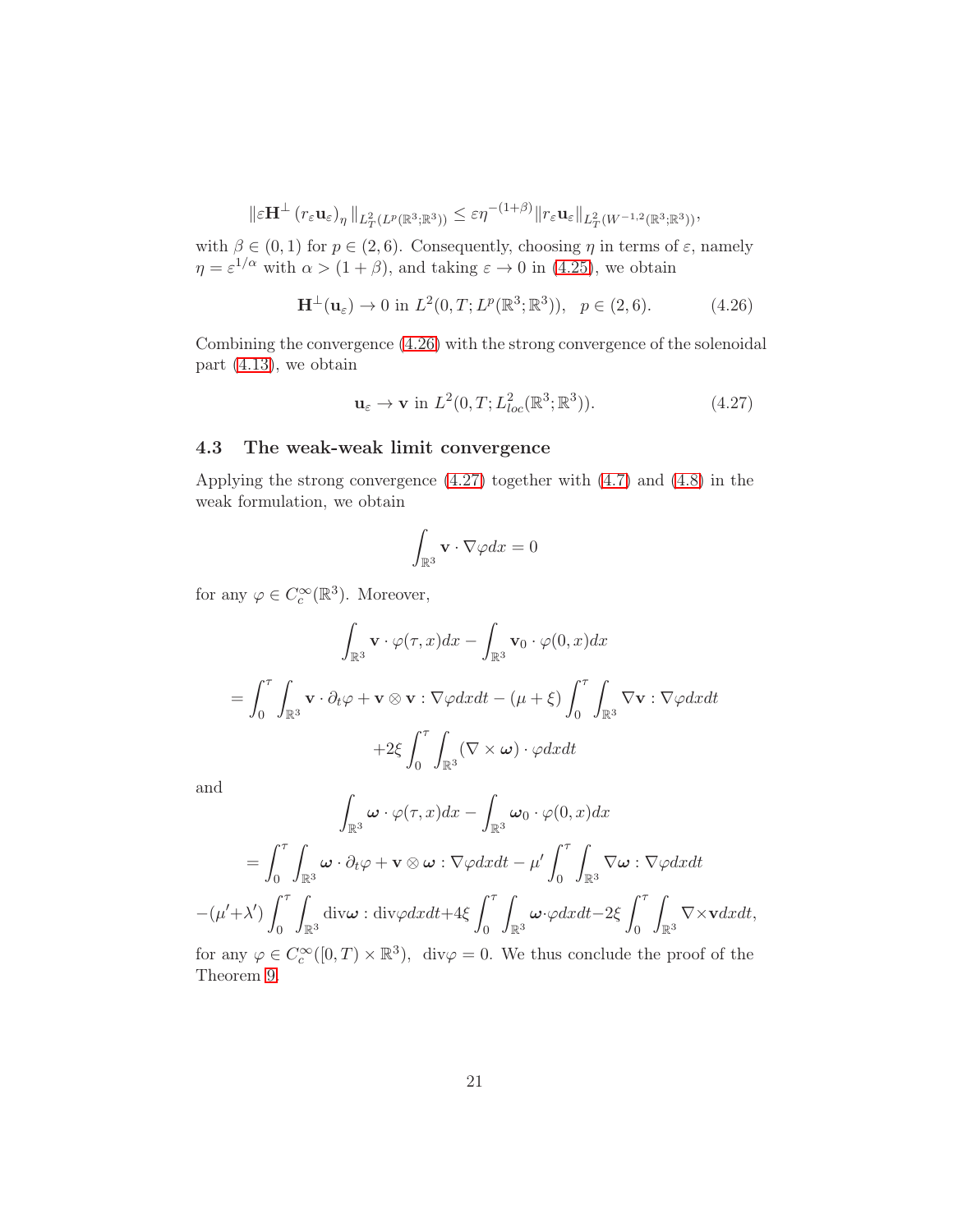$$\|\varepsilon \mathbf{H}^{\perp} (r_\varepsilon \mathbf{u}_\varepsilon)_\eta \|_{L^2_T(L^p(\mathbb{R}^3;\mathbb{R}^3))} \leq \varepsilon \eta^{-(1+\beta)} \|r_\varepsilon \mathbf{u}_\varepsilon\|_{L^2_T(W^{-1,2}(\mathbb{R}^3;\mathbb{R}^3))},$$

with $\beta \in (0,1)$ for $p \in (2,6)$. Consequently, choosing $\eta$ in terms of $\varepsilon$, namely $\eta = \varepsilon^{1/\alpha}$ with $\alpha > (1+\beta)$, and taking $\varepsilon \to 0$ in (4.25), we obtain

$$\mathbf{H}^{\perp}(\mathbf{u}_\varepsilon) \to 0 \text{ in } L^2(0,T;L^p(\mathbb{R}^3;\mathbb{R}^3)), \quad p \in (2,6). \tag{4.26}$$

Combining the convergence (4.26) with the strong convergence of the solenoidal part (4.13), we obtain

$$\mathbf{u}_\varepsilon \to \mathbf{v} \text{ in } L^2(0,T;L^2_{loc}(\mathbb{R}^3;\mathbb{R}^3)). \tag{4.27}$$

### 4.3 The weak-weak limit convergence

Applying the strong convergence (4.27) together with (4.7) and (4.8) in the weak formulation, we obtain

$$\int_{\mathbb{R}^3} \mathbf{v} \cdot \nabla \varphi dx = 0$$

for any $\varphi \in C_c^\infty(\mathbb{R}^3)$. Moreover,

$$\int_{\mathbb{R}^3} \mathbf{v} \cdot \varphi(\tau, x) dx - \int_{\mathbb{R}^3} \mathbf{v}_0 \cdot \varphi(0,x) dx$$

$$= \int_0^\tau \int_{\mathbb{R}^3} \mathbf{v} \cdot \partial_t \varphi + \mathbf{v} \otimes \mathbf{v} : \nabla \varphi dx dt - (\mu + \xi) \int_0^\tau \int_{\mathbb{R}^3} \nabla \mathbf{v} : \nabla \varphi dx dt$$

$$+ 2\xi \int_0^\tau \int_{\mathbb{R}^3} (\nabla \times \boldsymbol{\omega}) \cdot \varphi dx dt$$

and

$$\int_{\mathbb{R}^3} \boldsymbol{\omega} \cdot \varphi(\tau, x) dx - \int_{\mathbb{R}^3} \boldsymbol{\omega}_0 \cdot \varphi(0,x) dx$$

$$= \int_0^\tau \int_{\mathbb{R}^3} \boldsymbol{\omega} \cdot \partial_t \varphi + \mathbf{v} \otimes \boldsymbol{\omega} : \nabla \varphi dx dt - \mu' \int_0^\tau \int_{\mathbb{R}^3} \nabla \boldsymbol{\omega} : \nabla \varphi dx dt$$

$$-(\mu' + \lambda') \int_0^\tau \int_{\mathbb{R}^3} \mathrm{div} \boldsymbol{\omega} : \mathrm{div} \varphi dx dt + 4\xi \int_0^\tau \int_{\mathbb{R}^3} \boldsymbol{\omega} \cdot \varphi dx dt - 2\xi \int_0^\tau \int_{\mathbb{R}^3} \nabla \times \mathbf{v} dx dt,$$

for any $\varphi \in C_c^\infty([0,T) \times \mathbb{R}^3)$, $\mathrm{div}\varphi = 0$. We thus conclude the proof of the Theorem 9.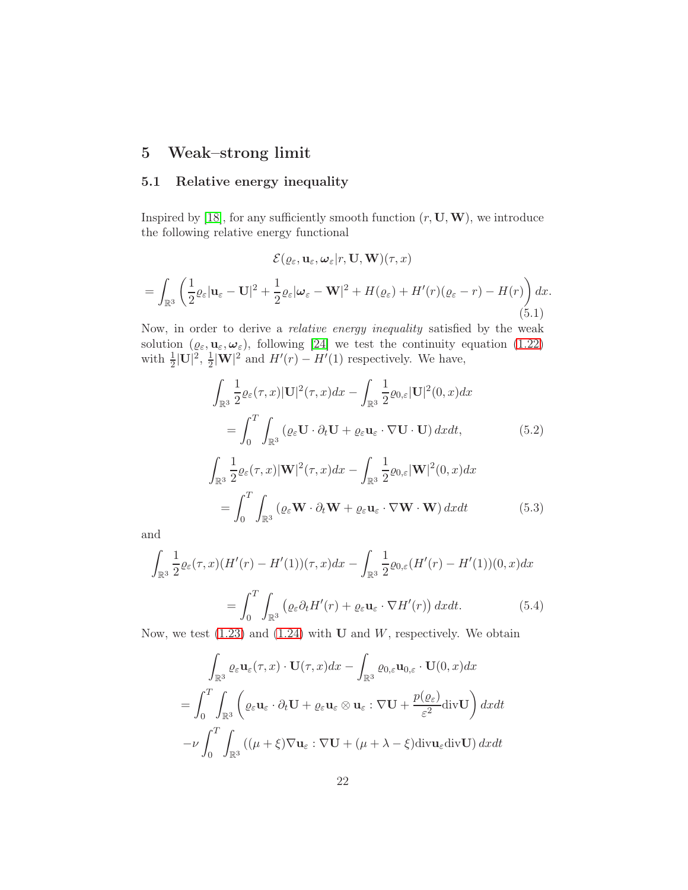# 5 Weak–strong limit

## 5.1 Relative energy inequality

Inspired by [18], for any sufficiently smooth function $(r, \mathbf{U}, \mathbf{W})$, we introduce the following relative energy functional

$$
\begin{aligned}
&\mathcal{E}(\varrho_\varepsilon, \mathbf{u}_\varepsilon, \boldsymbol{\omega}_\varepsilon | r, \mathbf{U}, \mathbf{W})(\tau, x) \\
&= \int_{\mathbb{R}^3} \left( \frac{1}{2}\varrho_\varepsilon |\mathbf{u}_\varepsilon - \mathbf{U}|^2 + \frac{1}{2}\varrho_\varepsilon |\boldsymbol{\omega}_\varepsilon - \mathbf{W}|^2 + H(\varrho_\varepsilon) + H'(r)(\varrho_\varepsilon - r) - H(r) \right) dx.
\end{aligned} \tag{5.1}
$$

Now, in order to derive a *relative energy inequality* satisfied by the weak solution $(\varrho_\varepsilon, \mathbf{u}_\varepsilon, \boldsymbol{\omega}_\varepsilon)$, following [24] we test the continuity equation (1.22) with $\frac{1}{2}|\mathbf{U}|^2$, $\frac{1}{2}|\mathbf{W}|^2$ and $H'(r) - H'(1)$ respectively. We have,

$$
\begin{aligned}
&\int_{\mathbb{R}^3} \frac{1}{2}\varrho_\varepsilon(\tau, x)|\mathbf{U}|^2(\tau, x)dx - \int_{\mathbb{R}^3} \frac{1}{2}\varrho_{0,\varepsilon}|\mathbf{U}|^2(0, x)dx \\
&\quad = \int_0^T \int_{\mathbb{R}^3} \left( \varrho_\varepsilon \mathbf{U} \cdot \partial_t \mathbf{U} + \varrho_\varepsilon \mathbf{u}_\varepsilon \cdot \nabla \mathbf{U} \cdot \mathbf{U} \right) dxdt,
\end{aligned} \tag{5.2}
$$

$$
\begin{aligned}
&\int_{\mathbb{R}^3} \frac{1}{2}\varrho_\varepsilon(\tau, x)|\mathbf{W}|^2(\tau, x)dx - \int_{\mathbb{R}^3} \frac{1}{2}\varrho_{0,\varepsilon}|\mathbf{W}|^2(0, x)dx \\
&\quad = \int_0^T \int_{\mathbb{R}^3} \left( \varrho_\varepsilon \mathbf{W} \cdot \partial_t \mathbf{W} + \varrho_\varepsilon \mathbf{u}_\varepsilon \cdot \nabla \mathbf{W} \cdot \mathbf{W} \right) dxdt
\end{aligned} \tag{5.3}
$$

and

$$
\begin{aligned}
&\int_{\mathbb{R}^3} \frac{1}{2}\varrho_\varepsilon(\tau, x)(H'(r) - H'(1))(\tau, x)dx - \int_{\mathbb{R}^3} \frac{1}{2}\varrho_{0,\varepsilon}(H'(r) - H'(1))(0, x)dx \\
&\quad = \int_0^T \int_{\mathbb{R}^3} \left( \varrho_\varepsilon \partial_t H'(r) + \varrho_\varepsilon \mathbf{u}_\varepsilon \cdot \nabla H'(r) \right) dxdt.
\end{aligned} \tag{5.4}
$$

Now, we test (1.23) and (1.24) with $\mathbf{U}$ and $W$, respectively. We obtain

$$
\begin{aligned}
&\int_{\mathbb{R}^3} \varrho_\varepsilon \mathbf{u}_\varepsilon(\tau, x) \cdot \mathbf{U}(\tau, x)dx - \int_{\mathbb{R}^3} \varrho_{0,\varepsilon}\mathbf{u}_{0,\varepsilon} \cdot \mathbf{U}(0, x)dx \\
&= \int_0^T \int_{\mathbb{R}^3} \left( \varrho_\varepsilon \mathbf{u}_\varepsilon \cdot \partial_t \mathbf{U} + \varrho_\varepsilon \mathbf{u}_\varepsilon \otimes \mathbf{u}_\varepsilon : \nabla \mathbf{U} + \frac{p(\varrho_\varepsilon)}{\varepsilon^2}\mathrm{div}\mathbf{U} \right) dxdt \\
&-\nu \int_0^T \int_{\mathbb{R}^3} \left( (\mu + \xi)\nabla \mathbf{u}_\varepsilon : \nabla \mathbf{U} + (\mu + \lambda - \xi)\mathrm{div}\mathbf{u}_\varepsilon \mathrm{div}\mathbf{U} \right) dxdt
\end{aligned}
$$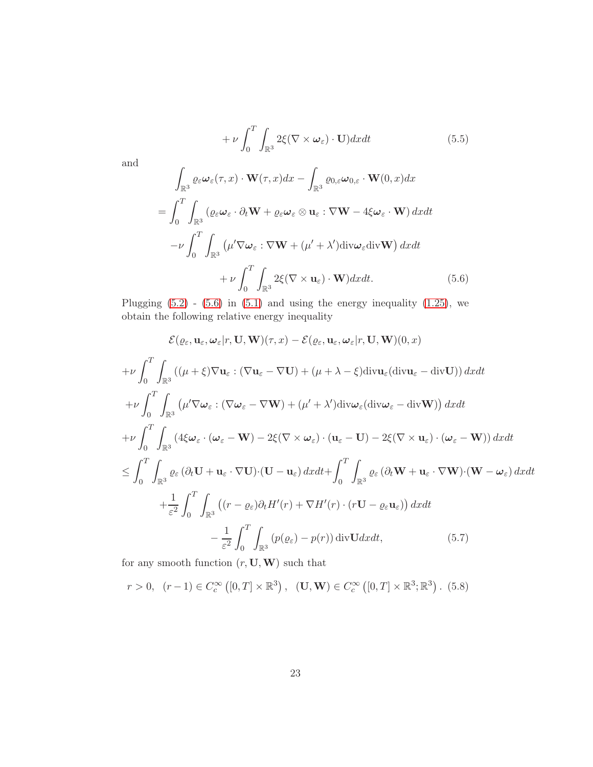$$+ \nu \int_0^T \int_{\mathbb{R}^3} 2\xi(\nabla \times \boldsymbol{\omega}_\varepsilon) \cdot \mathbf{U}) dxdt \tag{5.5}$$

and

$$\begin{aligned}
&\int_{\mathbb{R}^3} \varrho_\varepsilon \boldsymbol{\omega}_\varepsilon(\tau, x) \cdot \mathbf{W}(\tau, x) dx - \int_{\mathbb{R}^3} \varrho_{0,\varepsilon} \boldsymbol{\omega}_{0,\varepsilon} \cdot \mathbf{W}(0, x) dx \\
&= \int_0^T \int_{\mathbb{R}^3} \left( \varrho_\varepsilon \boldsymbol{\omega}_\varepsilon \cdot \partial_t \mathbf{W} + \varrho_\varepsilon \boldsymbol{\omega}_\varepsilon \otimes \mathbf{u}_\varepsilon : \nabla \mathbf{W} - 4\xi \boldsymbol{\omega}_\varepsilon \cdot \mathbf{W} \right) dxdt \\
&\quad - \nu \int_0^T \int_{\mathbb{R}^3} \left( \mu' \nabla \boldsymbol{\omega}_\varepsilon : \nabla \mathbf{W} + (\mu' + \lambda') \mathrm{div} \boldsymbol{\omega}_\varepsilon \mathrm{div} \mathbf{W} \right) dxdt \\
&\quad + \nu \int_0^T \int_{\mathbb{R}^3} 2\xi(\nabla \times \mathbf{u}_\varepsilon) \cdot \mathbf{W}) dxdt.
\end{aligned} \tag{5.6}$$

Plugging (5.2) - (5.6) in (5.1) and using the energy inequality (1.25), we obtain the following relative energy inequality

$$\begin{aligned}
&\mathcal{E}(\varrho_\varepsilon, \mathbf{u}_\varepsilon, \boldsymbol{\omega}_\varepsilon | r, \mathbf{U}, \mathbf{W})(\tau, x) - \mathcal{E}(\varrho_\varepsilon, \mathbf{u}_\varepsilon, \boldsymbol{\omega}_\varepsilon | r, \mathbf{U}, \mathbf{W})(0, x) \\
&+ \nu \int_0^T \int_{\mathbb{R}^3} \left( (\mu + \xi) \nabla \mathbf{u}_\varepsilon : (\nabla \mathbf{u}_\varepsilon - \nabla \mathbf{U}) + (\mu + \lambda - \xi) \mathrm{div} \mathbf{u}_\varepsilon (\mathrm{div} \mathbf{u}_\varepsilon - \mathrm{div} \mathbf{U}) \right) dxdt \\
&+ \nu \int_0^T \int_{\mathbb{R}^3} \left( \mu' \nabla \boldsymbol{\omega}_\varepsilon : (\nabla \boldsymbol{\omega}_\varepsilon - \nabla \mathbf{W}) + (\mu' + \lambda') \mathrm{div} \boldsymbol{\omega}_\varepsilon (\mathrm{div} \boldsymbol{\omega}_\varepsilon - \mathrm{div} \mathbf{W}) \right) dxdt \\
&+ \nu \int_0^T \int_{\mathbb{R}^3} \left( 4\xi \boldsymbol{\omega}_\varepsilon \cdot (\boldsymbol{\omega}_\varepsilon - \mathbf{W}) - 2\xi (\nabla \times \boldsymbol{\omega}_\varepsilon) \cdot (\mathbf{u}_\varepsilon - \mathbf{U}) - 2\xi (\nabla \times \mathbf{u}_\varepsilon) \cdot (\boldsymbol{\omega}_\varepsilon - \mathbf{W}) \right) dxdt \\
&\leq \int_0^T \int_{\mathbb{R}^3} \varrho_\varepsilon \left( \partial_t \mathbf{U} + \mathbf{u}_\varepsilon \cdot \nabla \mathbf{U} \right) \cdot (\mathbf{U} - \mathbf{u}_\varepsilon) \, dxdt + \int_0^T \int_{\mathbb{R}^3} \varrho_\varepsilon \left( \partial_t \mathbf{W} + \mathbf{u}_\varepsilon \cdot \nabla \mathbf{W} \right) \cdot (\mathbf{W} - \boldsymbol{\omega}_\varepsilon) \, dxdt \\
&\quad + \frac{1}{\varepsilon^2} \int_0^T \int_{\mathbb{R}^3} \left( (r - \varrho_\varepsilon) \partial_t H'(r) + \nabla H'(r) \cdot (r \mathbf{U} - \varrho_\varepsilon \mathbf{u}_\varepsilon) \right) dxdt \\
&\quad - \frac{1}{\varepsilon^2} \int_0^T \int_{\mathbb{R}^3} \left( p(\varrho_\varepsilon) - p(r) \right) \mathrm{div} \mathbf{U} dxdt,
\end{aligned} \tag{5.7}$$

for any smooth function $(r, \mathbf{U}, \mathbf{W})$ such that

$$r > 0, \quad (r - 1) \in C_c^\infty \left( [0, T] \times \mathbb{R}^3 \right), \quad (\mathbf{U}, \mathbf{W}) \in C_c^\infty \left( [0, T] \times \mathbb{R}^3; \mathbb{R}^3 \right). \tag{5.8}$$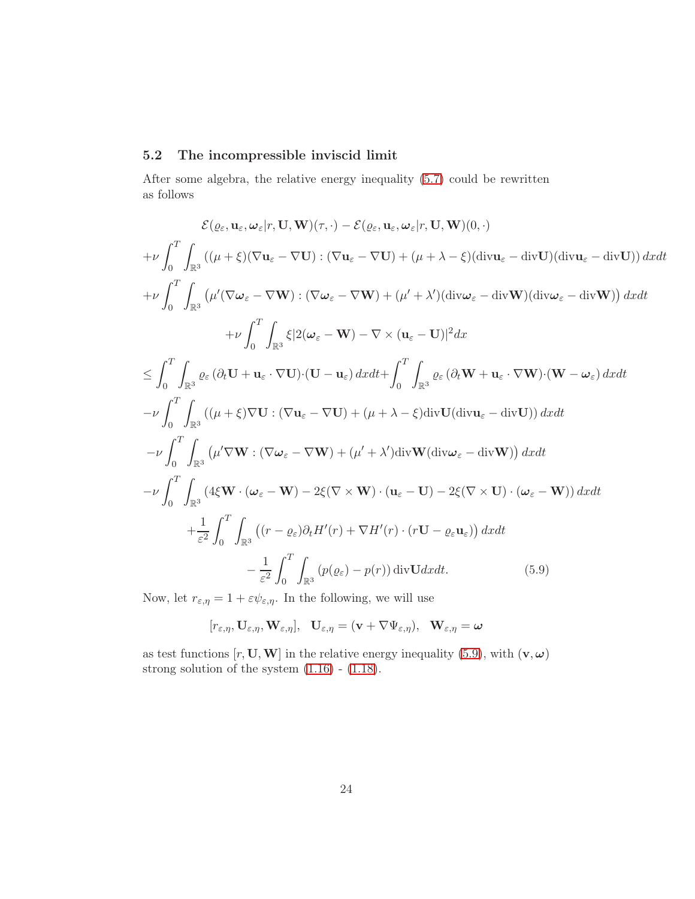### 5.2 The incompressible inviscid limit

After some algebra, the relative energy inequality (5.7) could be rewritten as follows

$$
\begin{aligned}
&\mathcal{E}(\varrho_\varepsilon, \mathbf{u}_\varepsilon, \boldsymbol{\omega}_\varepsilon | r, \mathbf{U}, \mathbf{W})(\tau, \cdot) - \mathcal{E}(\varrho_\varepsilon, \mathbf{u}_\varepsilon, \boldsymbol{\omega}_\varepsilon | r, \mathbf{U}, \mathbf{W})(0, \cdot) \\
&+\nu \int_0^T \int_{\mathbb{R}^3} \left( (\mu+\xi)(\nabla \mathbf{u}_\varepsilon - \nabla \mathbf{U}) : (\nabla \mathbf{u}_\varepsilon - \nabla \mathbf{U}) + (\mu + \lambda - \xi)(\mathrm{div}\mathbf{u}_\varepsilon - \mathrm{div}\mathbf{U})(\mathrm{div}\mathbf{u}_\varepsilon - \mathrm{div}\mathbf{U}) \right) dxdt \\
&+\nu \int_0^T \int_{\mathbb{R}^3} \left( \mu'(\nabla \boldsymbol{\omega}_\varepsilon - \nabla \mathbf{W}) : (\nabla \boldsymbol{\omega}_\varepsilon - \nabla \mathbf{W}) + (\mu' + \lambda')(\mathrm{div}\boldsymbol{\omega}_\varepsilon - \mathrm{div}\mathbf{W})(\mathrm{div}\boldsymbol{\omega}_\varepsilon - \mathrm{div}\mathbf{W}) \right) dxdt \\
&\qquad +\nu \int_0^T \int_{\mathbb{R}^3} \xi |2(\boldsymbol{\omega}_\varepsilon - \mathbf{W}) - \nabla \times (\mathbf{u}_\varepsilon - \mathbf{U})|^2 dx \\
&\leq \int_0^T \int_{\mathbb{R}^3} \varrho_\varepsilon \left( \partial_t \mathbf{U} + \mathbf{u}_\varepsilon \cdot \nabla \mathbf{U} \right) \cdot (\mathbf{U} - \mathbf{u}_\varepsilon)\, dxdt + \int_0^T \int_{\mathbb{R}^3} \varrho_\varepsilon \left( \partial_t \mathbf{W} + \mathbf{u}_\varepsilon \cdot \nabla \mathbf{W} \right) \cdot (\mathbf{W} - \boldsymbol{\omega}_\varepsilon)\, dxdt \\
&-\nu \int_0^T \int_{\mathbb{R}^3} \left( (\mu+\xi)\nabla \mathbf{U} : (\nabla \mathbf{u}_\varepsilon - \nabla \mathbf{U}) + (\mu + \lambda - \xi)\mathrm{div}\mathbf{U}(\mathrm{div}\mathbf{u}_\varepsilon - \mathrm{div}\mathbf{U}) \right) dxdt \\
&-\nu \int_0^T \int_{\mathbb{R}^3} \left( \mu' \nabla \mathbf{W} : (\nabla \boldsymbol{\omega}_\varepsilon - \nabla \mathbf{W}) + (\mu' + \lambda')\mathrm{div}\mathbf{W}(\mathrm{div}\boldsymbol{\omega}_\varepsilon - \mathrm{div}\mathbf{W}) \right) dxdt \\
&-\nu \int_0^T \int_{\mathbb{R}^3} \left( 4\xi \mathbf{W} \cdot (\boldsymbol{\omega}_\varepsilon - \mathbf{W}) - 2\xi(\nabla \times \mathbf{W}) \cdot (\mathbf{u}_\varepsilon - \mathbf{U}) - 2\xi(\nabla \times \mathbf{U}) \cdot (\boldsymbol{\omega}_\varepsilon - \mathbf{W}) \right) dxdt \\
&\qquad + \frac{1}{\varepsilon^2} \int_0^T \int_{\mathbb{R}^3} \left( (r - \varrho_\varepsilon)\partial_t H'(r) + \nabla H'(r) \cdot (r\mathbf{U} - \varrho_\varepsilon \mathbf{u}_\varepsilon) \right) dxdt \\
&\qquad\qquad - \frac{1}{\varepsilon^2} \int_0^T \int_{\mathbb{R}^3} \left( p(\varrho_\varepsilon) - p(r) \right) \mathrm{div}\mathbf{U} dxdt. \qquad (5.9)
\end{aligned}
$$

Now, let $r_{\varepsilon,\eta} = 1 + \varepsilon \psi_{\varepsilon,\eta}$. In the following, we will use

$$
[r_{\varepsilon,\eta}, \mathbf{U}_{\varepsilon,\eta}, \mathbf{W}_{\varepsilon,\eta}], \quad \mathbf{U}_{\varepsilon,\eta} = (\mathbf{v} + \nabla \Psi_{\varepsilon,\eta}), \quad \mathbf{W}_{\varepsilon,\eta} = \boldsymbol{\omega}
$$

as test functions $[r, \mathbf{U}, \mathbf{W}]$ in the relative energy inequality (5.9), with $(\mathbf{v}, \boldsymbol{\omega})$ strong solution of the system (1.16) - (1.18).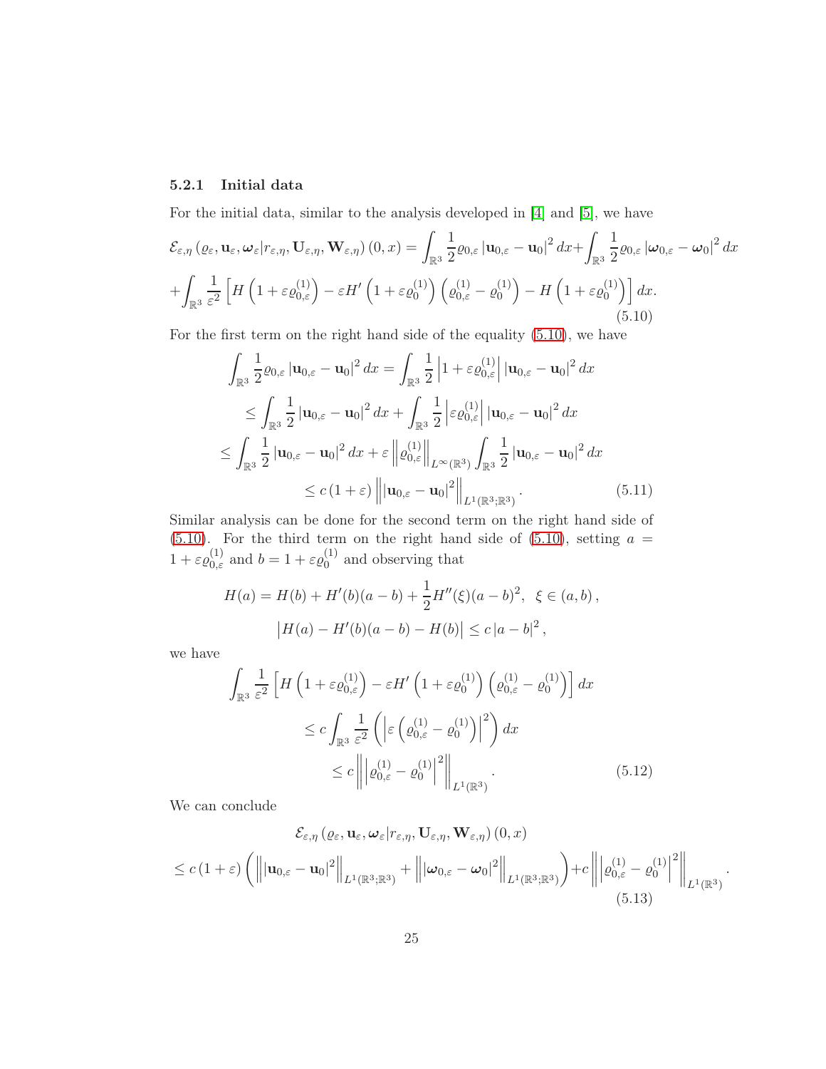#### 5.2.1 Initial data

For the initial data, similar to the analysis developed in [4] and [5], we have

$$
\begin{aligned}
\mathcal{E}_{\varepsilon,\eta}\left(\varrho_\varepsilon, \mathbf{u}_\varepsilon, \boldsymbol{\omega}_\varepsilon | r_{\varepsilon,\eta}, \mathbf{U}_{\varepsilon,\eta}, \mathbf{W}_{\varepsilon,\eta}\right)(0,x) &= \int_{\mathbb{R}^3} \frac{1}{2}\varrho_{0,\varepsilon}\left|\mathbf{u}_{0,\varepsilon} - \mathbf{u}_0\right|^2 dx + \int_{\mathbb{R}^3} \frac{1}{2}\varrho_{0,\varepsilon}\left|\boldsymbol{\omega}_{0,\varepsilon} - \boldsymbol{\omega}_0\right|^2 dx \\
&+ \int_{\mathbb{R}^3} \frac{1}{\varepsilon^2}\left[H\left(1+\varepsilon\varrho_{0,\varepsilon}^{(1)}\right) - \varepsilon H'\left(1+\varepsilon\varrho_0^{(1)}\right)\left(\varrho_{0,\varepsilon}^{(1)} - \varrho_0^{(1)}\right) - H\left(1+\varepsilon\varrho_0^{(1)}\right)\right] dx.
\end{aligned} \tag{5.10}
$$

For the first term on the right hand side of the equality (5.10), we have

$$
\begin{aligned}
\int_{\mathbb{R}^3} \frac{1}{2}\varrho_{0,\varepsilon}\left|\mathbf{u}_{0,\varepsilon} - \mathbf{u}_0\right|^2 dx &= \int_{\mathbb{R}^3} \frac{1}{2}\left|1+\varepsilon\varrho_{0,\varepsilon}^{(1)}\right|\left|\mathbf{u}_{0,\varepsilon} - \mathbf{u}_0\right|^2 dx \\
&\leq \int_{\mathbb{R}^3} \frac{1}{2}\left|\mathbf{u}_{0,\varepsilon} - \mathbf{u}_0\right|^2 dx + \int_{\mathbb{R}^3} \frac{1}{2}\left|\varepsilon\varrho_{0,\varepsilon}^{(1)}\right|\left|\mathbf{u}_{0,\varepsilon} - \mathbf{u}_0\right|^2 dx \\
&\leq \int_{\mathbb{R}^3} \frac{1}{2}\left|\mathbf{u}_{0,\varepsilon} - \mathbf{u}_0\right|^2 dx + \varepsilon\left\|\varrho_{0,\varepsilon}^{(1)}\right\|_{L^\infty(\mathbb{R}^3)}\int_{\mathbb{R}^3} \frac{1}{2}\left|\mathbf{u}_{0,\varepsilon} - \mathbf{u}_0\right|^2 dx \\
&\leq c\left(1+\varepsilon\right)\left\|\left|\mathbf{u}_{0,\varepsilon} - \mathbf{u}_0\right|^2\right\|_{L^1(\mathbb{R}^3;\mathbb{R}^3)}.
\end{aligned} \tag{5.11}
$$

Similar analysis can be done for the second term on the right hand side of (5.10). For the third term on the right hand side of (5.10), setting $a = 1+\varepsilon\varrho_{0,\varepsilon}^{(1)}$ and $b = 1+\varepsilon\varrho_0^{(1)}$ and observing that

$$
H(a) = H(b) + H'(b)(a-b) + \frac{1}{2}H''(\xi)(a-b)^2, \;\; \xi \in (a,b),
$$

$$
\left|H(a) - H'(b)(a-b) - H(b)\right| \leq c\left|a-b\right|^2,
$$

we have

$$
\begin{aligned}
\int_{\mathbb{R}^3} \frac{1}{\varepsilon^2}&\left[H\left(1+\varepsilon\varrho_{0,\varepsilon}^{(1)}\right) - \varepsilon H'\left(1+\varepsilon\varrho_0^{(1)}\right)\left(\varrho_{0,\varepsilon}^{(1)} - \varrho_0^{(1)}\right)\right] dx \\
&\leq c\int_{\mathbb{R}^3} \frac{1}{\varepsilon^2}\left(\left|\varepsilon\left(\varrho_{0,\varepsilon}^{(1)} - \varrho_0^{(1)}\right)\right|^2\right) dx \\
&\leq c\left\|\left|\varrho_{0,\varepsilon}^{(1)} - \varrho_0^{(1)}\right|^2\right\|_{L^1(\mathbb{R}^3)}.
\end{aligned} \tag{5.12}
$$

We can conclude

$$
\begin{aligned}
&\mathcal{E}_{\varepsilon,\eta}\left(\varrho_\varepsilon, \mathbf{u}_\varepsilon, \boldsymbol{\omega}_\varepsilon | r_{\varepsilon,\eta}, \mathbf{U}_{\varepsilon,\eta}, \mathbf{W}_{\varepsilon,\eta}\right)(0,x) \\
&\leq c\left(1+\varepsilon\right)\left(\left\|\left|\mathbf{u}_{0,\varepsilon} - \mathbf{u}_0\right|^2\right\|_{L^1(\mathbb{R}^3;\mathbb{R}^3)} + \left\|\left|\boldsymbol{\omega}_{0,\varepsilon} - \boldsymbol{\omega}_0\right|^2\right\|_{L^1(\mathbb{R}^3;\mathbb{R}^3)}\right) + c\left\|\left|\varrho_{0,\varepsilon}^{(1)} - \varrho_0^{(1)}\right|^2\right\|_{L^1(\mathbb{R}^3)}.
\end{aligned} \tag{5.13}
$$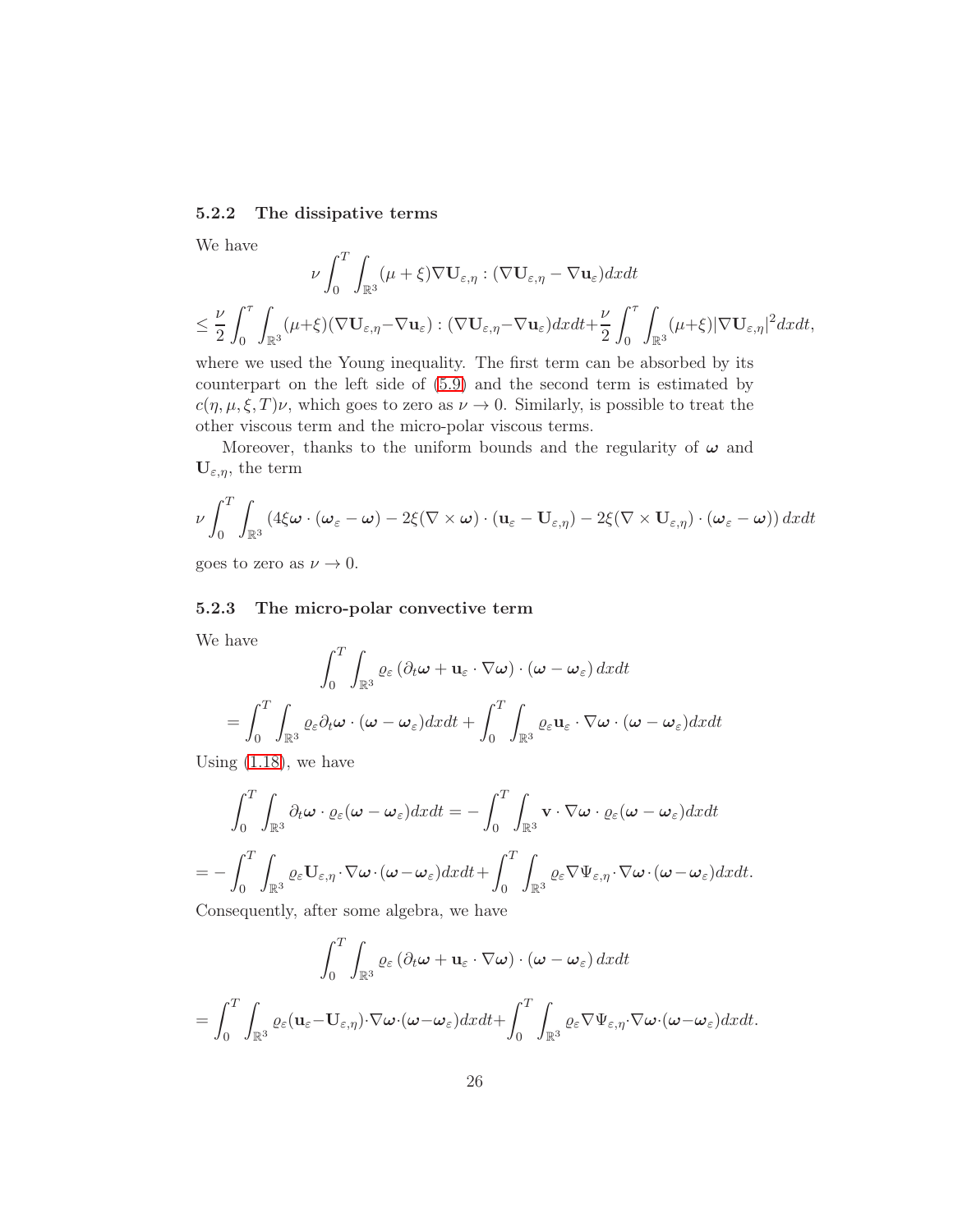#### 5.2.2 The dissipative terms

We have

$$\nu \int_0^T \int_{\mathbb{R}^3} (\mu + \xi) \nabla \mathbf{U}_{\varepsilon,\eta} : (\nabla \mathbf{U}_{\varepsilon,\eta} - \nabla \mathbf{u}_\varepsilon) dxdt$$

$$\leq \frac{\nu}{2} \int_0^\tau \int_{\mathbb{R}^3} (\mu+\xi)(\nabla \mathbf{U}_{\varepsilon,\eta} - \nabla \mathbf{u}_\varepsilon) : (\nabla \mathbf{U}_{\varepsilon,\eta} - \nabla \mathbf{u}_\varepsilon) dxdt + \frac{\nu}{2} \int_0^\tau \int_{\mathbb{R}^3} (\mu+\xi) |\nabla \mathbf{U}_{\varepsilon,\eta}|^2 dxdt,$$

where we used the Young inequality. The first term can be absorbed by its counterpart on the left side of (5.9) and the second term is estimated by $c(\eta, \mu, \xi, T)\nu$, which goes to zero as $\nu \to 0$. Similarly, is possible to treat the other viscous term and the micro-polar viscous terms.

Moreover, thanks to the uniform bounds and the regularity of $\boldsymbol{\omega}$ and $\mathbf{U}_{\varepsilon,\eta}$, the term

$$\nu \int_0^T \int_{\mathbb{R}^3} \left( 4\xi \boldsymbol{\omega} \cdot (\boldsymbol{\omega}_\varepsilon - \boldsymbol{\omega}) - 2\xi (\nabla \times \boldsymbol{\omega}) \cdot (\mathbf{u}_\varepsilon - \mathbf{U}_{\varepsilon,\eta}) - 2\xi (\nabla \times \mathbf{U}_{\varepsilon,\eta}) \cdot (\boldsymbol{\omega}_\varepsilon - \boldsymbol{\omega}) \right) dxdt$$

goes to zero as $\nu \to 0$.

#### 5.2.3 The micro-polar convective term

We have

$$\int_0^T \int_{\mathbb{R}^3} \varrho_\varepsilon \left( \partial_t \boldsymbol{\omega} + \mathbf{u}_\varepsilon \cdot \nabla \boldsymbol{\omega} \right) \cdot (\boldsymbol{\omega} - \boldsymbol{\omega}_\varepsilon) \, dxdt$$

$$= \int_0^T \int_{\mathbb{R}^3} \varrho_\varepsilon \partial_t \boldsymbol{\omega} \cdot (\boldsymbol{\omega} - \boldsymbol{\omega}_\varepsilon) dxdt + \int_0^T \int_{\mathbb{R}^3} \varrho_\varepsilon \mathbf{u}_\varepsilon \cdot \nabla \boldsymbol{\omega} \cdot (\boldsymbol{\omega} - \boldsymbol{\omega}_\varepsilon) dxdt$$

Using (1.18), we have

$$\int_0^T \int_{\mathbb{R}^3} \partial_t \boldsymbol{\omega} \cdot \varrho_\varepsilon (\boldsymbol{\omega} - \boldsymbol{\omega}_\varepsilon) dxdt = - \int_0^T \int_{\mathbb{R}^3} \mathbf{v} \cdot \nabla \boldsymbol{\omega} \cdot \varrho_\varepsilon (\boldsymbol{\omega} - \boldsymbol{\omega}_\varepsilon) dxdt$$

$$= - \int_0^T \int_{\mathbb{R}^3} \varrho_\varepsilon \mathbf{U}_{\varepsilon,\eta} \cdot \nabla \boldsymbol{\omega} \cdot (\boldsymbol{\omega} - \boldsymbol{\omega}_\varepsilon) dxdt + \int_0^T \int_{\mathbb{R}^3} \varrho_\varepsilon \nabla \Psi_{\varepsilon,\eta} \cdot \nabla \boldsymbol{\omega} \cdot (\boldsymbol{\omega} - \boldsymbol{\omega}_\varepsilon) dxdt.$$

Consequently, after some algebra, we have

$$\int_0^T \int_{\mathbb{R}^3} \varrho_\varepsilon \left( \partial_t \boldsymbol{\omega} + \mathbf{u}_\varepsilon \cdot \nabla \boldsymbol{\omega} \right) \cdot (\boldsymbol{\omega} - \boldsymbol{\omega}_\varepsilon) \, dxdt$$

$$= \int_0^T \int_{\mathbb{R}^3} \varrho_\varepsilon (\mathbf{u}_\varepsilon - \mathbf{U}_{\varepsilon,\eta}) \cdot \nabla \boldsymbol{\omega} \cdot (\boldsymbol{\omega} - \boldsymbol{\omega}_\varepsilon) dxdt + \int_0^T \int_{\mathbb{R}^3} \varrho_\varepsilon \nabla \Psi_{\varepsilon,\eta} \cdot \nabla \boldsymbol{\omega} \cdot (\boldsymbol{\omega} - \boldsymbol{\omega}_\varepsilon) dxdt.$$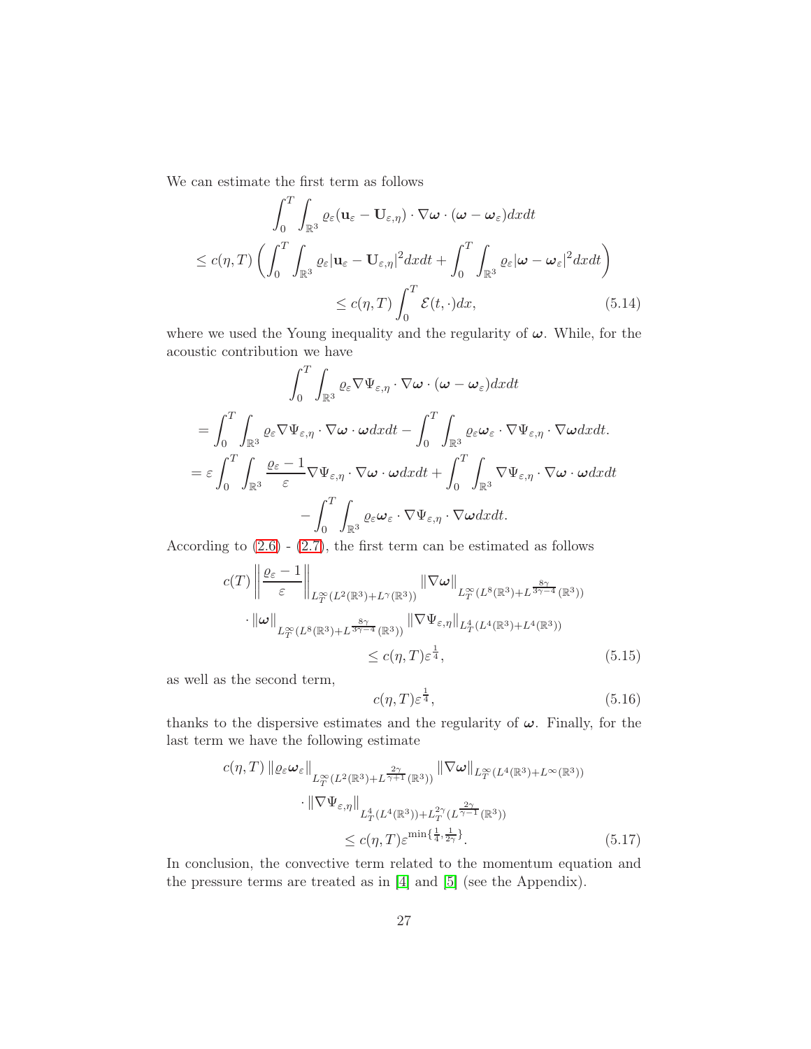We can estimate the first term as follows

$$
\begin{aligned}
&\int_0^T \int_{\mathbb{R}^3} \varrho_\varepsilon (\mathbf{u}_\varepsilon - \mathbf{U}_{\varepsilon,\eta}) \cdot \nabla \boldsymbol{\omega} \cdot (\boldsymbol{\omega} - \boldsymbol{\omega}_\varepsilon) dx dt \\
\leq\ & c(\eta, T) \left( \int_0^T \int_{\mathbb{R}^3} \varrho_\varepsilon |\mathbf{u}_\varepsilon - \mathbf{U}_{\varepsilon,\eta}|^2 dx dt + \int_0^T \int_{\mathbb{R}^3} \varrho_\varepsilon |\boldsymbol{\omega} - \boldsymbol{\omega}_\varepsilon|^2 dx dt \right) \\
\leq\ & c(\eta, T) \int_0^T \mathcal{E}(t, \cdot) dx,
\end{aligned}
\tag{5.14}
$$

where we used the Young inequality and the regularity of $\boldsymbol{\omega}$. While, for the acoustic contribution we have

$$
\begin{aligned}
&\int_0^T \int_{\mathbb{R}^3} \varrho_\varepsilon \nabla \Psi_{\varepsilon,\eta} \cdot \nabla \boldsymbol{\omega} \cdot (\boldsymbol{\omega} - \boldsymbol{\omega}_\varepsilon) dx dt \\
=\ & \int_0^T \int_{\mathbb{R}^3} \varrho_\varepsilon \nabla \Psi_{\varepsilon,\eta} \cdot \nabla \boldsymbol{\omega} \cdot \boldsymbol{\omega} dx dt - \int_0^T \int_{\mathbb{R}^3} \varrho_\varepsilon \boldsymbol{\omega}_\varepsilon \cdot \nabla \Psi_{\varepsilon,\eta} \cdot \nabla \boldsymbol{\omega} dx dt. \\
=\ & \varepsilon \int_0^T \int_{\mathbb{R}^3} \frac{\varrho_\varepsilon - 1}{\varepsilon} \nabla \Psi_{\varepsilon,\eta} \cdot \nabla \boldsymbol{\omega} \cdot \boldsymbol{\omega} dx dt + \int_0^T \int_{\mathbb{R}^3} \nabla \Psi_{\varepsilon,\eta} \cdot \nabla \boldsymbol{\omega} \cdot \boldsymbol{\omega} dx dt \\
&- \int_0^T \int_{\mathbb{R}^3} \varrho_\varepsilon \boldsymbol{\omega}_\varepsilon \cdot \nabla \Psi_{\varepsilon,\eta} \cdot \nabla \boldsymbol{\omega} dx dt.
\end{aligned}
$$

According to (2.6) - (2.7), the first term can be estimated as follows

$$
\begin{aligned}
&c(T) \left\| \frac{\varrho_\varepsilon - 1}{\varepsilon} \right\|_{L^\infty_T(L^2(\mathbb{R}^3) + L^\gamma(\mathbb{R}^3))} \|\nabla \boldsymbol{\omega}\|_{L^\infty_T(L^8(\mathbb{R}^3) + L^{\frac{8\gamma}{3\gamma-4}}(\mathbb{R}^3))} \\
&\cdot \|\boldsymbol{\omega}\|_{L^\infty_T(L^8(\mathbb{R}^3) + L^{\frac{8\gamma}{3\gamma-4}}(\mathbb{R}^3))} \|\nabla \Psi_{\varepsilon,\eta}\|_{L^4_T(L^4(\mathbb{R}^3) + L^4(\mathbb{R}^3))} \\
&\leq c(\eta, T) \varepsilon^{\frac{1}{4}},
\end{aligned}
\tag{5.15}
$$

as well as the second term,

$$
c(\eta, T) \varepsilon^{\frac{1}{4}},
\tag{5.16}
$$

thanks to the dispersive estimates and the regularity of $\boldsymbol{\omega}$. Finally, for the last term we have the following estimate

$$
\begin{aligned}
&c(\eta, T) \|\varrho_\varepsilon \boldsymbol{\omega}_\varepsilon\|_{L^\infty_T(L^2(\mathbb{R}^3) + L^{\frac{2\gamma}{\gamma+1}}(\mathbb{R}^3))} \|\nabla \boldsymbol{\omega}\|_{L^\infty_T(L^4(\mathbb{R}^3) + L^\infty(\mathbb{R}^3))} \\
&\cdot \|\nabla \Psi_{\varepsilon,\eta}\|_{L^4_T(L^4(\mathbb{R}^3)) + L^{2\gamma}_T(L^{\frac{2\gamma}{\gamma-1}}(\mathbb{R}^3))} \\
&\leq c(\eta, T) \varepsilon^{\min\{\frac{1}{4}, \frac{1}{2\gamma}\}}.
\end{aligned}
\tag{5.17}
$$

In conclusion, the convective term related to the momentum equation and the pressure terms are treated as in [4] and [5] (see the Appendix).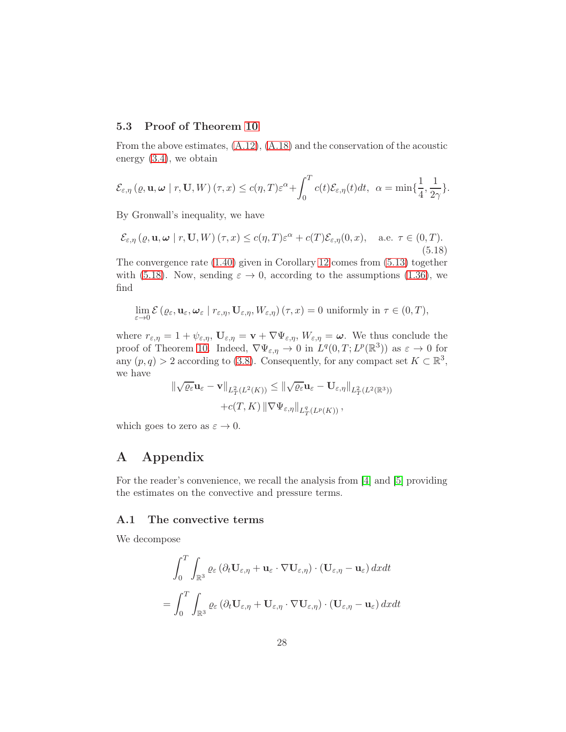### 5.3 Proof of Theorem 10

From the above estimates, (A.12), (A.18) and the conservation of the acoustic energy (3.4), we obtain

$$\mathcal{E}_{\varepsilon,\eta}\left(\varrho,\mathbf{u},\boldsymbol{\omega}\mid r,\mathbf{U},W\right)(\tau,x)\leq c(\eta,T)\varepsilon^{\alpha}+\int_0^T c(t)\mathcal{E}_{\varepsilon,\eta}(t)dt,\ \ \alpha=\min\{\frac{1}{4},\frac{1}{2\gamma}\}.$$

By Gronwall's inequality, we have

$$\mathcal{E}_{\varepsilon,\eta}\left(\varrho,\mathbf{u},\boldsymbol{\omega}\mid r,\mathbf{U},W\right)(\tau,x)\leq c(\eta,T)\varepsilon^{\alpha}+c(T)\mathcal{E}_{\varepsilon,\eta}(0,x),\quad \text{a.e. } \tau\in(0,T). \tag{5.18}$$

The convergence rate (1.40) given in Corollary 12 comes from (5.13) together with (5.18). Now, sending $\varepsilon\to 0$, according to the assumptions (1.36), we find

$$\lim_{\varepsilon\to 0}\mathcal{E}\left(\varrho_\varepsilon,\mathbf{u}_\varepsilon,\boldsymbol{\omega}_\varepsilon\mid r_{\varepsilon,\eta},\mathbf{U}_{\varepsilon,\eta},W_{\varepsilon,\eta}\right)(\tau,x)=0 \text{ uniformly in } \tau\in(0,T),$$

where $r_{\varepsilon,\eta}=1+\psi_{\varepsilon,\eta}$, $\mathbf{U}_{\varepsilon,\eta}=\mathbf{v}+\nabla\Psi_{\varepsilon,\eta}$, $W_{\varepsilon,\eta}=\boldsymbol{\omega}$. We thus conclude the proof of Theorem 10. Indeed, $\nabla\Psi_{\varepsilon,\eta}\to 0$ in $L^q(0,T;L^p(\mathbb{R}^3))$ as $\varepsilon\to 0$ for any $(p,q)>2$ according to (3.8). Consequently, for any compact set $K\subset\mathbb{R}^3$, we have

$$\begin{aligned}\|\sqrt{\varrho_\varepsilon}\mathbf{u}_\varepsilon-\mathbf{v}\|_{L^2_T(L^2(K))}&\leq\|\sqrt{\varrho_\varepsilon}\mathbf{u}_\varepsilon-\mathbf{U}_{\varepsilon,\eta}\|_{L^2_T(L^2(\mathbb{R}^3))}\\&\quad+c(T,K)\left\|\nabla\Psi_{\varepsilon,\eta}\right\|_{L^q_T(L^p(K))},\end{aligned}$$

which goes to zero as $\varepsilon\to 0$.

## A Appendix

For the reader's convenience, we recall the analysis from [4] and [5] providing the estimates on the convective and pressure terms.

### A.1 The convective terms

We decompose

$$\begin{aligned}&\int_0^T\int_{\mathbb{R}^3}\varrho_\varepsilon\left(\partial_t\mathbf{U}_{\varepsilon,\eta}+\mathbf{u}_\varepsilon\cdot\nabla\mathbf{U}_{\varepsilon,\eta}\right)\cdot\left(\mathbf{U}_{\varepsilon,\eta}-\mathbf{u}_\varepsilon\right)dxdt\\&=\int_0^T\int_{\mathbb{R}^3}\varrho_\varepsilon\left(\partial_t\mathbf{U}_{\varepsilon,\eta}+\mathbf{U}_{\varepsilon,\eta}\cdot\nabla\mathbf{U}_{\varepsilon,\eta}\right)\cdot\left(\mathbf{U}_{\varepsilon,\eta}-\mathbf{u}_\varepsilon\right)dxdt\end{aligned}$$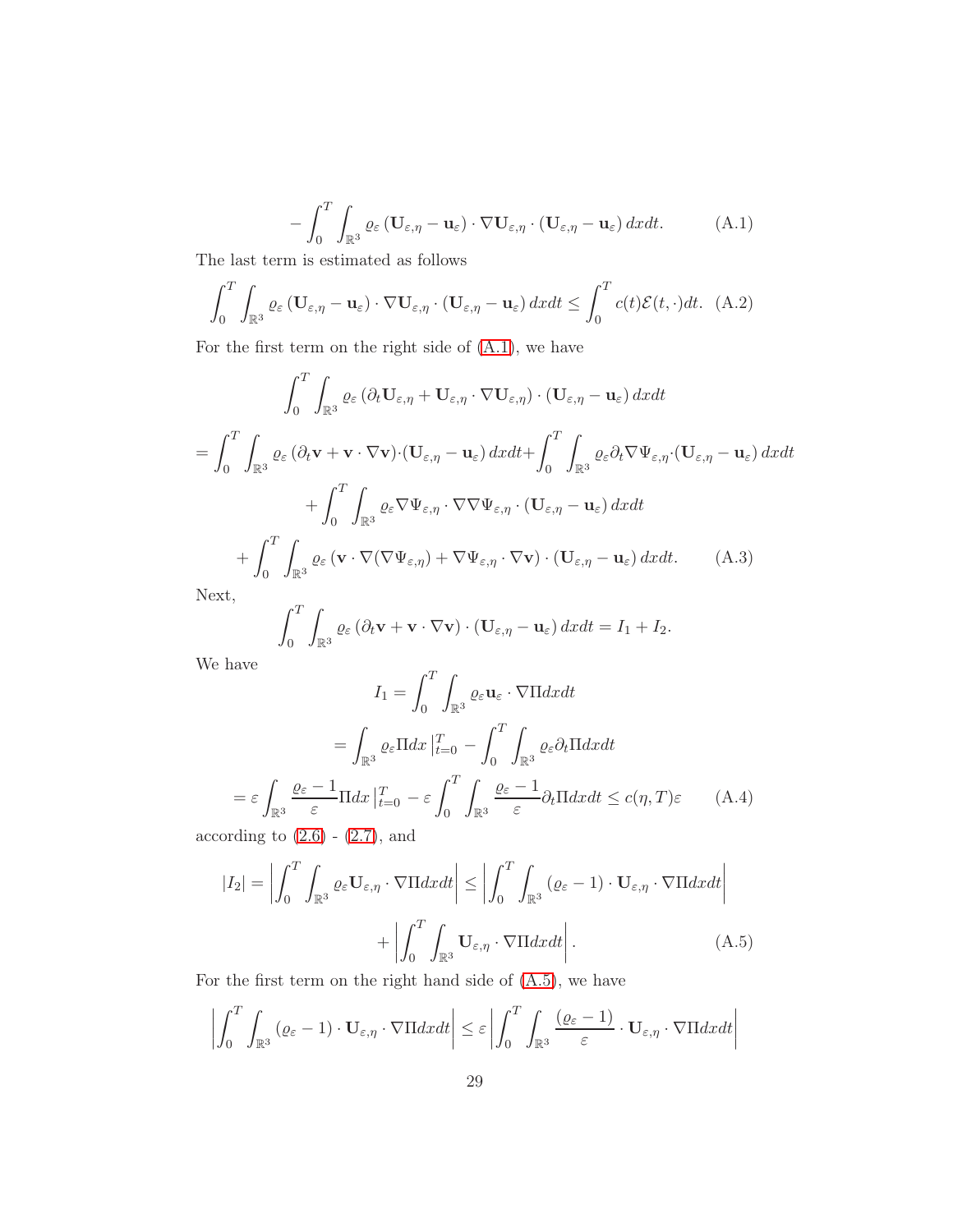$$
-\int_0^T \int_{\mathbb{R}^3} \varrho_\varepsilon \left(\mathbf{U}_{\varepsilon,\eta} - \mathbf{u}_\varepsilon\right) \cdot \nabla \mathbf{U}_{\varepsilon,\eta} \cdot \left(\mathbf{U}_{\varepsilon,\eta} - \mathbf{u}_\varepsilon\right) dx dt. \tag{A.1}
$$

The last term is estimated as follows

$$
\int_0^T \int_{\mathbb{R}^3} \varrho_\varepsilon \left(\mathbf{U}_{\varepsilon,\eta} - \mathbf{u}_\varepsilon\right) \cdot \nabla \mathbf{U}_{\varepsilon,\eta} \cdot \left(\mathbf{U}_{\varepsilon,\eta} - \mathbf{u}_\varepsilon\right) dx dt \leq \int_0^T c(t) \mathcal{E}(t, \cdot) dt. \tag{A.2}
$$

For the first term on the right side of (A.1), we have

$$
\begin{aligned}
&\int_0^T \int_{\mathbb{R}^3} \varrho_\varepsilon \left(\partial_t \mathbf{U}_{\varepsilon,\eta} + \mathbf{U}_{\varepsilon,\eta} \cdot \nabla \mathbf{U}_{\varepsilon,\eta}\right) \cdot \left(\mathbf{U}_{\varepsilon,\eta} - \mathbf{u}_\varepsilon\right) dx dt \\
&= \int_0^T \int_{\mathbb{R}^3} \varrho_\varepsilon \left(\partial_t \mathbf{v} + \mathbf{v} \cdot \nabla \mathbf{v}\right) \cdot \left(\mathbf{U}_{\varepsilon,\eta} - \mathbf{u}_\varepsilon\right) dx dt + \int_0^T \int_{\mathbb{R}^3} \varrho_\varepsilon \partial_t \nabla \Psi_{\varepsilon,\eta} \cdot \left(\mathbf{U}_{\varepsilon,\eta} - \mathbf{u}_\varepsilon\right) dx dt \\
&\quad + \int_0^T \int_{\mathbb{R}^3} \varrho_\varepsilon \nabla \Psi_{\varepsilon,\eta} \cdot \nabla \nabla \Psi_{\varepsilon,\eta} \cdot \left(\mathbf{U}_{\varepsilon,\eta} - \mathbf{u}_\varepsilon\right) dx dt \\
&\quad + \int_0^T \int_{\mathbb{R}^3} \varrho_\varepsilon \left(\mathbf{v} \cdot \nabla(\nabla \Psi_{\varepsilon,\eta}) + \nabla \Psi_{\varepsilon,\eta} \cdot \nabla \mathbf{v}\right) \cdot \left(\mathbf{U}_{\varepsilon,\eta} - \mathbf{u}_\varepsilon\right) dx dt.
\end{aligned} \tag{A.3}
$$

Next,

$$
\int_0^T \int_{\mathbb{R}^3} \varrho_\varepsilon \left(\partial_t \mathbf{v} + \mathbf{v} \cdot \nabla \mathbf{v}\right) \cdot \left(\mathbf{U}_{\varepsilon,\eta} - \mathbf{u}_\varepsilon\right) dx dt = I_1 + I_2.
$$

We have

$$
\begin{aligned}
I_1 &= \int_0^T \int_{\mathbb{R}^3} \varrho_\varepsilon \mathbf{u}_\varepsilon \cdot \nabla \Pi dx dt \\
&= \int_{\mathbb{R}^3} \varrho_\varepsilon \Pi dx \,\Big|_{t=0}^T - \int_0^T \int_{\mathbb{R}^3} \varrho_\varepsilon \partial_t \Pi dx dt \\
&= \varepsilon \int_{\mathbb{R}^3} \frac{\varrho_\varepsilon - 1}{\varepsilon} \Pi dx \,\Big|_{t=0}^T - \varepsilon \int_0^T \int_{\mathbb{R}^3} \frac{\varrho_\varepsilon - 1}{\varepsilon} \partial_t \Pi dx dt \leq c(\eta, T)\varepsilon
\end{aligned} \tag{A.4}
$$

according to (2.6) - (2.7), and

$$
\begin{aligned}
|I_2| = \left| \int_0^T \int_{\mathbb{R}^3} \varrho_\varepsilon \mathbf{U}_{\varepsilon,\eta} \cdot \nabla \Pi dx dt \right| &\leq \left| \int_0^T \int_{\mathbb{R}^3} (\varrho_\varepsilon - 1) \cdot \mathbf{U}_{\varepsilon,\eta} \cdot \nabla \Pi dx dt \right| \\
&\quad + \left| \int_0^T \int_{\mathbb{R}^3} \mathbf{U}_{\varepsilon,\eta} \cdot \nabla \Pi dx dt \right|.
\end{aligned} \tag{A.5}
$$

For the first term on the right hand side of (A.5), we have

$$
\left| \int_0^T \int_{\mathbb{R}^3} (\varrho_\varepsilon - 1) \cdot \mathbf{U}_{\varepsilon,\eta} \cdot \nabla \Pi dx dt \right| \leq \varepsilon \left| \int_0^T \int_{\mathbb{R}^3} \frac{(\varrho_\varepsilon - 1)}{\varepsilon} \cdot \mathbf{U}_{\varepsilon,\eta} \cdot \nabla \Pi dx dt \right|
$$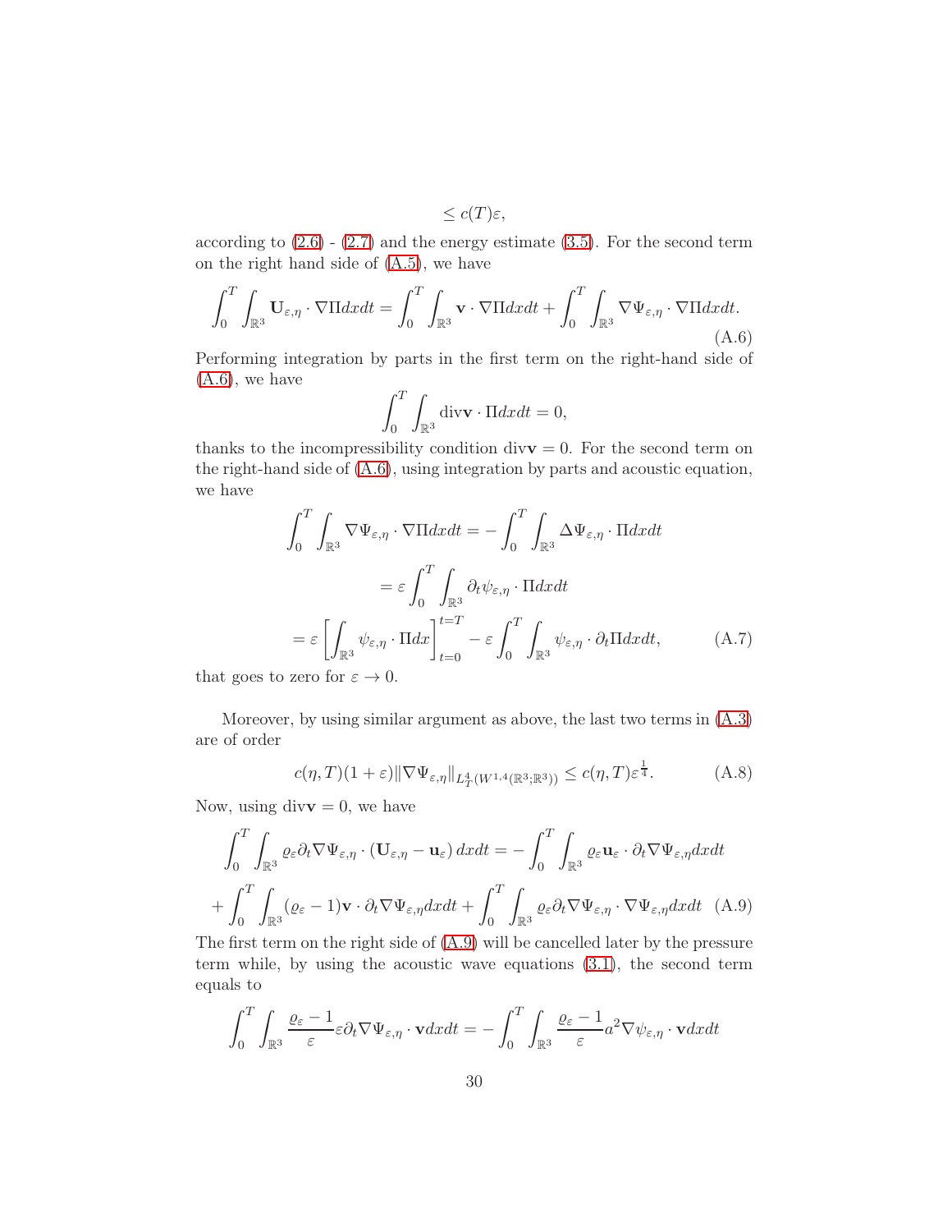$$\leq c(T)\varepsilon,$$

according to (2.6) - (2.7) and the energy estimate (3.5). For the second term on the right hand side of (A.5), we have

$$\int_0^T \int_{\mathbb{R}^3} \mathbf{U}_{\varepsilon,\eta} \cdot \nabla \Pi dxdt = \int_0^T \int_{\mathbb{R}^3} \mathbf{v} \cdot \nabla \Pi dxdt + \int_0^T \int_{\mathbb{R}^3} \nabla \Psi_{\varepsilon,\eta} \cdot \nabla \Pi dxdt. \tag{A.6}$$

Performing integration by parts in the first term on the right-hand side of (A.6), we have

$$\int_0^T \int_{\mathbb{R}^3} \operatorname{div}\mathbf{v} \cdot \Pi dxdt = 0,$$

thanks to the incompressibility condition $\operatorname{div}\mathbf{v} = 0$. For the second term on the right-hand side of (A.6), using integration by parts and acoustic equation, we have

$$\begin{aligned}
\int_0^T \int_{\mathbb{R}^3} \nabla \Psi_{\varepsilon,\eta} \cdot \nabla \Pi dxdt &= -\int_0^T \int_{\mathbb{R}^3} \Delta \Psi_{\varepsilon,\eta} \cdot \Pi dxdt \\
&= \varepsilon \int_0^T \int_{\mathbb{R}^3} \partial_t \psi_{\varepsilon,\eta} \cdot \Pi dxdt \\
&= \varepsilon \left[ \int_{\mathbb{R}^3} \psi_{\varepsilon,\eta} \cdot \Pi dx \right]_{t=0}^{t=T} - \varepsilon \int_0^T \int_{\mathbb{R}^3} \psi_{\varepsilon,\eta} \cdot \partial_t \Pi dxdt,
\end{aligned} \tag{A.7}$$

that goes to zero for $\varepsilon \to 0$.

Moreover, by using similar argument as above, the last two terms in (A.3) are of order

$$c(\eta, T)(1+\varepsilon)\|\nabla \Psi_{\varepsilon,\eta}\|_{L^4_T(W^{1,4}(\mathbb{R}^3;\mathbb{R}^3))} \leq c(\eta, T)\varepsilon^{\frac{1}{4}}. \tag{A.8}$$

Now, using $\operatorname{div}\mathbf{v} = 0$, we have

$$\begin{aligned}
\int_0^T \int_{\mathbb{R}^3} \varrho_\varepsilon \partial_t \nabla \Psi_{\varepsilon,\eta} \cdot (\mathbf{U}_{\varepsilon,\eta} - \mathbf{u}_\varepsilon)\, dxdt &= -\int_0^T \int_{\mathbb{R}^3} \varrho_\varepsilon \mathbf{u}_\varepsilon \cdot \partial_t \nabla \Psi_{\varepsilon,\eta} dxdt \\
+ \int_0^T \int_{\mathbb{R}^3} (\varrho_\varepsilon - 1)\mathbf{v} \cdot \partial_t \nabla \Psi_{\varepsilon,\eta} dxdt &+ \int_0^T \int_{\mathbb{R}^3} \varrho_\varepsilon \partial_t \nabla \Psi_{\varepsilon,\eta} \cdot \nabla \Psi_{\varepsilon,\eta} dxdt
\end{aligned} \tag{A.9}$$

The first term on the right side of (A.9) will be cancelled later by the pressure term while, by using the acoustic wave equations (3.1), the second term equals to

$$\int_0^T \int_{\mathbb{R}^3} \frac{\varrho_\varepsilon - 1}{\varepsilon} \varepsilon \partial_t \nabla \Psi_{\varepsilon,\eta} \cdot \mathbf{v} dxdt = -\int_0^T \int_{\mathbb{R}^3} \frac{\varrho_\varepsilon - 1}{\varepsilon} a^2 \nabla \psi_{\varepsilon,\eta} \cdot \mathbf{v} dxdt$$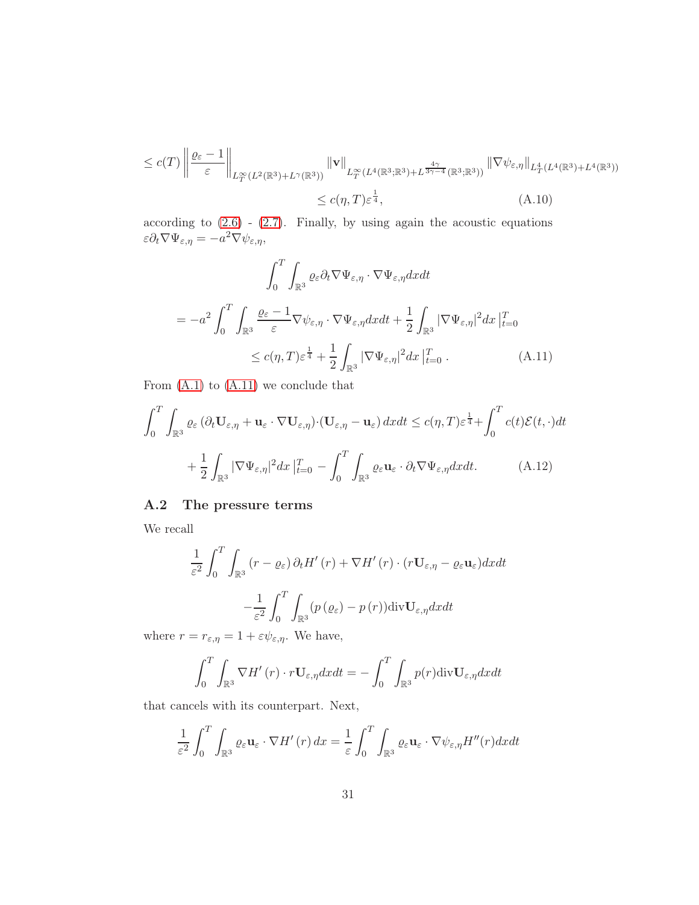$$\leq c(T)\left\|\frac{\varrho_\varepsilon - 1}{\varepsilon}\right\|_{L^\infty_T(L^2(\mathbb{R}^3)+L^\gamma(\mathbb{R}^3))} \|\mathbf{v}\|_{L^\infty_T(L^4(\mathbb{R}^3;\mathbb{R}^3)+L^{\frac{4\gamma}{3\gamma-4}}(\mathbb{R}^3;\mathbb{R}^3))} \|\nabla\psi_{\varepsilon,\eta}\|_{L^4_T(L^4(\mathbb{R}^3)+L^4(\mathbb{R}^3))}$$

$$\leq c(\eta,T)\varepsilon^{\frac{1}{4}}, \tag{A.10}$$

according to (2.6) - (2.7). Finally, by using again the acoustic equations $\varepsilon\partial_t\nabla\Psi_{\varepsilon,\eta} = -a^2\nabla\psi_{\varepsilon,\eta}$,

$$\int_0^T\int_{\mathbb{R}^3} \varrho_\varepsilon \partial_t\nabla\Psi_{\varepsilon,\eta}\cdot\nabla\Psi_{\varepsilon,\eta} dxdt$$

$$= -a^2\int_0^T\int_{\mathbb{R}^3}\frac{\varrho_\varepsilon - 1}{\varepsilon}\nabla\psi_{\varepsilon,\eta}\cdot\nabla\Psi_{\varepsilon,\eta}dxdt + \frac{1}{2}\int_{\mathbb{R}^3}|\nabla\Psi_{\varepsilon,\eta}|^2dx\,\Big|_{t=0}^T$$

$$\leq c(\eta,T)\varepsilon^{\frac{1}{4}} + \frac{1}{2}\int_{\mathbb{R}^3}|\nabla\Psi_{\varepsilon,\eta}|^2dx\,\Big|_{t=0}^T. \tag{A.11}$$

From (A.1) to (A.11) we conclude that

$$\int_0^T\int_{\mathbb{R}^3}\varrho_\varepsilon\left(\partial_t\mathbf{U}_{\varepsilon,\eta} + \mathbf{u}_\varepsilon\cdot\nabla\mathbf{U}_{\varepsilon,\eta}\right)\cdot\left(\mathbf{U}_{\varepsilon,\eta} - \mathbf{u}_\varepsilon\right)dxdt \leq c(\eta,T)\varepsilon^{\frac{1}{4}} + \int_0^T c(t)\mathcal{E}(t,\cdot)dt$$

$$+\frac{1}{2}\int_{\mathbb{R}^3}|\nabla\Psi_{\varepsilon,\eta}|^2dx\,\Big|_{t=0}^T - \int_0^T\int_{\mathbb{R}^3}\varrho_\varepsilon\mathbf{u}_\varepsilon\cdot\partial_t\nabla\Psi_{\varepsilon,\eta}dxdt. \tag{A.12}$$

## A.2 The pressure terms

We recall

$$\frac{1}{\varepsilon^2}\int_0^T\int_{\mathbb{R}^3}\left(r - \varrho_\varepsilon\right)\partial_t H'\left(r\right) + \nabla H'\left(r\right)\cdot\left(r\mathbf{U}_{\varepsilon,\eta} - \varrho_\varepsilon\mathbf{u}_\varepsilon\right)dxdt$$

$$-\frac{1}{\varepsilon^2}\int_0^T\int_{\mathbb{R}^3}\left(p\left(\varrho_\varepsilon\right) - p\left(r\right)\right)\mathrm{div}\mathbf{U}_{\varepsilon,\eta}dxdt$$

where $r = r_{\varepsilon,\eta} = 1 + \varepsilon\psi_{\varepsilon,\eta}$. We have,

$$\int_0^T\int_{\mathbb{R}^3}\nabla H'\left(r\right)\cdot r\mathbf{U}_{\varepsilon,\eta}dxdt = -\int_0^T\int_{\mathbb{R}^3}p(r)\mathrm{div}\mathbf{U}_{\varepsilon,\eta}dxdt$$

that cancels with its counterpart. Next,

$$\frac{1}{\varepsilon^2}\int_0^T\int_{\mathbb{R}^3}\varrho_\varepsilon\mathbf{u}_\varepsilon\cdot\nabla H'\left(r\right)dx = \frac{1}{\varepsilon}\int_0^T\int_{\mathbb{R}^3}\varrho_\varepsilon\mathbf{u}_\varepsilon\cdot\nabla\psi_{\varepsilon,\eta}H''(r)dxdt$$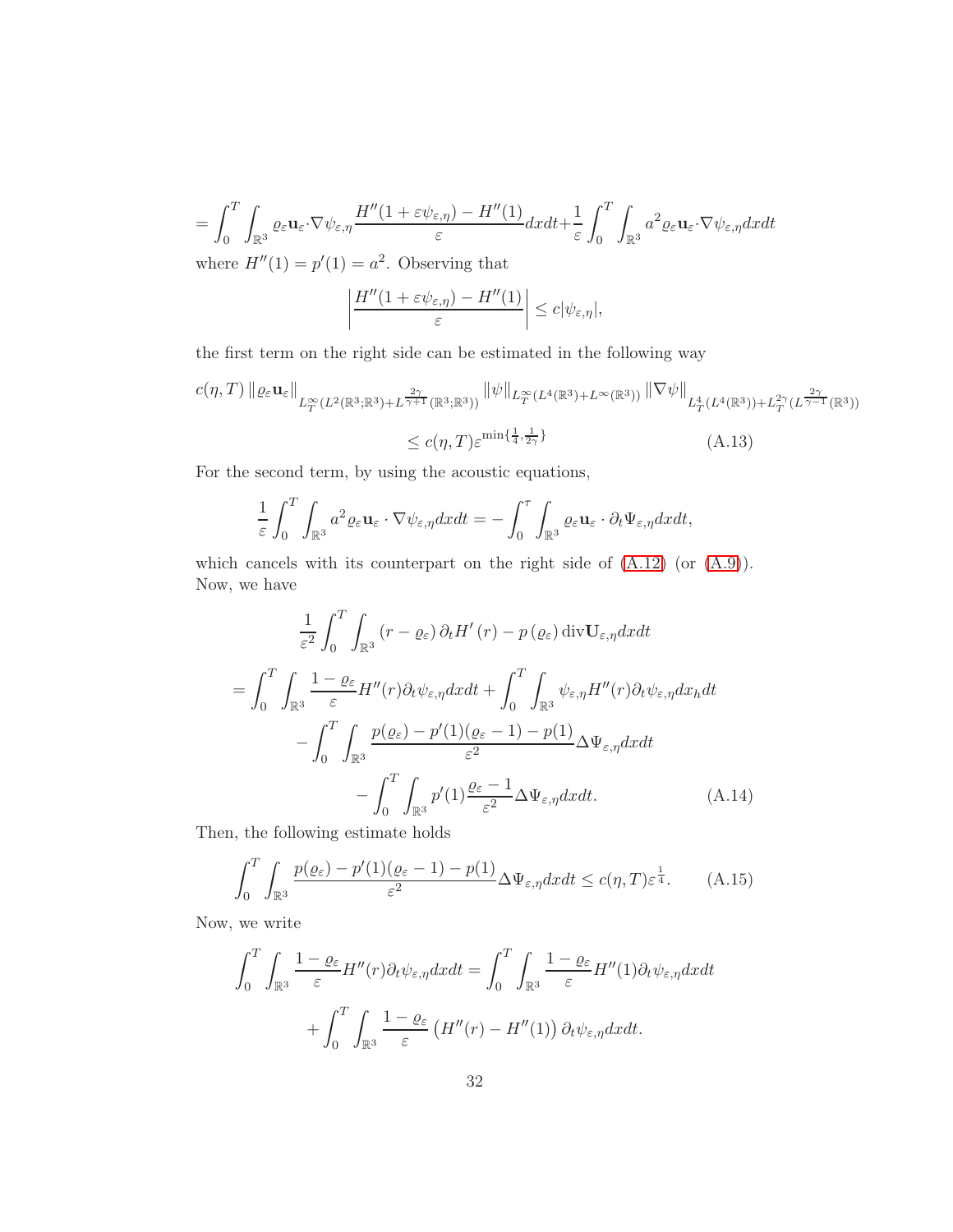$$= \int_0^T \int_{\mathbb{R}^3} \varrho_\varepsilon \mathbf{u}_\varepsilon \cdot \nabla \psi_{\varepsilon,\eta} \frac{H''(1+\varepsilon\psi_{\varepsilon,\eta}) - H''(1)}{\varepsilon} dxdt + \frac{1}{\varepsilon}\int_0^T \int_{\mathbb{R}^3} a^2 \varrho_\varepsilon \mathbf{u}_\varepsilon \cdot \nabla \psi_{\varepsilon,\eta} dxdt$$

where $H''(1) = p'(1) = a^2$. Observing that

$$\left| \frac{H''(1+\varepsilon\psi_{\varepsilon,\eta}) - H''(1)}{\varepsilon} \right| \leq c|\psi_{\varepsilon,\eta}|,$$

the first term on the right side can be estimated in the following way

$$c(\eta,T) \left\| \varrho_\varepsilon \mathbf{u}_\varepsilon \right\|_{L_T^\infty (L^2(\mathbb{R}^3;\mathbb{R}^3) + L^{\frac{2\gamma}{\gamma+1}}(\mathbb{R}^3;\mathbb{R}^3))} \left\| \psi \right\|_{L_T^\infty (L^4(\mathbb{R}^3) + L^\infty(\mathbb{R}^3))} \left\| \nabla \psi \right\|_{L_T^4(L^4(\mathbb{R}^3)) + L_T^{2\gamma}(L^{\frac{2\gamma}{\gamma-1}}(\mathbb{R}^3))}$$
$$\leq c(\eta,T) \varepsilon^{\min\{\frac{1}{4},\frac{1}{2\gamma}\}} \tag{A.13}$$

For the second term, by using the acoustic equations,

$$\frac{1}{\varepsilon}\int_0^T \int_{\mathbb{R}^3} a^2 \varrho_\varepsilon \mathbf{u}_\varepsilon \cdot \nabla \psi_{\varepsilon,\eta} dxdt = -\int_0^\tau \int_{\mathbb{R}^3} \varrho_\varepsilon \mathbf{u}_\varepsilon \cdot \partial_t \Psi_{\varepsilon,\eta} dxdt,$$

which cancels with its counterpart on the right side of (A.12) (or (A.9)). Now, we have

$$\frac{1}{\varepsilon^2}\int_0^T \int_{\mathbb{R}^3} (r - \varrho_\varepsilon)\, \partial_t H'(r) - p(\varrho_\varepsilon) \operatorname{div} \mathbf{U}_{\varepsilon,\eta} dxdt$$
$$= \int_0^T \int_{\mathbb{R}^3} \frac{1-\varrho_\varepsilon}{\varepsilon} H''(r) \partial_t \psi_{\varepsilon,\eta} dxdt + \int_0^T \int_{\mathbb{R}^3} \psi_{\varepsilon,\eta} H''(r) \partial_t \psi_{\varepsilon,\eta} dx_h dt$$
$$- \int_0^T \int_{\mathbb{R}^3} \frac{p(\varrho_\varepsilon) - p'(1)(\varrho_\varepsilon - 1) - p(1)}{\varepsilon^2} \Delta \Psi_{\varepsilon,\eta} dxdt$$
$$- \int_0^T \int_{\mathbb{R}^3} p'(1) \frac{\varrho_\varepsilon - 1}{\varepsilon^2} \Delta \Psi_{\varepsilon,\eta} dxdt. \tag{A.14}$$

Then, the following estimate holds

$$\int_0^T \int_{\mathbb{R}^3} \frac{p(\varrho_\varepsilon) - p'(1)(\varrho_\varepsilon - 1) - p(1)}{\varepsilon^2} \Delta \Psi_{\varepsilon,\eta} dxdt \leq c(\eta,T) \varepsilon^{\frac{1}{4}}. \tag{A.15}$$

Now, we write

$$\int_0^T \int_{\mathbb{R}^3} \frac{1-\varrho_\varepsilon}{\varepsilon} H''(r) \partial_t \psi_{\varepsilon,\eta} dxdt = \int_0^T \int_{\mathbb{R}^3} \frac{1-\varrho_\varepsilon}{\varepsilon} H''(1) \partial_t \psi_{\varepsilon,\eta} dxdt$$
$$+ \int_0^T \int_{\mathbb{R}^3} \frac{1-\varrho_\varepsilon}{\varepsilon} \left( H''(r) - H''(1) \right) \partial_t \psi_{\varepsilon,\eta} dxdt.$$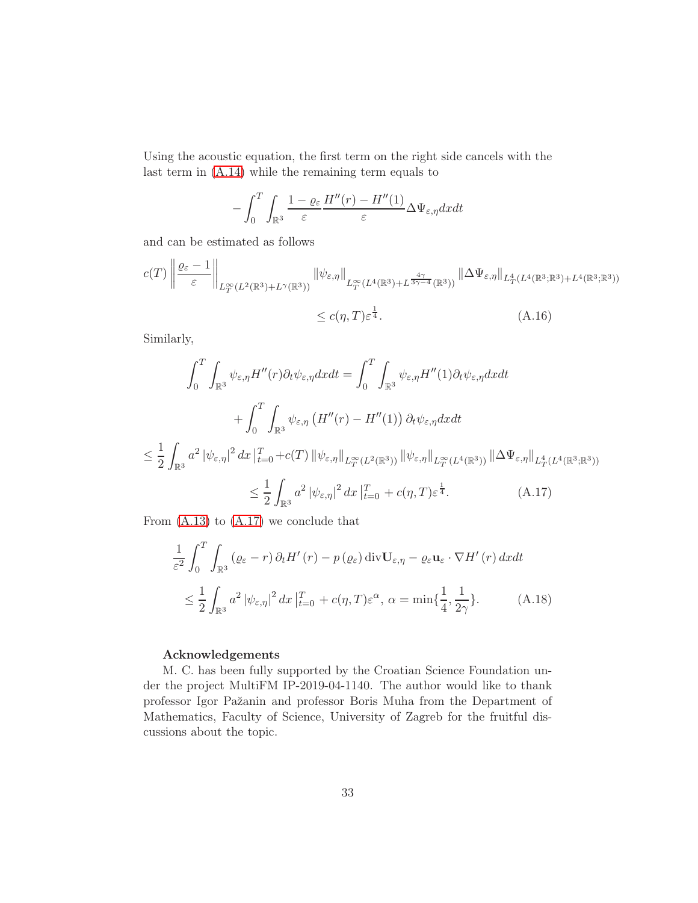Using the acoustic equation, the first term on the right side cancels with the last term in (A.14) while the remaining term equals to

$$
-\int_0^T \int_{\mathbb{R}^3} \frac{1-\varrho_\varepsilon}{\varepsilon} \frac{H''(r)-H''(1)}{\varepsilon} \Delta \Psi_{\varepsilon,\eta} dx dt
$$

and can be estimated as follows

$$
c(T) \left\| \frac{\varrho_\varepsilon - 1}{\varepsilon} \right\|_{L^\infty_T(L^2(\mathbb{R}^3)+L^\gamma(\mathbb{R}^3))} \|\psi_{\varepsilon,\eta}\|_{L^\infty_T(L^4(\mathbb{R}^3)+L^{\frac{4\gamma}{3\gamma-4}}(\mathbb{R}^3))} \|\Delta \Psi_{\varepsilon,\eta}\|_{L^4_T(L^4(\mathbb{R}^3;\mathbb{R}^3)+L^4(\mathbb{R}^3;\mathbb{R}^3))}
$$

$$
\leq c(\eta, T)\varepsilon^{\frac{1}{4}}. \tag{A.16}
$$

Similarly,

$$
\int_0^T \int_{\mathbb{R}^3} \psi_{\varepsilon,\eta} H''(r) \partial_t \psi_{\varepsilon,\eta} dx dt = \int_0^T \int_{\mathbb{R}^3} \psi_{\varepsilon,\eta} H''(1) \partial_t \psi_{\varepsilon,\eta} dx dt
$$

$$
+ \int_0^T \int_{\mathbb{R}^3} \psi_{\varepsilon,\eta} \left(H''(r) - H''(1)\right) \partial_t \psi_{\varepsilon,\eta} dx dt
$$

$$
\leq \frac{1}{2} \int_{\mathbb{R}^3} a^2 \left|\psi_{\varepsilon,\eta}\right|^2 dx \,\Big|_{t=0}^T + c(T) \|\psi_{\varepsilon,\eta}\|_{L^\infty_T(L^2(\mathbb{R}^3))} \|\psi_{\varepsilon,\eta}\|_{L^\infty_T(L^4(\mathbb{R}^3))} \|\Delta \Psi_{\varepsilon,\eta}\|_{L^4_T(L^4(\mathbb{R}^3;\mathbb{R}^3))}
$$

$$
\leq \frac{1}{2} \int_{\mathbb{R}^3} a^2 \left|\psi_{\varepsilon,\eta}\right|^2 dx \,\Big|_{t=0}^T + c(\eta, T)\varepsilon^{\frac{1}{4}}. \tag{A.17}
$$

From (A.13) to (A.17) we conclude that

$$
\frac{1}{\varepsilon^2} \int_0^T \int_{\mathbb{R}^3} \left(\varrho_\varepsilon - r\right) \partial_t H'\left(r\right) - p\left(\varrho_\varepsilon\right) \operatorname{div} \mathbf{U}_{\varepsilon,\eta} - \varrho_\varepsilon \mathbf{u}_\varepsilon \cdot \nabla H'\left(r\right) dx dt
$$

$$
\leq \frac{1}{2} \int_{\mathbb{R}^3} a^2 \left|\psi_{\varepsilon,\eta}\right|^2 dx \,\Big|_{t=0}^T + c(\eta, T)\varepsilon^\alpha, \; \alpha = \min\{\frac{1}{4}, \frac{1}{2\gamma}\}. \tag{A.18}
$$

**Acknowledgements**

M. C. has been fully supported by the Croatian Science Foundation under the project MultiFM IP-2019-04-1140. The author would like to thank professor Igor Pažanin and professor Boris Muha from the Department of Mathematics, Faculty of Science, University of Zagreb for the fruitful discussions about the topic.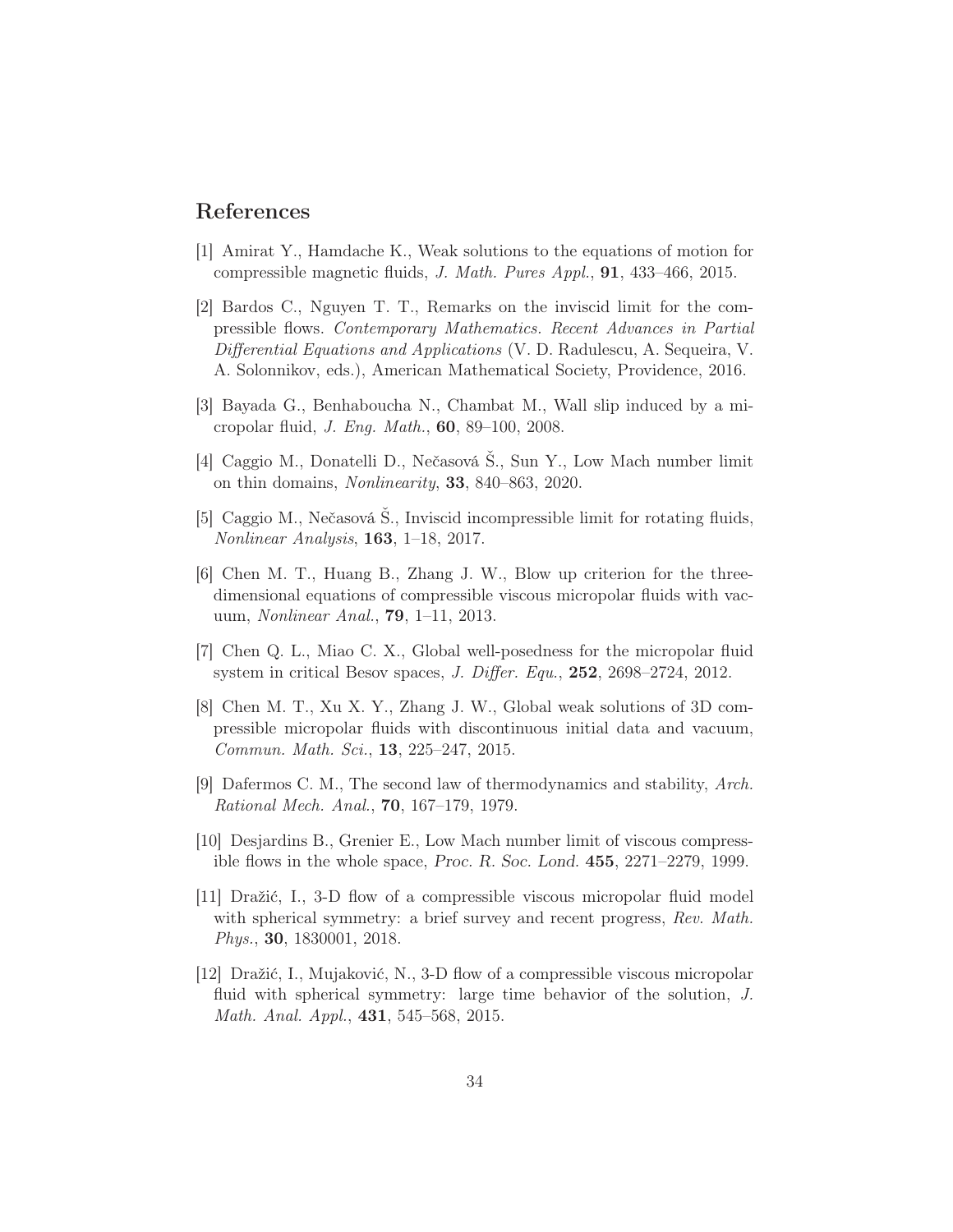## References

[1] Amirat Y., Hamdache K., Weak solutions to the equations of motion for compressible magnetic fluids, *J. Math. Pures Appl.*, **91**, 433–466, 2015.

[2] Bardos C., Nguyen T. T., Remarks on the inviscid limit for the compressible flows. *Contemporary Mathematics. Recent Advances in Partial Differential Equations and Applications* (V. D. Radulescu, A. Sequeira, V. A. Solonnikov, eds.), American Mathematical Society, Providence, 2016.

[3] Bayada G., Benhaboucha N., Chambat M., Wall slip induced by a micropolar fluid, *J. Eng. Math.*, **60**, 89–100, 2008.

[4] Caggio M., Donatelli D., Nečasová Š., Sun Y., Low Mach number limit on thin domains, *Nonlinearity*, **33**, 840–863, 2020.

[5] Caggio M., Nečasová Š., Inviscid incompressible limit for rotating fluids, *Nonlinear Analysis*, **163**, 1–18, 2017.

[6] Chen M. T., Huang B., Zhang J. W., Blow up criterion for the three-dimensional equations of compressible viscous micropolar fluids with vacuum, *Nonlinear Anal.*, **79**, 1–11, 2013.

[7] Chen Q. L., Miao C. X., Global well-posedness for the micropolar fluid system in critical Besov spaces, *J. Differ. Equ.*, **252**, 2698–2724, 2012.

[8] Chen M. T., Xu X. Y., Zhang J. W., Global weak solutions of 3D compressible micropolar fluids with discontinuous initial data and vacuum, *Commun. Math. Sci.*, **13**, 225–247, 2015.

[9] Dafermos C. M., The second law of thermodynamics and stability, *Arch. Rational Mech. Anal.*, **70**, 167–179, 1979.

[10] Desjardins B., Grenier E., Low Mach number limit of viscous compressible flows in the whole space, *Proc. R. Soc. Lond.* **455**, 2271–2279, 1999.

[11] Dražić, I., 3-D flow of a compressible viscous micropolar fluid model with spherical symmetry: a brief survey and recent progress, *Rev. Math. Phys.*, **30**, 1830001, 2018.

[12] Dražić, I., Mujaković, N., 3-D flow of a compressible viscous micropolar fluid with spherical symmetry: large time behavior of the solution, *J. Math. Anal. Appl.*, **431**, 545–568, 2015.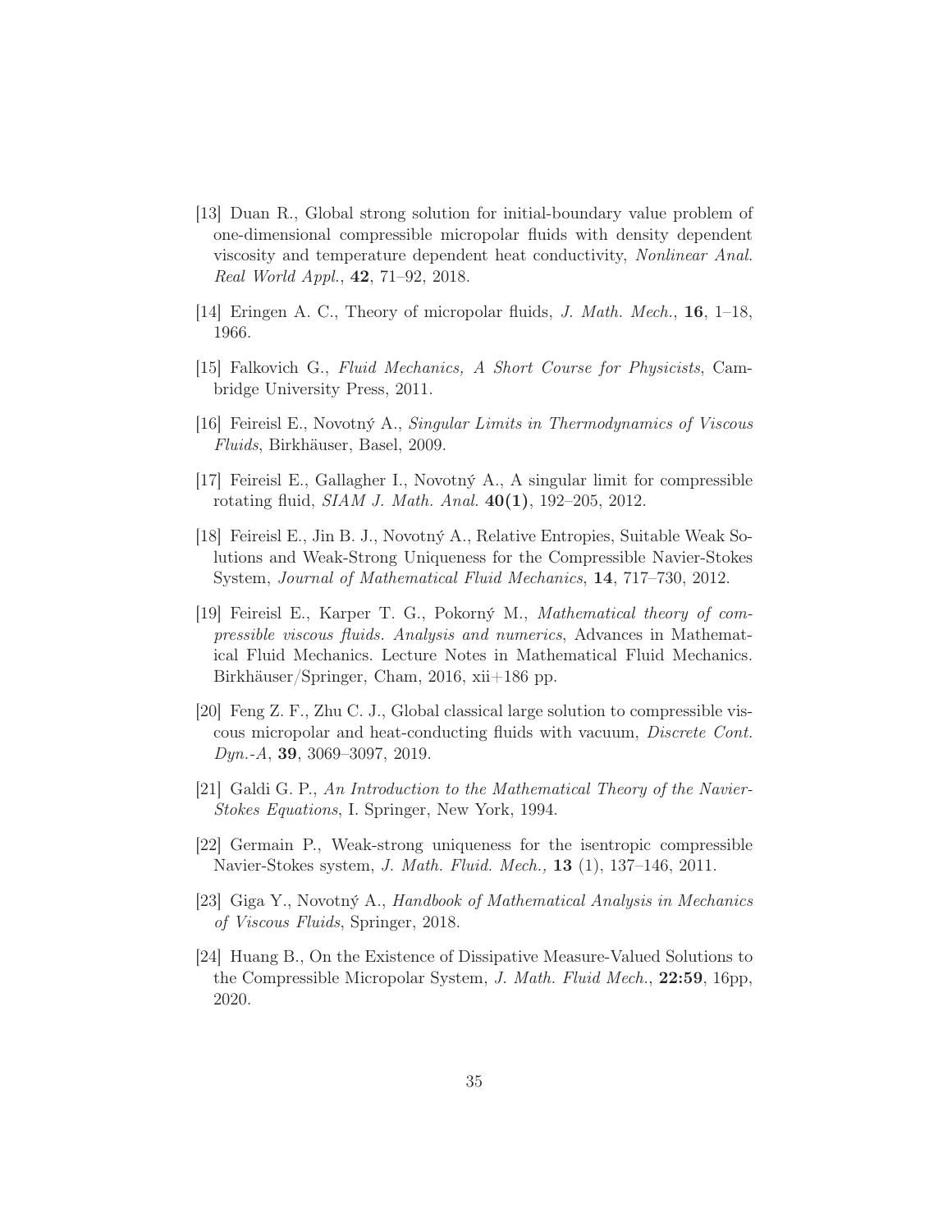[13] Duan R., Global strong solution for initial-boundary value problem of one-dimensional compressible micropolar fluids with density dependent viscosity and temperature dependent heat conductivity, *Nonlinear Anal. Real World Appl.*, **42**, 71–92, 2018.

[14] Eringen A. C., Theory of micropolar fluids, *J. Math. Mech.*, **16**, 1–18, 1966.

[15] Falkovich G., *Fluid Mechanics, A Short Course for Physicists*, Cambridge University Press, 2011.

[16] Feireisl E., Novotný A., *Singular Limits in Thermodynamics of Viscous Fluids*, Birkhäuser, Basel, 2009.

[17] Feireisl E., Gallagher I., Novotný A., A singular limit for compressible rotating fluid, *SIAM J. Math. Anal.* **40(1)**, 192–205, 2012.

[18] Feireisl E., Jin B. J., Novotný A., Relative Entropies, Suitable Weak Solutions and Weak-Strong Uniqueness for the Compressible Navier-Stokes System, *Journal of Mathematical Fluid Mechanics*, **14**, 717–730, 2012.

[19] Feireisl E., Karper T. G., Pokorný M., *Mathematical theory of compressible viscous fluids. Analysis and numerics*, Advances in Mathematical Fluid Mechanics. Lecture Notes in Mathematical Fluid Mechanics. Birkhäuser/Springer, Cham, 2016, xii+186 pp.

[20] Feng Z. F., Zhu C. J., Global classical large solution to compressible viscous micropolar and heat-conducting fluids with vacuum, *Discrete Cont. Dyn.-A*, **39**, 3069–3097, 2019.

[21] Galdi G. P., *An Introduction to the Mathematical Theory of the Navier-Stokes Equations*, I. Springer, New York, 1994.

[22] Germain P., Weak-strong uniqueness for the isentropic compressible Navier-Stokes system, *J. Math. Fluid. Mech.,* **13** (1), 137–146, 2011.

[23] Giga Y., Novotný A., *Handbook of Mathematical Analysis in Mechanics of Viscous Fluids*, Springer, 2018.

[24] Huang B., On the Existence of Dissipative Measure-Valued Solutions to the Compressible Micropolar System, *J. Math. Fluid Mech.*, **22:59**, 16pp, 2020.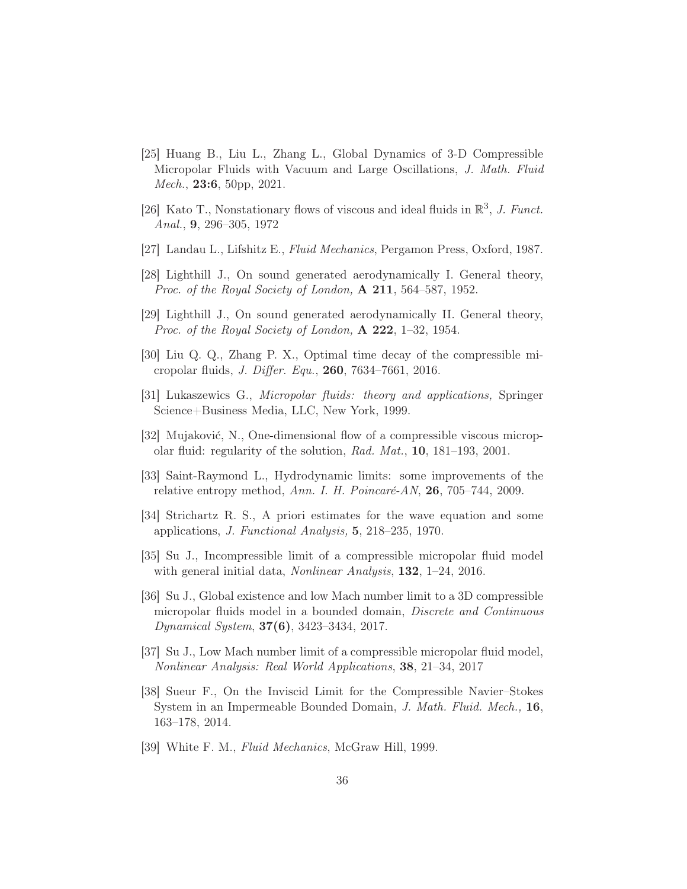[25] Huang B., Liu L., Zhang L., Global Dynamics of 3-D Compressible Micropolar Fluids with Vacuum and Large Oscillations, *J. Math. Fluid Mech.*, **23:6**, 50pp, 2021.

[26] Kato T., Nonstationary flows of viscous and ideal fluids in $\mathbb{R}^3$, *J. Funct. Anal.*, **9**, 296–305, 1972

[27] Landau L., Lifshitz E., *Fluid Mechanics*, Pergamon Press, Oxford, 1987.

[28] Lighthill J., On sound generated aerodynamically I. General theory, *Proc. of the Royal Society of London,* **A 211**, 564–587, 1952.

[29] Lighthill J., On sound generated aerodynamically II. General theory, *Proc. of the Royal Society of London,* **A 222**, 1–32, 1954.

[30] Liu Q. Q., Zhang P. X., Optimal time decay of the compressible micropolar fluids, *J. Differ. Equ.*, **260**, 7634–7661, 2016.

[31] Lukaszewics G., *Micropolar fluids: theory and applications,* Springer Science+Business Media, LLC, New York, 1999.

[32] Mujaković, N., One-dimensional flow of a compressible viscous micropolar fluid: regularity of the solution, *Rad. Mat.*, **10**, 181–193, 2001.

[33] Saint-Raymond L., Hydrodynamic limits: some improvements of the relative entropy method, *Ann. I. H. Poincaré-AN*, **26**, 705–744, 2009.

[34] Strichartz R. S., A priori estimates for the wave equation and some applications, *J. Functional Analysis,* **5**, 218–235, 1970.

[35] Su J., Incompressible limit of a compressible micropolar fluid model with general initial data, *Nonlinear Analysis*, **132**, 1–24, 2016.

[36] Su J., Global existence and low Mach number limit to a 3D compressible micropolar fluids model in a bounded domain, *Discrete and Continuous Dynamical System*, **37(6)**, 3423–3434, 2017.

[37] Su J., Low Mach number limit of a compressible micropolar fluid model, *Nonlinear Analysis: Real World Applications*, **38**, 21–34, 2017

[38] Sueur F., On the Inviscid Limit for the Compressible Navier–Stokes System in an Impermeable Bounded Domain, *J. Math. Fluid. Mech.,* **16**, 163–178, 2014.

[39] White F. M., *Fluid Mechanics*, McGraw Hill, 1999.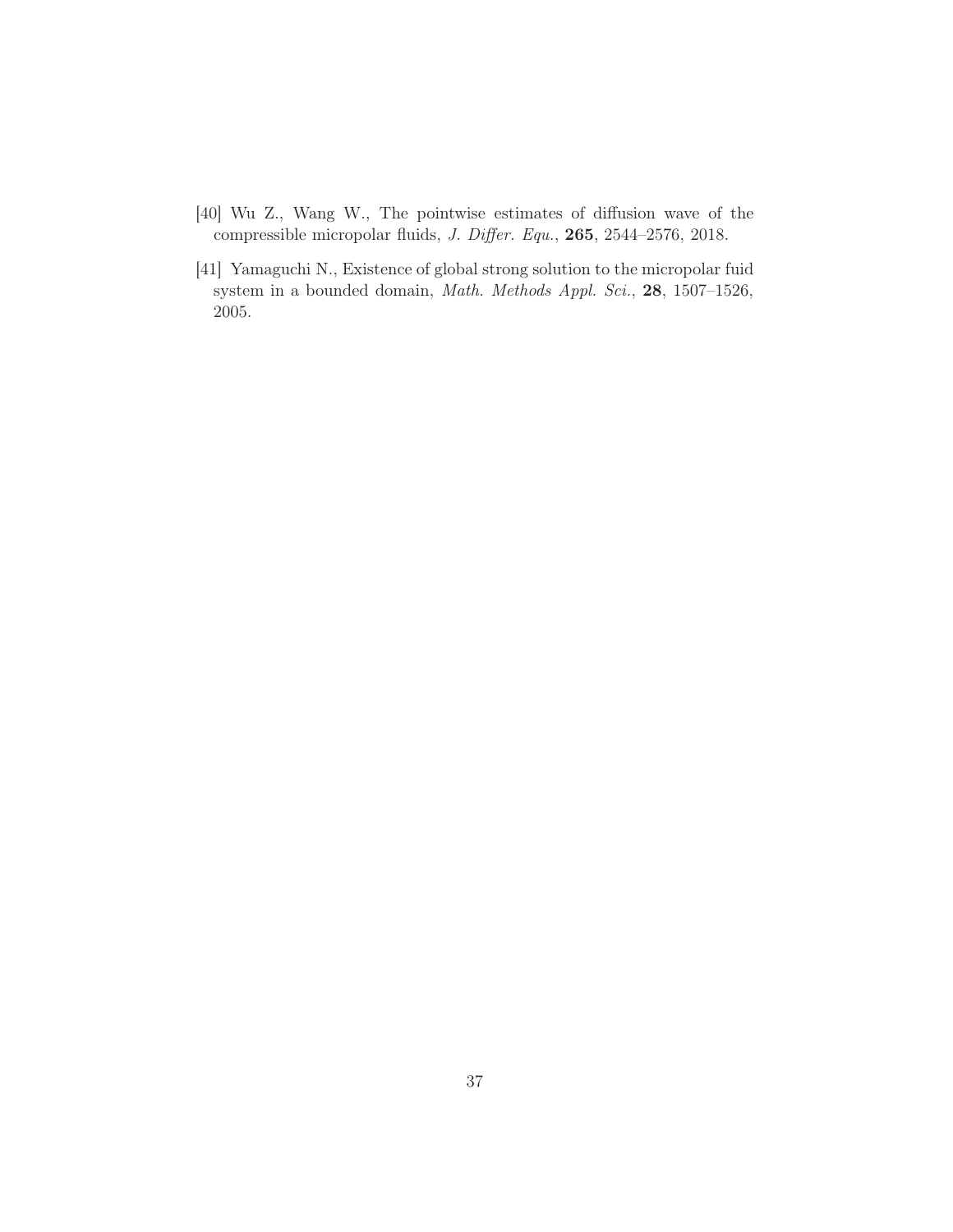[40] Wu Z., Wang W., The pointwise estimates of diffusion wave of the compressible micropolar fluids, *J. Differ. Equ.*, **265**, 2544–2576, 2018.

[41] Yamaguchi N., Existence of global strong solution to the micropolar fuid system in a bounded domain, *Math. Methods Appl. Sci.*, **28**, 1507–1526, 2005.